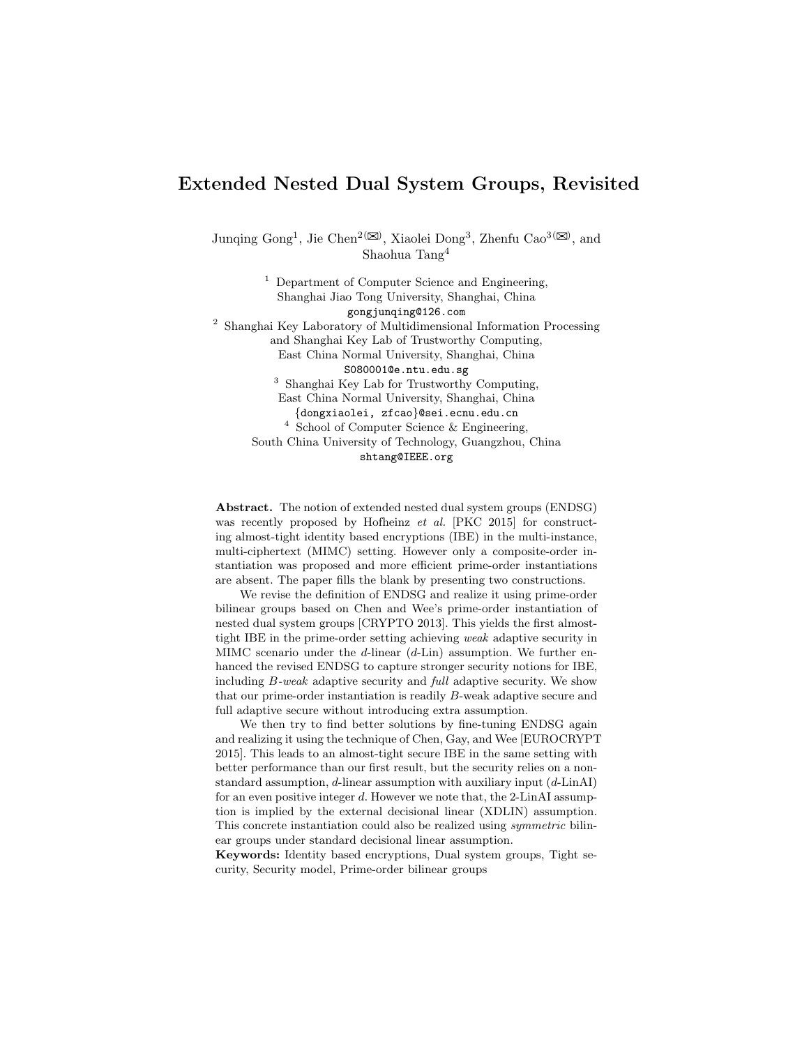# Extended Nested Dual System Groups, Revisited

Junqing Gong[1], Jie Chen[2(✉)], Xiaolei Dong[3], Zhenfu Cao[3(✉)], and Shaohua Tang[4]

[1] Department of Computer Science and Engineering, Shanghai Jiao Tong University, Shanghai, China
gongjunqing@126.com

[2] Shanghai Key Laboratory of Multidimensional Information Processing and Shanghai Key Lab of Trustworthy Computing, East China Normal University, Shanghai, China
S080001@e.ntu.edu.sg

[3] Shanghai Key Lab for Trustworthy Computing, East China Normal University, Shanghai, China
{dongxiaolei, zfcao}@sei.ecnu.edu.cn

[4] School of Computer Science & Engineering, South China University of Technology, Guangzhou, China
shtang@IEEE.org

**Abstract.** The notion of extended nested dual system groups (ENDSG) was recently proposed by Hofheinz *et al.* [PKC 2015] for constructing almost-tight identity based encryptions (IBE) in the multi-instance, multi-ciphertext (MIMC) setting. However only a composite-order instantiation was proposed and more efficient prime-order instantiations are absent. The paper fills the blank by presenting two constructions.

We revise the definition of ENDSG and realize it using prime-order bilinear groups based on Chen and Wee's prime-order instantiation of nested dual system groups [CRYPTO 2013]. This yields the first almost-tight IBE in the prime-order setting achieving *weak* adaptive security in MIMC scenario under the $d$-linear ($d$-Lin) assumption. We further enhanced the revised ENDSG to capture stronger security notions for IBE, including $B$-*weak* adaptive security and *full* adaptive security. We show that our prime-order instantiation is readily $B$-weak adaptive secure and full adaptive secure without introducing extra assumption.

We then try to find better solutions by fine-tuning ENDSG again and realizing it using the technique of Chen, Gay, and Wee [EUROCRYPT 2015]. This leads to an almost-tight secure IBE in the same setting with better performance than our first result, but the security relies on a non-standard assumption, $d$-linear assumption with auxiliary input ($d$-LinAI) for an even positive integer $d$. However we note that, the 2-LinAI assumption is implied by the external decisional linear (XDLIN) assumption. This concrete instantiation could also be realized using *symmetric* bilinear groups under standard decisional linear assumption.

**Keywords:** Identity based encryptions, Dual system groups, Tight security, Security model, Prime-order bilinear groups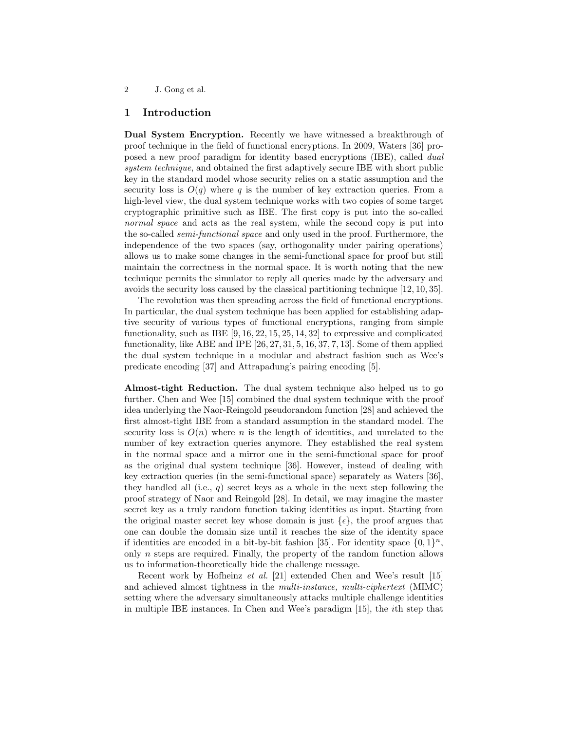## 1 Introduction

**Dual System Encryption.** Recently we have witnessed a breakthrough of proof technique in the field of functional encryptions. In 2009, Waters [36] proposed a new proof paradigm for identity based encryptions (IBE), called *dual system technique*, and obtained the first adaptively secure IBE with short public key in the standard model whose security relies on a static assumption and the security loss is $O(q)$ where $q$ is the number of key extraction queries. From a high-level view, the dual system technique works with two copies of some target cryptographic primitive such as IBE. The first copy is put into the so-called *normal space* and acts as the real system, while the second copy is put into the so-called *semi-functional space* and only used in the proof. Furthermore, the independence of the two spaces (say, orthogonality under pairing operations) allows us to make some changes in the semi-functional space for proof but still maintain the correctness in the normal space. It is worth noting that the new technique permits the simulator to reply all queries made by the adversary and avoids the security loss caused by the classical partitioning technique [12, 10, 35].

The revolution was then spreading across the field of functional encryptions. In particular, the dual system technique has been applied for establishing adaptive security of various types of functional encryptions, ranging from simple functionality, such as IBE [9, 16, 22, 15, 25, 14, 32] to expressive and complicated functionality, like ABE and IPE [26, 27, 31, 5, 16, 37, 7, 13]. Some of them applied the dual system technique in a modular and abstract fashion such as Wee's predicate encoding [37] and Attrapadung's pairing encoding [5].

**Almost-tight Reduction.** The dual system technique also helped us to go further. Chen and Wee [15] combined the dual system technique with the proof idea underlying the Naor-Reingold pseudorandom function [28] and achieved the first almost-tight IBE from a standard assumption in the standard model. The security loss is $O(n)$ where $n$ is the length of identities, and unrelated to the number of key extraction queries anymore. They established the real system in the normal space and a mirror one in the semi-functional space for proof as the original dual system technique [36]. However, instead of dealing with key extraction queries (in the semi-functional space) separately as Waters [36], they handled all (i.e., $q$) secret keys as a whole in the next step following the proof strategy of Naor and Reingold [28]. In detail, we may imagine the master secret key as a truly random function taking identities as input. Starting from the original master secret key whose domain is just $\{\epsilon\}$, the proof argues that one can double the domain size until it reaches the size of the identity space if identities are encoded in a bit-by-bit fashion [35]. For identity space $\{0,1\}^n$, only $n$ steps are required. Finally, the property of the random function allows us to information-theoretically hide the challenge message.

Recent work by Hofheinz *et al.* [21] extended Chen and Wee's result [15] and achieved almost tightness in the *multi-instance, multi-ciphertext* (MIMC) setting where the adversary simultaneously attacks multiple challenge identities in multiple IBE instances. In Chen and Wee's paradigm [15], the $i$th step that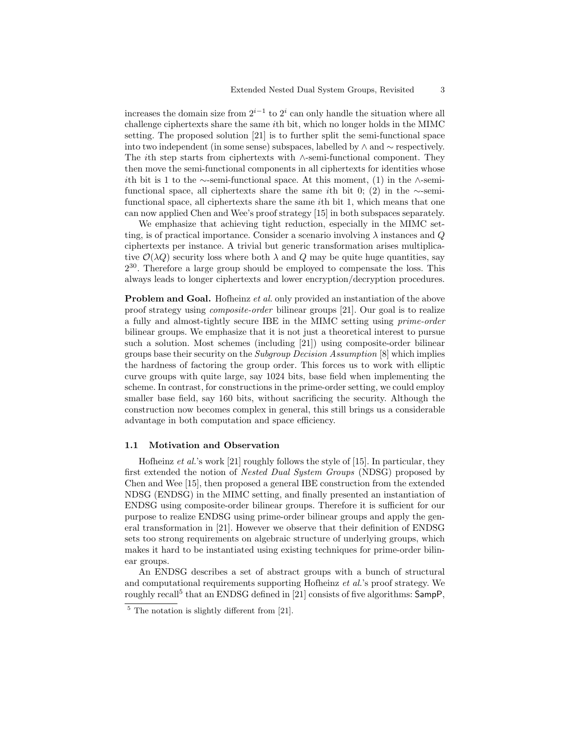increases the domain size from $2^{i-1}$ to $2^i$ can only handle the situation where all challenge ciphertexts share the same $i$th bit, which no longer holds in the MIMC setting. The proposed solution [21] is to further split the semi-functional space into two independent (in some sense) subspaces, labelled by $\wedge$ and $\sim$ respectively. The $i$th step starts from ciphertexts with $\wedge$-semi-functional component. They then move the semi-functional components in all ciphertexts for identities whose $i$th bit is 1 to the $\sim$-semi-functional space. At this moment, (1) in the $\wedge$-semi-functional space, all ciphertexts share the same $i$th bit 0; (2) in the $\sim$-semi-functional space, all ciphertexts share the same $i$th bit 1, which means that one can now applied Chen and Wee's proof strategy [15] in both subspaces separately.

We emphasize that achieving tight reduction, especially in the MIMC setting, is of practical importance. Consider a scenario involving $\lambda$ instances and $Q$ ciphertexts per instance. A trivial but generic transformation arises multiplicative $\mathcal{O}(\lambda Q)$ security loss where both $\lambda$ and $Q$ may be quite huge quantities, say $2^{30}$. Therefore a large group should be employed to compensate the loss. This always leads to longer ciphertexts and lower encryption/decryption procedures.

**Problem and Goal.** Hofheinz *et al.* only provided an instantiation of the above proof strategy using *composite-order* bilinear groups [21]. Our goal is to realize a fully and almost-tightly secure IBE in the MIMC setting using *prime-order* bilinear groups. We emphasize that it is not just a theoretical interest to pursue such a solution. Most schemes (including [21]) using composite-order bilinear groups base their security on the *Subgroup Decision Assumption* [8] which implies the hardness of factoring the group order. This forces us to work with elliptic curve groups with quite large, say 1024 bits, base field when implementing the scheme. In contrast, for constructions in the prime-order setting, we could employ smaller base field, say 160 bits, without sacrificing the security. Although the construction now becomes complex in general, this still brings us a considerable advantage in both computation and space efficiency.

### 1.1 Motivation and Observation

Hofheinz *et al.*'s work [21] roughly follows the style of [15]. In particular, they first extended the notion of *Nested Dual System Groups* (NDSG) proposed by Chen and Wee [15], then proposed a general IBE construction from the extended NDSG (ENDSG) in the MIMC setting, and finally presented an instantiation of ENDSG using composite-order bilinear groups. Therefore it is sufficient for our purpose to realize ENDSG using prime-order bilinear groups and apply the general transformation in [21]. However we observe that their definition of ENDSG sets too strong requirements on algebraic structure of underlying groups, which makes it hard to be instantiated using existing techniques for prime-order bilinear groups.

An ENDSG describes a set of abstract groups with a bunch of structural and computational requirements supporting Hofheinz *et al.*'s proof strategy. We roughly recall[5] that an ENDSG defined in [21] consists of five algorithms: SampP,

[5] The notation is slightly different from [21].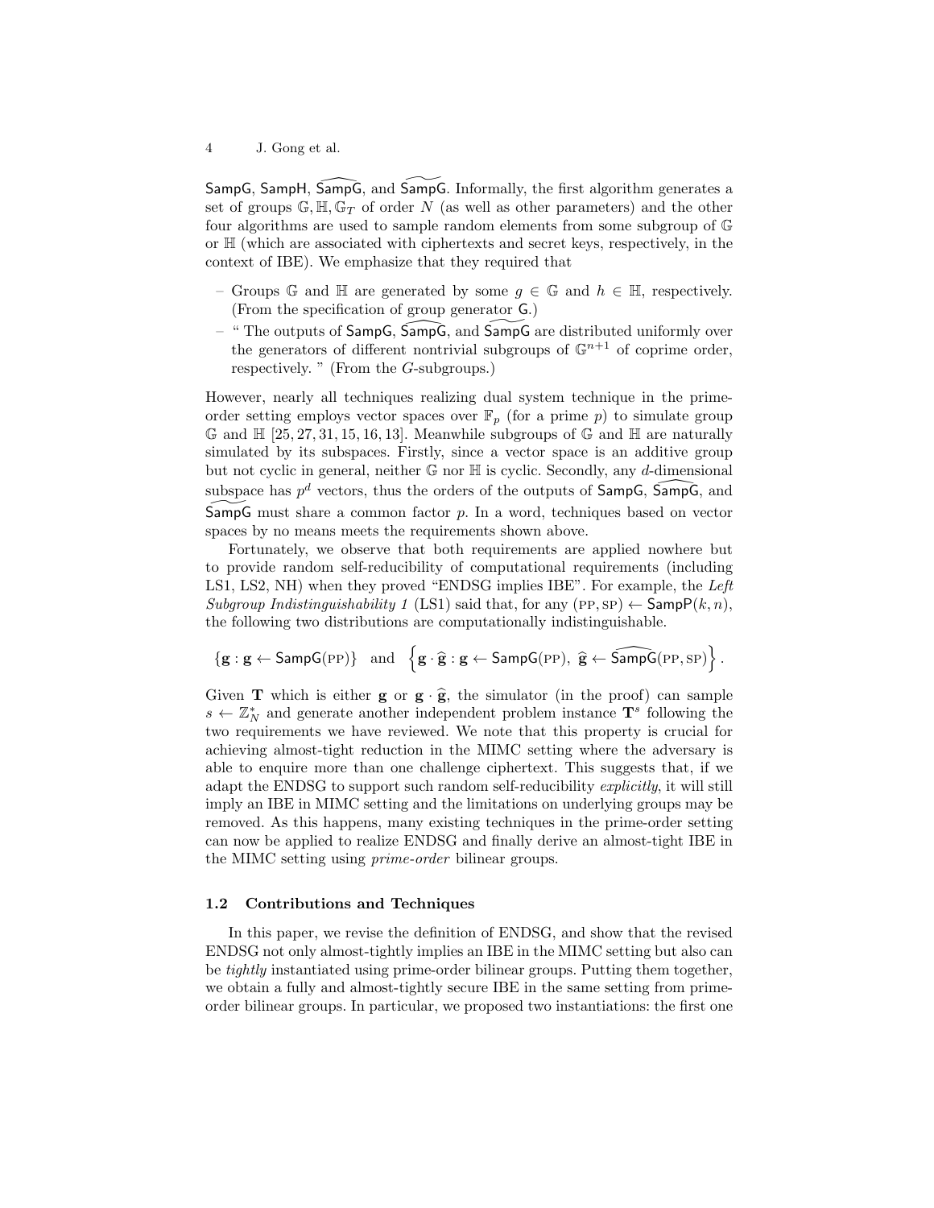SampG, SampH, $\widehat{\mathsf{SampG}}$, and $\widetilde{\mathsf{SampG}}$. Informally, the first algorithm generates a set of groups $\mathbb{G}, \mathbb{H}, \mathbb{G}_T$ of order $N$ (as well as other parameters) and the other four algorithms are used to sample random elements from some subgroup of $\mathbb{G}$ or $\mathbb{H}$ (which are associated with ciphertexts and secret keys, respectively, in the context of IBE). We emphasize that they required that

- Groups $\mathbb{G}$ and $\mathbb{H}$ are generated by some $g \in \mathbb{G}$ and $h \in \mathbb{H}$, respectively. (From the specification of group generator $\mathsf{G}$.)
- " The outputs of SampG, $\widehat{\mathsf{SampG}}$, and $\widetilde{\mathsf{SampG}}$ are distributed uniformly over the generators of different nontrivial subgroups of $\mathbb{G}^{n+1}$ of coprime order, respectively. " (From the $G$-subgroups.)

However, nearly all techniques realizing dual system technique in the prime-order setting employs vector spaces over $\mathbb{F}_p$ (for a prime $p$) to simulate group $\mathbb{G}$ and $\mathbb{H}$ [25, 27, 31, 15, 16, 13]. Meanwhile subgroups of $\mathbb{G}$ and $\mathbb{H}$ are naturally simulated by its subspaces. Firstly, since a vector space is an additive group but not cyclic in general, neither $\mathbb{G}$ nor $\mathbb{H}$ is cyclic. Secondly, any $d$-dimensional subspace has $p^d$ vectors, thus the orders of the outputs of SampG, $\widehat{\mathsf{SampG}}$, and $\widetilde{\mathsf{SampG}}$ must share a common factor $p$. In a word, techniques based on vector spaces by no means meets the requirements shown above.

Fortunately, we observe that both requirements are applied nowhere but to provide random self-reducibility of computational requirements (including LS1, LS2, NH) when they proved "ENDSG implies IBE". For example, the *Left Subgroup Indistinguishability 1* (LS1) said that, for any $(\text{PP}, \text{SP}) \leftarrow \mathsf{SampP}(k, n)$, the following two distributions are computationally indistinguishable.

$$\{\mathbf{g} : \mathbf{g} \leftarrow \mathsf{SampG}(\text{PP})\} \quad \text{and} \quad \left\{\mathbf{g} \cdot \widehat{\mathbf{g}} : \mathbf{g} \leftarrow \mathsf{SampG}(\text{PP}),\ \widehat{\mathbf{g}} \leftarrow \widehat{\mathsf{SampG}}(\text{PP}, \text{SP})\right\}.$$

Given $\mathbf{T}$ which is either $\mathbf{g}$ or $\mathbf{g} \cdot \widehat{\mathbf{g}}$, the simulator (in the proof) can sample $s \leftarrow \mathbb{Z}_N^*$ and generate another independent problem instance $\mathbf{T}^s$ following the two requirements we have reviewed. We note that this property is crucial for achieving almost-tight reduction in the MIMC setting where the adversary is able to enquire more than one challenge ciphertext. This suggests that, if we adapt the ENDSG to support such random self-reducibility *explicitly*, it will still imply an IBE in MIMC setting and the limitations on underlying groups may be removed. As this happens, many existing techniques in the prime-order setting can now be applied to realize ENDSG and finally derive an almost-tight IBE in the MIMC setting using *prime-order* bilinear groups.

### 1.2 Contributions and Techniques

In this paper, we revise the definition of ENDSG, and show that the revised ENDSG not only almost-tightly implies an IBE in the MIMC setting but also can be *tightly* instantiated using prime-order bilinear groups. Putting them together, we obtain a fully and almost-tightly secure IBE in the same setting from prime-order bilinear groups. In particular, we proposed two instantiations: the first one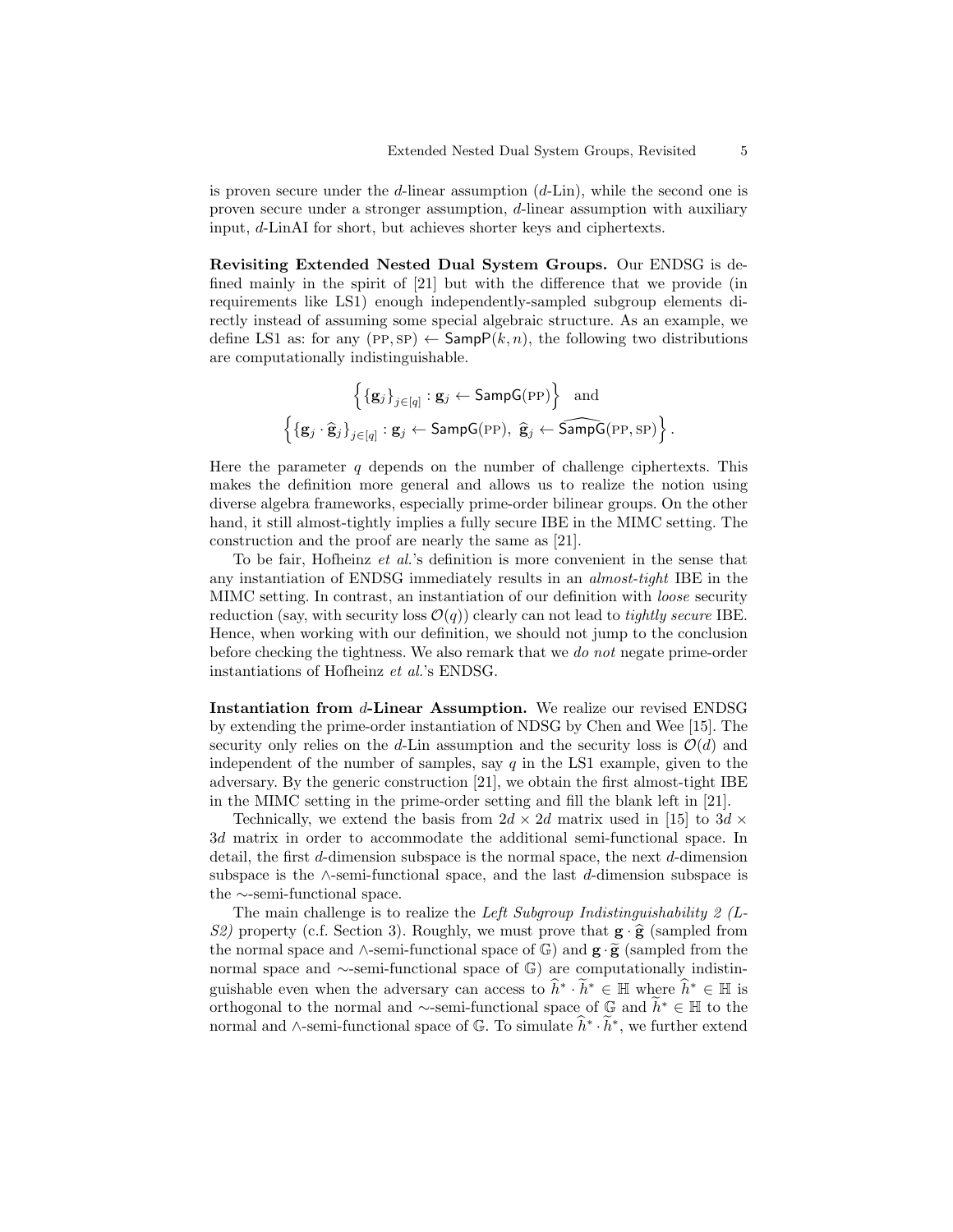is proven secure under the $d$-linear assumption ($d$-Lin), while the second one is proven secure under a stronger assumption, $d$-linear assumption with auxiliary input, $d$-LinAI for short, but achieves shorter keys and ciphertexts.

**Revisiting Extended Nested Dual System Groups.** Our ENDSG is defined mainly in the spirit of [21] but with the difference that we provide (in requirements like LS1) enough independently-sampled subgroup elements directly instead of assuming some special algebraic structure. As an example, we define LS1 as: for any $(\textsc{pp}, \textsc{sp}) \leftarrow \mathsf{SampP}(k, n)$, the following two distributions are computationally indistinguishable.

$$\left\{ \{\mathbf{g}_j\}_{j\in[q]} : \mathbf{g}_j \leftarrow \mathsf{SampG}(\textsc{pp}) \right\} \quad \text{and}$$
$$\left\{ \{\mathbf{g}_j \cdot \widehat{\mathbf{g}}_j\}_{j\in[q]} : \mathbf{g}_j \leftarrow \mathsf{SampG}(\textsc{pp}),\ \widehat{\mathbf{g}}_j \leftarrow \widehat{\mathsf{SampG}}(\textsc{pp}, \textsc{sp}) \right\}.$$

Here the parameter $q$ depends on the number of challenge ciphertexts. This makes the definition more general and allows us to realize the notion using diverse algebra frameworks, especially prime-order bilinear groups. On the other hand, it still almost-tightly implies a fully secure IBE in the MIMC setting. The construction and the proof are nearly the same as [21].

To be fair, Hofheinz *et al.*'s definition is more convenient in the sense that any instantiation of ENDSG immediately results in an *almost-tight* IBE in the MIMC setting. In contrast, an instantiation of our definition with *loose* security reduction (say, with security loss $\mathcal{O}(q)$) clearly can not lead to *tightly secure* IBE. Hence, when working with our definition, we should not jump to the conclusion before checking the tightness. We also remark that we *do not* negate prime-order instantiations of Hofheinz *et al.*'s ENDSG.

**Instantiation from $d$-Linear Assumption.** We realize our revised ENDSG by extending the prime-order instantiation of NDSG by Chen and Wee [15]. The security only relies on the $d$-Lin assumption and the security loss is $\mathcal{O}(d)$ and independent of the number of samples, say $q$ in the LS1 example, given to the adversary. By the generic construction [21], we obtain the first almost-tight IBE in the MIMC setting in the prime-order setting and fill the blank left in [21].

Technically, we extend the basis from $2d \times 2d$ matrix used in [15] to $3d \times 3d$ matrix in order to accommodate the additional semi-functional space. In detail, the first $d$-dimension subspace is the normal space, the next $d$-dimension subspace is the $\wedge$-semi-functional space, and the last $d$-dimension subspace is the $\sim$-semi-functional space.

The main challenge is to realize the *Left Subgroup Indistinguishability 2 (LS2)* property (c.f. Section 3). Roughly, we must prove that $\mathbf{g} \cdot \widehat{\mathbf{g}}$ (sampled from the normal space and $\wedge$-semi-functional space of $\mathbb{G}$) and $\mathbf{g} \cdot \widetilde{\mathbf{g}}$ (sampled from the normal space and $\sim$-semi-functional space of $\mathbb{G}$) are computationally indistinguishable even when the adversary can access to $\widehat{h}^* \cdot \widetilde{h}^* \in \mathbb{H}$ where $\widehat{h}^* \in \mathbb{H}$ is orthogonal to the normal and $\sim$-semi-functional space of $\mathbb{G}$ and $\widetilde{h}^* \in \mathbb{H}$ to the normal and $\wedge$-semi-functional space of $\mathbb{G}$. To simulate $\widehat{h}^* \cdot \widetilde{h}^*$, we further extend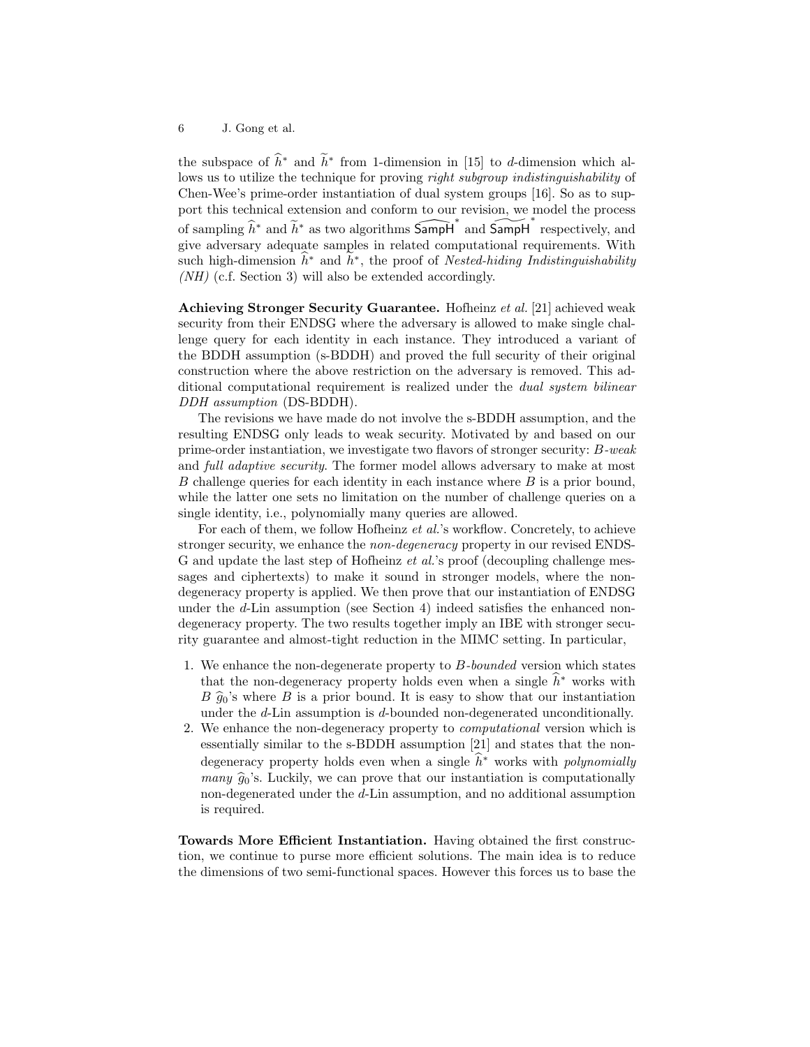the subspace of $\widehat{h}^*$ and $\widetilde{h}^*$ from 1-dimension in [15] to $d$-dimension which allows us to utilize the technique for proving *right subgroup indistinguishability* of Chen-Wee's prime-order instantiation of dual system groups [16]. So as to support this technical extension and conform to our revision, we model the process of sampling $\widehat{h}^*$ and $\widetilde{h}^*$ as two algorithms $\widehat{\mathsf{SampH}}^*$ and $\widetilde{\mathsf{SampH}}^*$ respectively, and give adversary adequate samples in related computational requirements. With such high-dimension $\widehat{h}^*$ and $\widetilde{h}^*$, the proof of *Nested-hiding Indistinguishability (NH)* (c.f. Section 3) will also be extended accordingly.

**Achieving Stronger Security Guarantee.** Hofheinz *et al.* [21] achieved weak security from their ENDSG where the adversary is allowed to make single challenge query for each identity in each instance. They introduced a variant of the BDDH assumption (s-BDDH) and proved the full security of their original construction where the above restriction on the adversary is removed. This additional computational requirement is realized under the *dual system bilinear DDH assumption* (DS-BDDH).

The revisions we have made do not involve the s-BDDH assumption, and the resulting ENDSG only leads to weak security. Motivated by and based on our prime-order instantiation, we investigate two flavors of stronger security: *B-weak* and *full adaptive security*. The former model allows adversary to make at most $B$ challenge queries for each identity in each instance where $B$ is a prior bound, while the latter one sets no limitation on the number of challenge queries on a single identity, i.e., polynomially many queries are allowed.

For each of them, we follow Hofheinz *et al.*'s workflow. Concretely, to achieve stronger security, we enhance the *non-degeneracy* property in our revised ENDS-G and update the last step of Hofheinz *et al.*'s proof (decoupling challenge messages and ciphertexts) to make it sound in stronger models, where the non-degeneracy property is applied. We then prove that our instantiation of ENDSG under the $d$-Lin assumption (see Section 4) indeed satisfies the enhanced non-degeneracy property. The two results together imply an IBE with stronger security guarantee and almost-tight reduction in the MIMC setting. In particular,

1. We enhance the non-degenerate property to *B-bounded* version which states that the non-degeneracy property holds even when a single $\widehat{h}^*$ works with $B$ $\widehat{g}_0$'s where $B$ is a prior bound. It is easy to show that our instantiation under the $d$-Lin assumption is $d$-bounded non-degenerated unconditionally.
2. We enhance the non-degeneracy property to *computational* version which is essentially similar to the s-BDDH assumption [21] and states that the non-degeneracy property holds even when a single $\widehat{h}^*$ works with *polynomially many* $\widehat{g}_0$'s. Luckily, we can prove that our instantiation is computationally non-degenerated under the $d$-Lin assumption, and no additional assumption is required.

**Towards More Efficient Instantiation.** Having obtained the first construction, we continue to purse more efficient solutions. The main idea is to reduce the dimensions of two semi-functional spaces. However this forces us to base the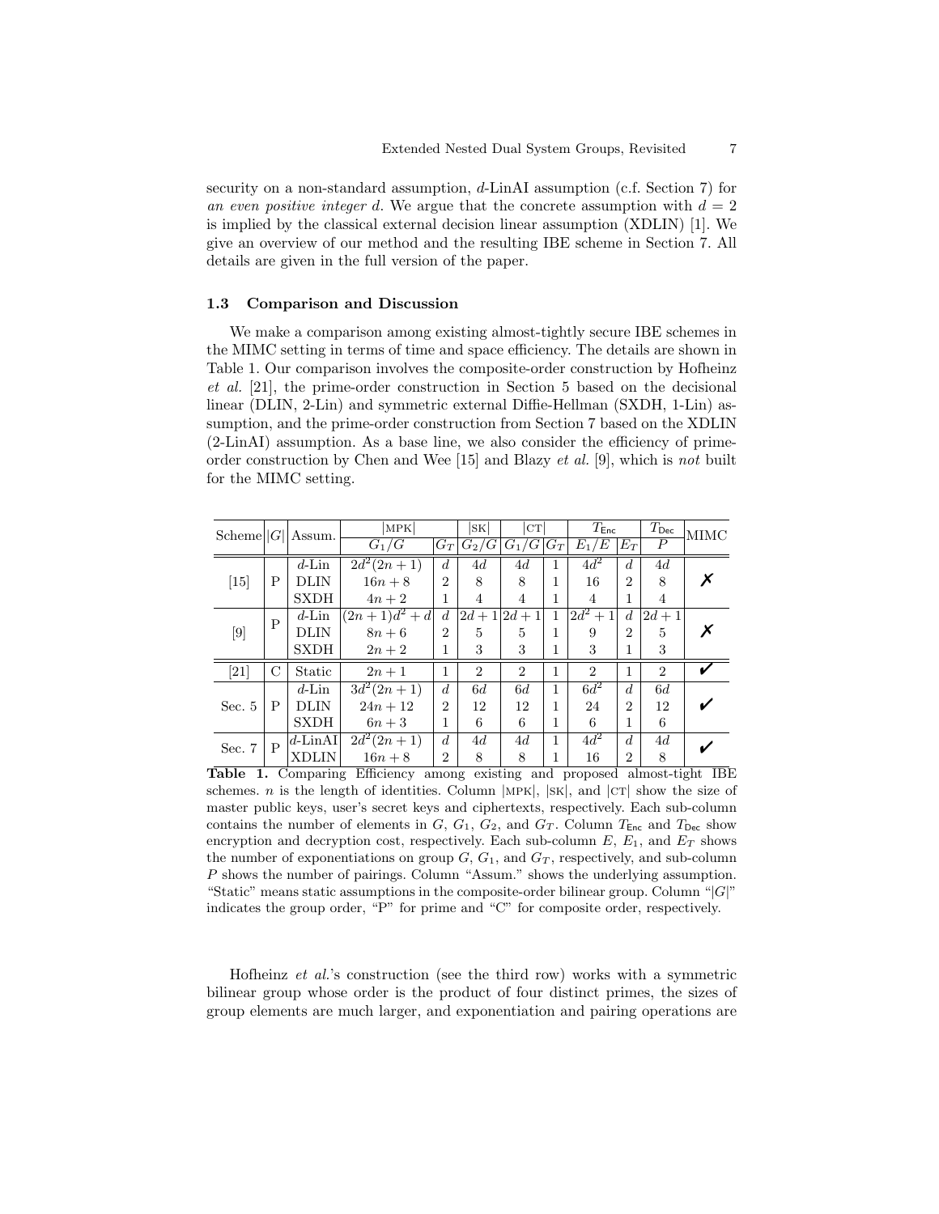security on a non-standard assumption, $d$-LinAI assumption (c.f. Section 7) for *an even positive integer d*. We argue that the concrete assumption with $d = 2$ is implied by the classical external decision linear assumption (XDLIN) [1]. We give an overview of our method and the resulting IBE scheme in Section 7. All details are given in the full version of the paper.

### 1.3 Comparison and Discussion

We make a comparison among existing almost-tightly secure IBE schemes in the MIMC setting in terms of time and space efficiency. The details are shown in Table 1. Our comparison involves the composite-order construction by Hofheinz *et al.* [21], the prime-order construction in Section 5 based on the decisional linear (DLIN, 2-Lin) and symmetric external Diffie-Hellman (SXDH, 1-Lin) assumption, and the prime-order construction from Section 7 based on the XDLIN (2-LinAI) assumption. As a base line, we also consider the efficiency of prime-order construction by Chen and Wee [15] and Blazy *et al.* [9], which is *not* built for the MIMC setting.

| Scheme | $\lvert G\rvert$ | Assum. | $\lvert$MPK$\rvert$ | | $\lvert$SK$\rvert$ | $\lvert$CT$\rvert$ | | $T_{\mathsf{Enc}}$ | | $T_{\mathsf{Dec}}$ | MIMC |
|---|---|---|---|---|---|---|---|---|---|---|---|
| | | | $G_1/G$ | $G_T$ | $G_2/G$ | $G_1/G$ | $G_T$ | $E_1/E$ | $E_T$ | $P$ | |
| [15] | P | $d$-Lin | $2d^2(2n+1)$ | $d$ | $4d$ | $4d$ | 1 | $4d^2$ | $d$ | $4d$ | ✗ |
| | | DLIN | $16n+8$ | 2 | 8 | 8 | 1 | 16 | 2 | 8 | |
| | | SXDH | $4n+2$ | 1 | 4 | 4 | 1 | 4 | 1 | 4 | |
| [9] | P | $d$-Lin | $(2n+1)d^2+d$ | $d$ | $2d+1$ | $2d+1$ | 1 | $2d^2+1$ | $d$ | $2d+1$ | ✗ |
| | | DLIN | $8n+6$ | 2 | 5 | 5 | 1 | 9 | 2 | 5 | |
| | | SXDH | $2n+2$ | 1 | 3 | 3 | 1 | 3 | 1 | 3 | |
| [21] | C | Static | $2n+1$ | 1 | 2 | 2 | 1 | 2 | 1 | 2 | ✔ |
| Sec. 5 | P | $d$-Lin | $3d^2(2n+1)$ | $d$ | $6d$ | $6d$ | 1 | $6d^2$ | $d$ | $6d$ | ✔ |
| | | DLIN | $24n+12$ | 2 | 12 | 12 | 1 | 24 | 2 | 12 | |
| | | SXDH | $6n+3$ | 1 | 6 | 6 | 1 | 6 | 1 | 6 | |
| Sec. 7 | P | $d$-LinAI | $2d^2(2n+1)$ | $d$ | $4d$ | $4d$ | 1 | $4d^2$ | $d$ | $4d$ | ✔ |
| | | XDLIN | $16n+8$ | 2 | 8 | 8 | 1 | 16 | 2 | 8 | |

**Table 1.** Comparing Efficiency among existing and proposed almost-tight IBE schemes. $n$ is the length of identities. Column $\lvert$MPK$\rvert$, $\lvert$SK$\rvert$, and $\lvert$CT$\rvert$ show the size of master public keys, user's secret keys and ciphertexts, respectively. Each sub-column contains the number of elements in $G$, $G_1$, $G_2$, and $G_T$. Column $T_{\mathsf{Enc}}$ and $T_{\mathsf{Dec}}$ show encryption and decryption cost, respectively. Each sub-column $E$, $E_1$, and $E_T$ shows the number of exponentiations on group $G$, $G_1$, and $G_T$, respectively, and sub-column $P$ shows the number of pairings. Column "Assum." shows the underlying assumption. "Static" means static assumptions in the composite-order bilinear group. Column "$\lvert G\rvert$" indicates the group order, "P" for prime and "C" for composite order, respectively.

Hofheinz *et al.*'s construction (see the third row) works with a symmetric bilinear group whose order is the product of four distinct primes, the sizes of group elements are much larger, and exponentiation and pairing operations are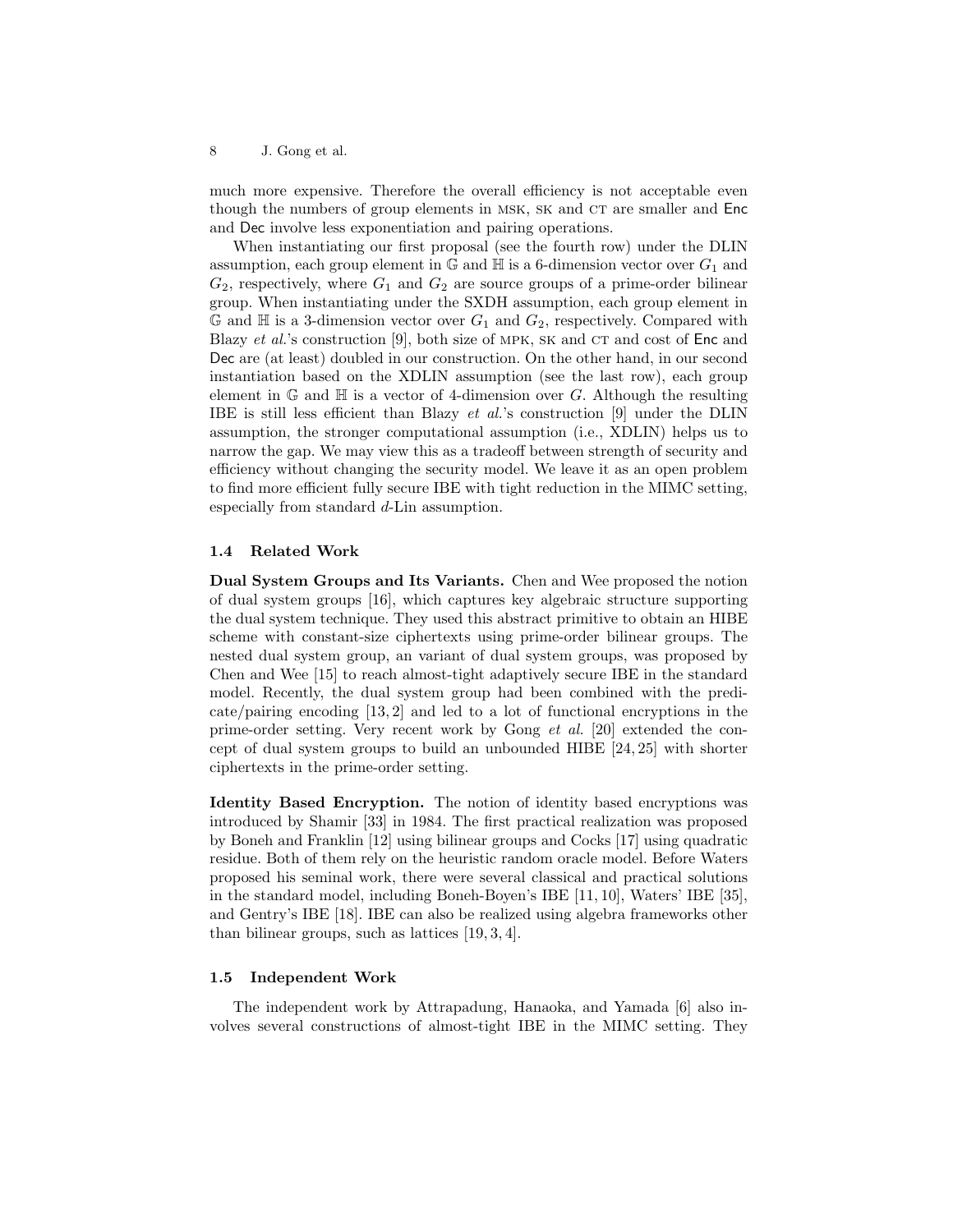much more expensive. Therefore the overall efficiency is not acceptable even though the numbers of group elements in MSK, SK and CT are smaller and Enc and Dec involve less exponentiation and pairing operations.

When instantiating our first proposal (see the fourth row) under the DLIN assumption, each group element in $\mathbb{G}$ and $\mathbb{H}$ is a 6-dimension vector over $G_1$ and $G_2$, respectively, where $G_1$ and $G_2$ are source groups of a prime-order bilinear group. When instantiating under the SXDH assumption, each group element in $\mathbb{G}$ and $\mathbb{H}$ is a 3-dimension vector over $G_1$ and $G_2$, respectively. Compared with Blazy *et al.*'s construction [9], both size of MPK, SK and CT and cost of Enc and Dec are (at least) doubled in our construction. On the other hand, in our second instantiation based on the XDLIN assumption (see the last row), each group element in $\mathbb{G}$ and $\mathbb{H}$ is a vector of 4-dimension over $G$. Although the resulting IBE is still less efficient than Blazy *et al.*'s construction [9] under the DLIN assumption, the stronger computational assumption (i.e., XDLIN) helps us to narrow the gap. We may view this as a tradeoff between strength of security and efficiency without changing the security model. We leave it as an open problem to find more efficient fully secure IBE with tight reduction in the MIMC setting, especially from standard $d$-Lin assumption.

### 1.4 Related Work

**Dual System Groups and Its Variants.** Chen and Wee proposed the notion of dual system groups [16], which captures key algebraic structure supporting the dual system technique. They used this abstract primitive to obtain an HIBE scheme with constant-size ciphertexts using prime-order bilinear groups. The nested dual system group, an variant of dual system groups, was proposed by Chen and Wee [15] to reach almost-tight adaptively secure IBE in the standard model. Recently, the dual system group had been combined with the predicate/pairing encoding [13, 2] and led to a lot of functional encryptions in the prime-order setting. Very recent work by Gong *et al.* [20] extended the concept of dual system groups to build an unbounded HIBE [24, 25] with shorter ciphertexts in the prime-order setting.

**Identity Based Encryption.** The notion of identity based encryptions was introduced by Shamir [33] in 1984. The first practical realization was proposed by Boneh and Franklin [12] using bilinear groups and Cocks [17] using quadratic residue. Both of them rely on the heuristic random oracle model. Before Waters proposed his seminal work, there were several classical and practical solutions in the standard model, including Boneh-Boyen's IBE [11, 10], Waters' IBE [35], and Gentry's IBE [18]. IBE can also be realized using algebra frameworks other than bilinear groups, such as lattices [19, 3, 4].

### 1.5 Independent Work

The independent work by Attrapadung, Hanaoka, and Yamada [6] also involves several constructions of almost-tight IBE in the MIMC setting. They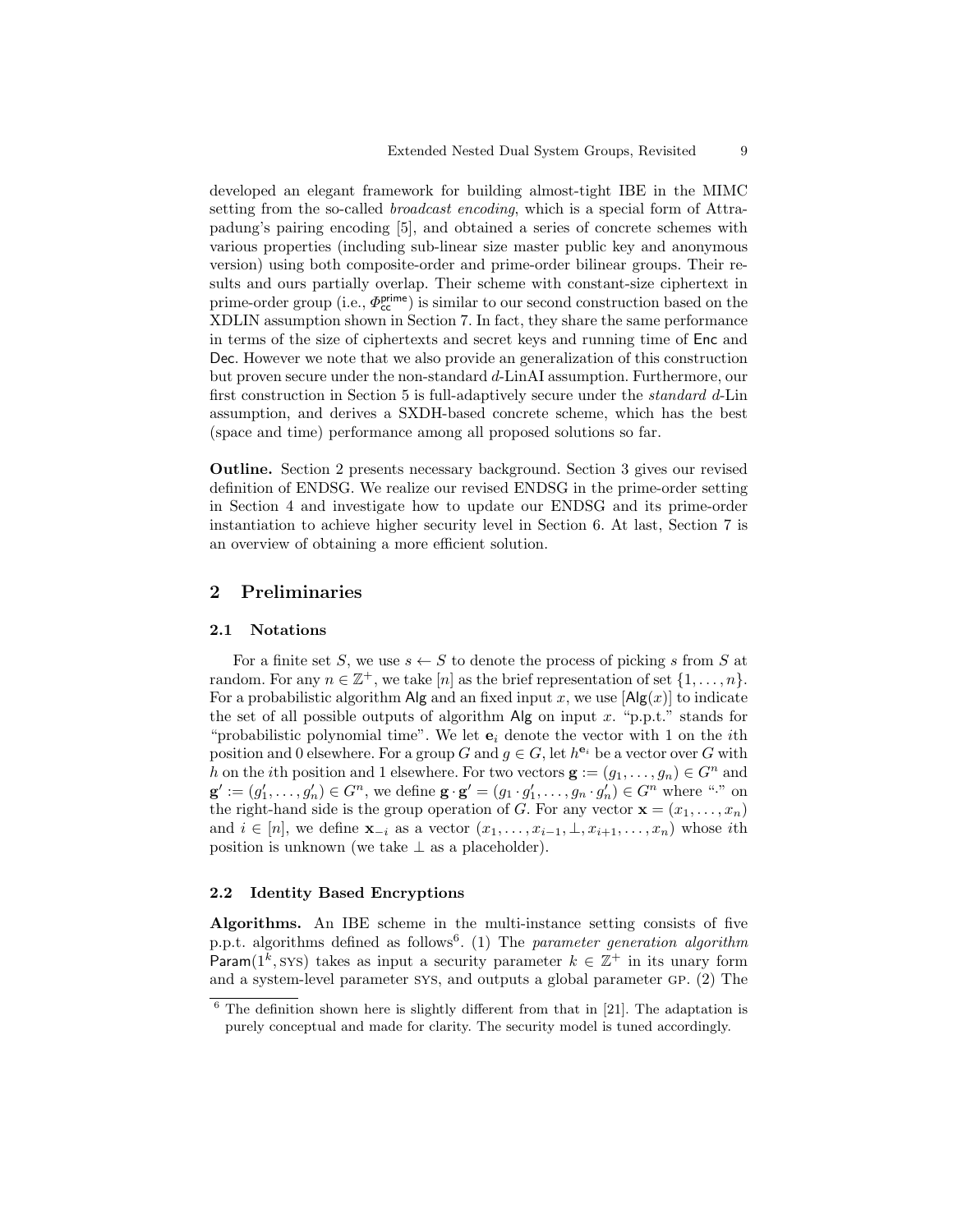developed an elegant framework for building almost-tight IBE in the MIMC setting from the so-called *broadcast encoding*, which is a special form of Attrapadung's pairing encoding [5], and obtained a series of concrete schemes with various properties (including sub-linear size master public key and anonymous version) using both composite-order and prime-order bilinear groups. Their results and ours partially overlap. Their scheme with constant-size ciphertext in prime-order group (i.e., $\Phi_{\mathsf{cc}}^{\mathsf{prime}}$) is similar to our second construction based on the XDLIN assumption shown in Section 7. In fact, they share the same performance in terms of the size of ciphertexts and secret keys and running time of $\mathsf{Enc}$ and $\mathsf{Dec}$. However we note that we also provide an generalization of this construction but proven secure under the non-standard $d$-LinAI assumption. Furthermore, our first construction in Section 5 is full-adaptively secure under the *standard* $d$-Lin assumption, and derives a SXDH-based concrete scheme, which has the best (space and time) performance among all proposed solutions so far.

**Outline.** Section 2 presents necessary background. Section 3 gives our revised definition of ENDSG. We realize our revised ENDSG in the prime-order setting in Section 4 and investigate how to update our ENDSG and its prime-order instantiation to achieve higher security level in Section 6. At last, Section 7 is an overview of obtaining a more efficient solution.

## 2 Preliminaries

### 2.1 Notations

For a finite set $S$, we use $s \leftarrow S$ to denote the process of picking $s$ from $S$ at random. For any $n \in \mathbb{Z}^+$, we take $[n]$ as the brief representation of set $\{1, \ldots, n\}$. For a probabilistic algorithm $\mathsf{Alg}$ and an fixed input $x$, we use $[\mathsf{Alg}(x)]$ to indicate the set of all possible outputs of algorithm $\mathsf{Alg}$ on input $x$. "p.p.t." stands for "probabilistic polynomial time". We let $\mathbf{e}_i$ denote the vector with 1 on the $i$th position and 0 elsewhere. For a group $G$ and $g \in G$, let $h^{\mathbf{e}_i}$ be a vector over $G$ with $h$ on the $i$th position and 1 elsewhere. For two vectors $\mathbf{g} := (g_1, \ldots, g_n) \in G^n$ and $\mathbf{g}' := (g'_1, \ldots, g'_n) \in G^n$, we define $\mathbf{g} \cdot \mathbf{g}' = (g_1 \cdot g'_1, \ldots, g_n \cdot g'_n) \in G^n$ where "$\cdot$" on the right-hand side is the group operation of $G$. For any vector $\mathbf{x} = (x_1, \ldots, x_n)$ and $i \in [n]$, we define $\mathbf{x}_{-i}$ as a vector $(x_1, \ldots, x_{i-1}, \perp, x_{i+1}, \ldots, x_n)$ whose $i$th position is unknown (we take $\perp$ as a placeholder).

### 2.2 Identity Based Encryptions

**Algorithms.** An IBE scheme in the multi-instance setting consists of five p.p.t. algorithms defined as follows[6]. (1) The *parameter generation algorithm* $\mathsf{Param}(1^k, \textsc{sys})$ takes as input a security parameter $k \in \mathbb{Z}^+$ in its unary form and a system-level parameter $\textsc{sys}$, and outputs a global parameter $\textsc{gp}$. (2) The

[6] The definition shown here is slightly different from that in [21]. The adaptation is purely conceptual and made for clarity. The security model is tuned accordingly.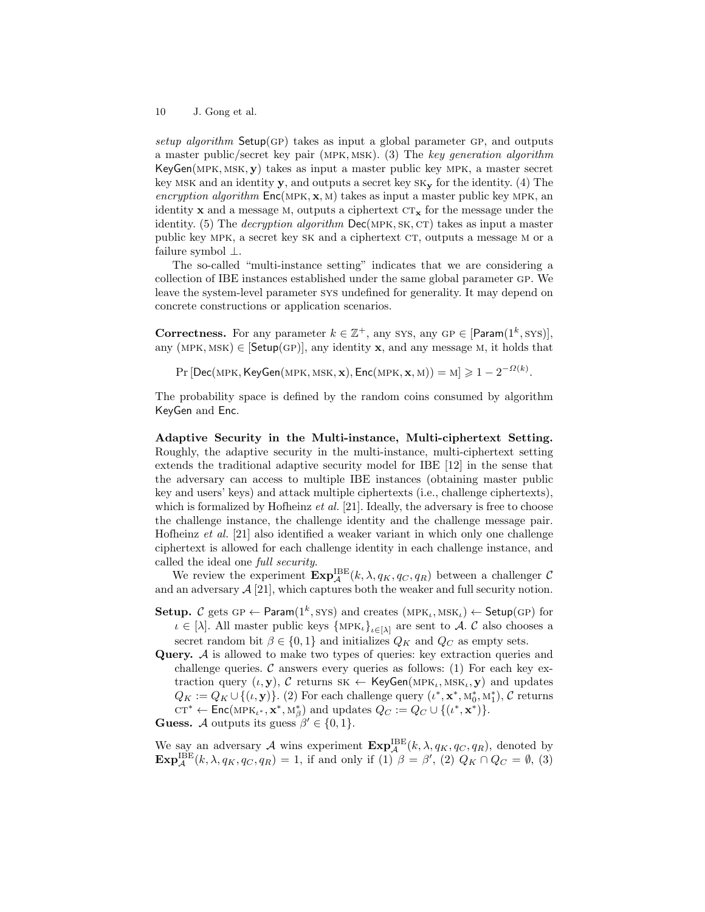*setup algorithm* $\mathsf{Setup}(\text{GP})$ takes as input a global parameter GP, and outputs a master public/secret key pair (MPK, MSK). (3) The *key generation algorithm* $\mathsf{KeyGen}(\text{MPK}, \text{MSK}, \mathbf{y})$ takes as input a master public key MPK, a master secret key MSK and an identity $\mathbf{y}$, and outputs a secret key $\text{SK}_{\mathbf{y}}$ for the identity. (4) The *encryption algorithm* $\mathsf{Enc}(\text{MPK}, \mathbf{x}, \text{M})$ takes as input a master public key MPK, an identity $\mathbf{x}$ and a message M, outputs a ciphertext $\text{CT}_{\mathbf{x}}$ for the message under the identity. (5) The *decryption algorithm* $\mathsf{Dec}(\text{MPK}, \text{SK}, \text{CT})$ takes as input a master public key MPK, a secret key SK and a ciphertext CT, outputs a message M or a failure symbol $\perp$.

The so-called "multi-instance setting" indicates that we are considering a collection of IBE instances established under the same global parameter GP. We leave the system-level parameter SYS undefined for generality. It may depend on concrete constructions or application scenarios.

**Correctness.** For any parameter $k \in \mathbb{Z}^+$, any SYS, any $\text{GP} \in [\mathsf{Param}(1^k, \text{SYS})]$, any $(\text{MPK}, \text{MSK}) \in [\mathsf{Setup}(\text{GP})]$, any identity $\mathbf{x}$, and any message M, it holds that

$$\Pr\left[\mathsf{Dec}(\text{MPK}, \mathsf{KeyGen}(\text{MPK}, \text{MSK}, \mathbf{x}), \mathsf{Enc}(\text{MPK}, \mathbf{x}, \text{M})) = \text{M}\right] \geqslant 1 - 2^{-\Omega(k)}.$$

The probability space is defined by the random coins consumed by algorithm KeyGen and Enc.

**Adaptive Security in the Multi-instance, Multi-ciphertext Setting.** Roughly, the adaptive security in the multi-instance, multi-ciphertext setting extends the traditional adaptive security model for IBE [12] in the sense that the adversary can access to multiple IBE instances (obtaining master public key and users' keys) and attack multiple ciphertexts (i.e., challenge ciphertexts), which is formalized by Hofheinz *et al.* [21]. Ideally, the adversary is free to choose the challenge instance, the challenge identity and the challenge message pair. Hofheinz *et al.* [21] also identified a weaker variant in which only one challenge ciphertext is allowed for each challenge identity in each challenge instance, and called the ideal one *full security*.

We review the experiment $\mathbf{Exp}_{\mathcal{A}}^{\text{IBE}}(k, \lambda, q_K, q_C, q_R)$ between a challenger $\mathcal{C}$ and an adversary $\mathcal{A}$ [21], which captures both the weaker and full security notion.

**Setup.** $\mathcal{C}$ gets $\text{GP} \leftarrow \mathsf{Param}(1^k, \text{SYS})$ and creates $(\text{MPK}_\iota, \text{MSK}_\iota) \leftarrow \mathsf{Setup}(\text{GP})$ for $\iota \in [\lambda]$. All master public keys $\{\text{MPK}_\iota\}_{\iota \in [\lambda]}$ are sent to $\mathcal{A}$. $\mathcal{C}$ also chooses a secret random bit $\beta \in \{0, 1\}$ and initializes $Q_K$ and $Q_C$ as empty sets.

**Query.** $\mathcal{A}$ is allowed to make two types of queries: key extraction queries and challenge queries. $\mathcal{C}$ answers every queries as follows: (1) For each key extraction query $(\iota, \mathbf{y})$, $\mathcal{C}$ returns $\text{SK} \leftarrow \mathsf{KeyGen}(\text{MPK}_\iota, \text{MSK}_\iota, \mathbf{y})$ and updates $Q_K := Q_K \cup \{(\iota, \mathbf{y})\}$. (2) For each challenge query $(\iota^*, \mathbf{x}^*, \text{M}_0^*, \text{M}_1^*)$, $\mathcal{C}$ returns $\text{CT}^* \leftarrow \mathsf{Enc}(\text{MPK}_{\iota^*}, \mathbf{x}^*, \text{M}_\beta^*)$ and updates $Q_C := Q_C \cup \{(\iota^*, \mathbf{x}^*)\}$.

**Guess.** $\mathcal{A}$ outputs its guess $\beta' \in \{0, 1\}$.

We say an adversary $\mathcal{A}$ wins experiment $\mathbf{Exp}_{\mathcal{A}}^{\text{IBE}}(k, \lambda, q_K, q_C, q_R)$, denoted by $\mathbf{Exp}_{\mathcal{A}}^{\text{IBE}}(k, \lambda, q_K, q_C, q_R) = 1$, if and only if (1) $\beta = \beta'$, (2) $Q_K \cap Q_C = \emptyset$, (3)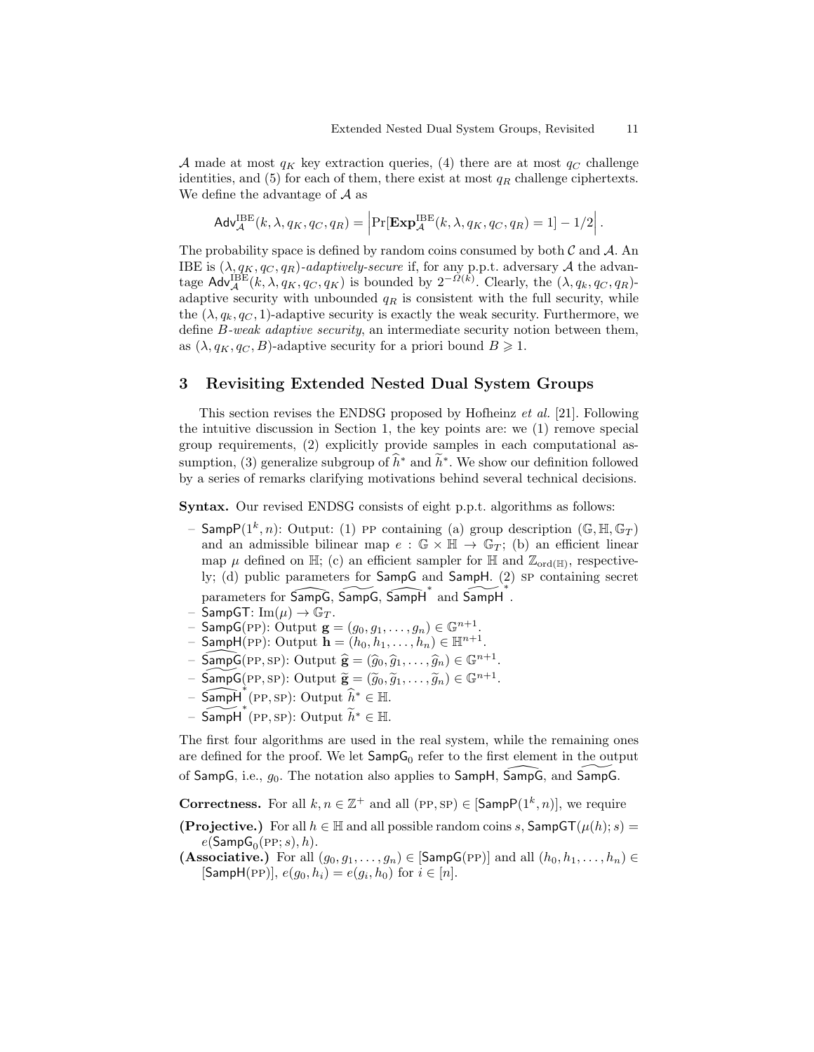$\mathcal{A}$ made at most $q_K$ key extraction queries, (4) there are at most $q_C$ challenge identities, and (5) for each of them, there exist at most $q_R$ challenge ciphertexts. We define the advantage of $\mathcal{A}$ as

$$\mathsf{Adv}^{\mathrm{IBE}}_{\mathcal{A}}(k, \lambda, q_K, q_C, q_R) = \left| \Pr[\mathbf{Exp}^{\mathrm{IBE}}_{\mathcal{A}}(k, \lambda, q_K, q_C, q_R) = 1] - 1/2 \right|.$$

The probability space is defined by random coins consumed by both $\mathcal{C}$ and $\mathcal{A}$. An IBE is $(\lambda, q_K, q_C, q_R)$-*adaptively-secure* if, for any p.p.t. adversary $\mathcal{A}$ the advantage $\mathsf{Adv}^{\mathrm{IBE}}_{\mathcal{A}}(k, \lambda, q_K, q_C, q_K)$ is bounded by $2^{-\Omega(k)}$. Clearly, the $(\lambda, q_k, q_C, q_R)$-adaptive security with unbounded $q_R$ is consistent with the full security, while the $(\lambda, q_k, q_C, 1)$-adaptive security is exactly the weak security. Furthermore, we define *B-weak adaptive security*, an intermediate security notion between them, as $(\lambda, q_K, q_C, B)$-adaptive security for a priori bound $B \geqslant 1$.

## 3 Revisiting Extended Nested Dual System Groups

This section revises the ENDSG proposed by Hofheinz *et al.* [21]. Following the intuitive discussion in Section 1, the key points are: we (1) remove special group requirements, (2) explicitly provide samples in each computational assumption, (3) generalize subgroup of $\widehat{h}^*$ and $\widetilde{h}^*$. We show our definition followed by a series of remarks clarifying motivations behind several technical decisions.

**Syntax.** Our revised ENDSG consists of eight p.p.t. algorithms as follows:

- $\mathsf{SampP}(1^k, n)$: Output: (1) PP containing (a) group description $(\mathbb{G}, \mathbb{H}, \mathbb{G}_T)$ and an admissible bilinear map $e : \mathbb{G} \times \mathbb{H} \to \mathbb{G}_T$; (b) an efficient linear map $\mu$ defined on $\mathbb{H}$; (c) an efficient sampler for $\mathbb{H}$ and $\mathbb{Z}_{\mathrm{ord}(\mathbb{H})}$, respectively; (d) public parameters for $\mathsf{SampG}$ and $\mathsf{SampH}$. (2) SP containing secret parameters for $\widehat{\mathsf{SampG}}$, $\widetilde{\mathsf{SampG}}$, $\widehat{\mathsf{SampH}}^*$ and $\widetilde{\mathsf{SampH}}^*$.
- $\mathsf{SampGT}$: $\mathrm{Im}(\mu) \to \mathbb{G}_T$.
- $\mathsf{SampG}(\mathrm{PP})$: Output $\mathbf{g} = (g_0, g_1, \ldots, g_n) \in \mathbb{G}^{n+1}$.
- $\mathsf{SampH}(\mathrm{PP})$: Output $\mathbf{h} = (h_0, h_1, \ldots, h_n) \in \mathbb{H}^{n+1}$.
- $\widehat{\mathsf{SampG}}(\mathrm{PP}, \mathrm{SP})$: Output $\widehat{\mathbf{g}} = (\widehat{g}_0, \widehat{g}_1, \ldots, \widehat{g}_n) \in \mathbb{G}^{n+1}$.
- $\widetilde{\mathsf{SampG}}(\mathrm{PP}, \mathrm{SP})$: Output $\widetilde{\mathbf{g}} = (\widetilde{g}_0, \widetilde{g}_1, \ldots, \widetilde{g}_n) \in \mathbb{G}^{n+1}$.
- $\widehat{\mathsf{SampH}}^*(\mathrm{PP}, \mathrm{SP})$: Output $\widehat{h}^* \in \mathbb{H}$.
- $\widetilde{\mathsf{SampH}}^*(\mathrm{PP}, \mathrm{SP})$: Output $\widetilde{h}^* \in \mathbb{H}$.

The first four algorithms are used in the real system, while the remaining ones are defined for the proof. We let $\mathsf{SampG}_0$ refer to the first element in the output of $\mathsf{SampG}$, i.e., $g_0$. The notation also applies to $\mathsf{SampH}$, $\widehat{\mathsf{SampG}}$, and $\widetilde{\mathsf{SampG}}$.

**Correctness.** For all $k, n \in \mathbb{Z}^+$ and all $(\mathrm{PP}, \mathrm{SP}) \in [\mathsf{SampP}(1^k, n)]$, we require

**(Projective.)** For all $h \in \mathbb{H}$ and all possible random coins $s$, $\mathsf{SampGT}(\mu(h); s) = e(\mathsf{SampG}_0(\mathrm{PP}; s), h)$.

**(Associative.)** For all $(g_0, g_1, \ldots, g_n) \in [\mathsf{SampG}(\mathrm{PP})]$ and all $(h_0, h_1, \ldots, h_n) \in [\mathsf{SampH}(\mathrm{PP})]$, $e(g_0, h_i) = e(g_i, h_0)$ for $i \in [n]$.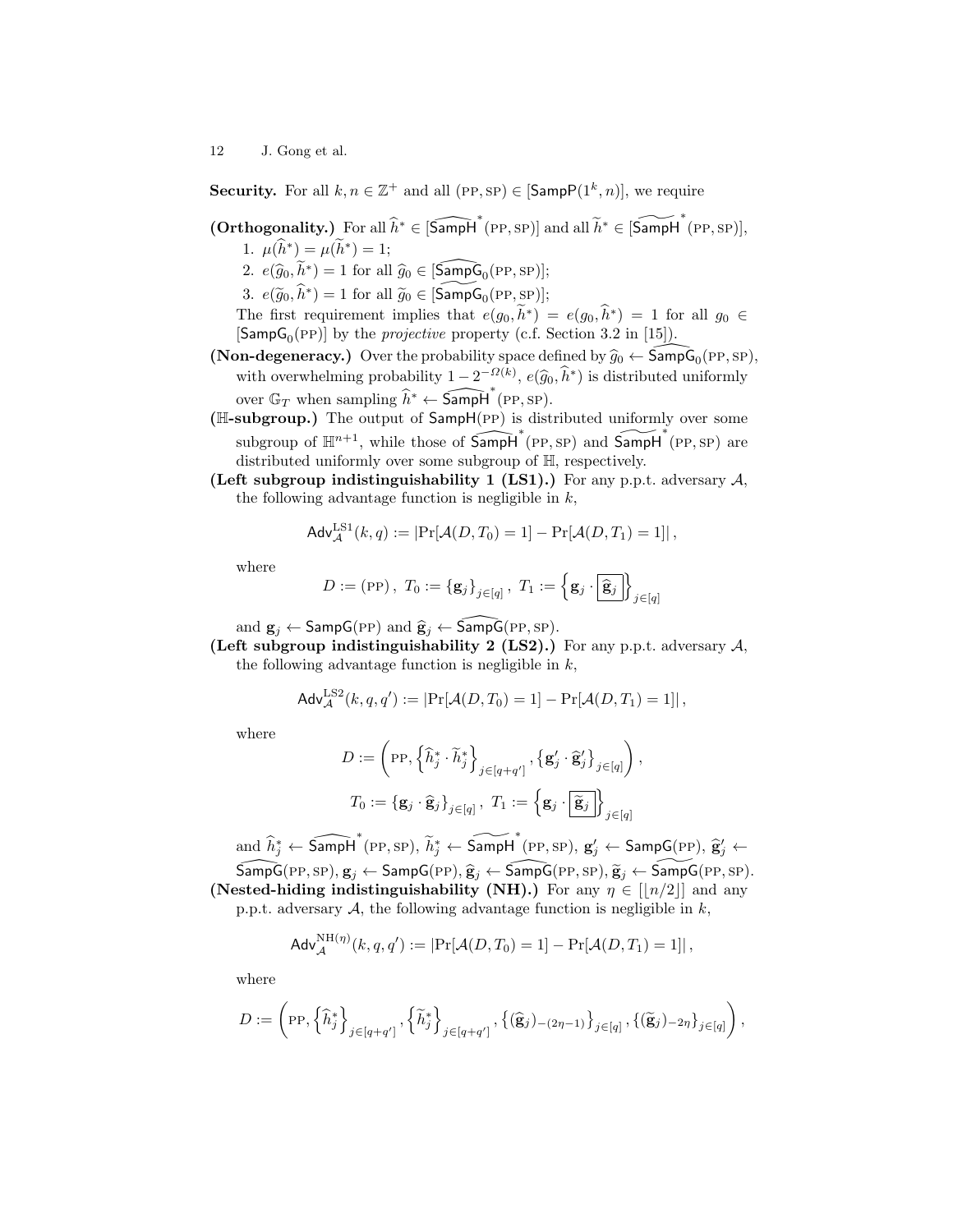**Security.** For all $k, n \in \mathbb{Z}^+$ and all $(\text{PP}, \text{SP}) \in [\mathsf{SampP}(1^k, n)]$, we require

**(Orthogonality.)** For all $\widehat{h}^* \in [\widehat{\mathsf{SampH}}^*(\text{PP}, \text{SP})]$ and all $\widetilde{h}^* \in [\widetilde{\mathsf{SampH}}^*(\text{PP}, \text{SP})]$,

1. $\mu(\widehat{h}^*) = \mu(\widetilde{h}^*) = 1$;
2. $e(\widehat{g}_0, \widetilde{h}^*) = 1$ for all $\widehat{g}_0 \in [\widehat{\mathsf{SampG}}_0(\text{PP}, \text{SP})]$;
3. $e(\widetilde{g}_0, \widehat{h}^*) = 1$ for all $\widetilde{g}_0 \in [\widetilde{\mathsf{SampG}}_0(\text{PP}, \text{SP})]$;

The first requirement implies that $e(g_0, \widetilde{h}^*) = e(g_0, \widehat{h}^*) = 1$ for all $g_0 \in [\mathsf{SampG}_0(\text{PP})]$ by the *projective* property (c.f. Section 3.2 in [15]).

**(Non-degeneracy.)** Over the probability space defined by $\widehat{g}_0 \leftarrow \widehat{\mathsf{SampG}}_0(\text{PP}, \text{SP})$, with overwhelming probability $1 - 2^{-\Omega(k)}$, $e(\widehat{g}_0, \widehat{h}^*)$ is distributed uniformly over $\mathbb{G}_T$ when sampling $\widehat{h}^* \leftarrow \widehat{\mathsf{SampH}}^*(\text{PP}, \text{SP})$.

**($\mathbb{H}$-subgroup.)** The output of $\mathsf{SampH}(\text{PP})$ is distributed uniformly over some subgroup of $\mathbb{H}^{n+1}$, while those of $\widehat{\mathsf{SampH}}^*(\text{PP}, \text{SP})$ and $\widetilde{\mathsf{SampH}}^*(\text{PP}, \text{SP})$ are distributed uniformly over some subgroup of $\mathbb{H}$, respectively.

**(Left subgroup indistinguishability 1 (LS1).)** For any p.p.t. adversary $\mathcal{A}$, the following advantage function is negligible in $k$,

$$\mathsf{Adv}_{\mathcal{A}}^{\text{LS1}}(k, q) := |\Pr[\mathcal{A}(D, T_0) = 1] - \Pr[\mathcal{A}(D, T_1) = 1]|,$$

where

$$D := (\text{PP}), \ T_0 := \{\mathbf{g}_j\}_{j \in [q]}, \ T_1 := \left\{\mathbf{g}_j \cdot \boxed{\widehat{\mathbf{g}}_j}\right\}_{j \in [q]}$$

and $\mathbf{g}_j \leftarrow \mathsf{SampG}(\text{PP})$ and $\widehat{\mathbf{g}}_j \leftarrow \widehat{\mathsf{SampG}}(\text{PP}, \text{SP})$.

**(Left subgroup indistinguishability 2 (LS2).)** For any p.p.t. adversary $\mathcal{A}$, the following advantage function is negligible in $k$,

$$\mathsf{Adv}_{\mathcal{A}}^{\text{LS2}}(k, q, q') := |\Pr[\mathcal{A}(D, T_0) = 1] - \Pr[\mathcal{A}(D, T_1) = 1]|,$$

where

$$D := \left(\text{PP}, \left\{\widehat{h}_j^* \cdot \widetilde{h}_j^*\right\}_{j \in [q+q']}, \left\{\mathbf{g}'_j \cdot \widehat{\mathbf{g}}'_j\right\}_{j \in [q]}\right),$$

$$T_0 := \{\mathbf{g}_j \cdot \widehat{\mathbf{g}}_j\}_{j \in [q]}, \ T_1 := \left\{\mathbf{g}_j \cdot \boxed{\widetilde{\mathbf{g}}_j}\right\}_{j \in [q]}$$

and $\widehat{h}_j^* \leftarrow \widehat{\mathsf{SampH}}^*(\text{PP}, \text{SP})$, $\widetilde{h}_j^* \leftarrow \widetilde{\mathsf{SampH}}^*(\text{PP}, \text{SP})$, $\mathbf{g}'_j \leftarrow \mathsf{SampG}(\text{PP})$, $\widehat{\mathbf{g}}'_j \leftarrow \widehat{\mathsf{SampG}}(\text{PP}, \text{SP})$, $\mathbf{g}_j \leftarrow \mathsf{SampG}(\text{PP})$, $\widehat{\mathbf{g}}_j \leftarrow \widehat{\mathsf{SampG}}(\text{PP}, \text{SP})$, $\widetilde{\mathbf{g}}_j \leftarrow \widetilde{\mathsf{SampG}}(\text{PP}, \text{SP})$.

**(Nested-hiding indistinguishability (NH).)** For any $\eta \in [\lfloor n/2 \rfloor]$ and any p.p.t. adversary $\mathcal{A}$, the following advantage function is negligible in $k$,

$$\mathsf{Adv}_{\mathcal{A}}^{\text{NH}(\eta)}(k, q, q') := |\Pr[\mathcal{A}(D, T_0) = 1] - \Pr[\mathcal{A}(D, T_1) = 1]|,$$

where

$$D := \left(\text{PP}, \left\{\widehat{h}_j^*\right\}_{j \in [q+q']}, \left\{\widetilde{h}_j^*\right\}_{j \in [q+q']}, \left\{(\widehat{\mathbf{g}}_j)_{-(2\eta-1)}\right\}_{j \in [q]}, \left\{(\widetilde{\mathbf{g}}_j)_{-2\eta}\right\}_{j \in [q]}\right),$$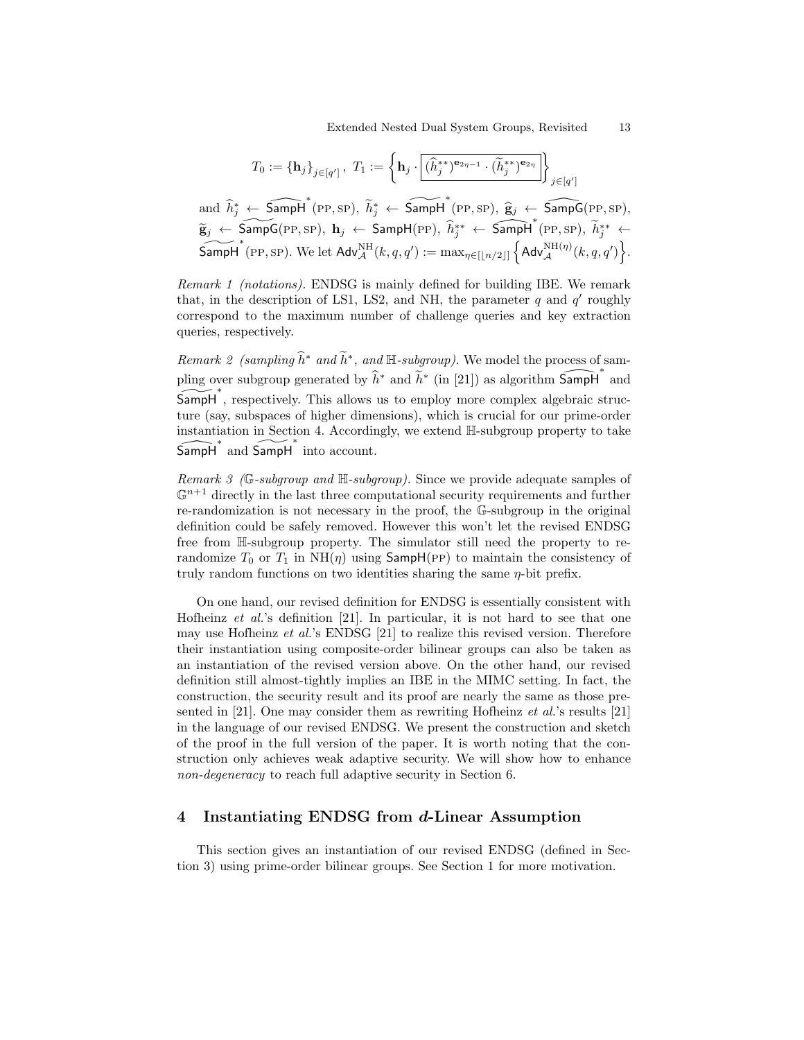$$T_0 := \{\mathbf{h}_j\}_{j\in[q']}\,,\ T_1 := \left\{\mathbf{h}_j \cdot \boxed{(\widehat{h}_j^{**})^{\mathbf{e}_{2\eta-1}} \cdot (\widetilde{h}_j^{**})^{\mathbf{e}_{2\eta}}}\right\}_{j\in[q']}$$

and $\widehat{h}_j^* \leftarrow \widehat{\mathsf{SampH}}^*(\text{PP}, \text{SP})$, $\widetilde{h}_j^* \leftarrow \widetilde{\mathsf{SampH}}^*(\text{PP}, \text{SP})$, $\widehat{\mathbf{g}}_j \leftarrow \widehat{\mathsf{SampG}}(\text{PP}, \text{SP})$, $\widetilde{\mathbf{g}}_j \leftarrow \widetilde{\mathsf{SampG}}(\text{PP}, \text{SP})$, $\mathbf{h}_j \leftarrow \mathsf{SampH}(\text{PP})$, $\widehat{h}_j^{**} \leftarrow \widehat{\mathsf{SampH}}^*(\text{PP}, \text{SP})$, $\widetilde{h}_j^{**} \leftarrow \widetilde{\mathsf{SampH}}^*(\text{PP}, \text{SP})$. We let $\mathsf{Adv}_{\mathcal{A}}^{\text{NH}}(k, q, q') := \max_{\eta\in[\lfloor n/2\rfloor]} \left\{\mathsf{Adv}_{\mathcal{A}}^{\text{NH}(\eta)}(k, q, q')\right\}$.

*Remark 1 (notations).* ENDSG is mainly defined for building IBE. We remark that, in the description of LS1, LS2, and NH, the parameter $q$ and $q'$ roughly correspond to the maximum number of challenge queries and key extraction queries, respectively.

*Remark 2 (sampling $\widehat{h}^*$ and $\widetilde{h}^*$, and $\mathbb{H}$-subgroup).* We model the process of sampling over subgroup generated by $\widehat{h}^*$ and $\widetilde{h}^*$ (in [21]) as algorithm $\widehat{\mathsf{SampH}}^*$ and $\widetilde{\mathsf{SampH}}^*$, respectively. This allows us to employ more complex algebraic structure (say, subspaces of higher dimensions), which is crucial for our prime-order instantiation in Section 4. Accordingly, we extend $\mathbb{H}$-subgroup property to take $\widehat{\mathsf{SampH}}^*$ and $\widetilde{\mathsf{SampH}}^*$ into account.

*Remark 3 ($\mathbb{G}$-subgroup and $\mathbb{H}$-subgroup).* Since we provide adequate samples of $\mathbb{G}^{n+1}$ directly in the last three computational security requirements and further re-randomization is not necessary in the proof, the $\mathbb{G}$-subgroup in the original definition could be safely removed. However this won't let the revised ENDSG free from $\mathbb{H}$-subgroup property. The simulator still need the property to re-randomize $T_0$ or $T_1$ in $\text{NH}(\eta)$ using $\mathsf{SampH}(\text{PP})$ to maintain the consistency of truly random functions on two identities sharing the same $\eta$-bit prefix.

On one hand, our revised definition for ENDSG is essentially consistent with Hofheinz *et al.*'s definition [21]. In particular, it is not hard to see that one may use Hofheinz *et al.*'s ENDSG [21] to realize this revised version. Therefore their instantiation using composite-order bilinear groups can also be taken as an instantiation of the revised version above. On the other hand, our revised definition still almost-tightly implies an IBE in the MIMC setting. In fact, the construction, the security result and its proof are nearly the same as those presented in [21]. One may consider them as rewriting Hofheinz *et al.*'s results [21] in the language of our revised ENDSG. We present the construction and sketch of the proof in the full version of the paper. It is worth noting that the construction only achieves weak adaptive security. We will show how to enhance *non-degeneracy* to reach full adaptive security in Section 6.

## 4 Instantiating ENDSG from *d*-Linear Assumption

This section gives an instantiation of our revised ENDSG (defined in Section 3) using prime-order bilinear groups. See Section 1 for more motivation.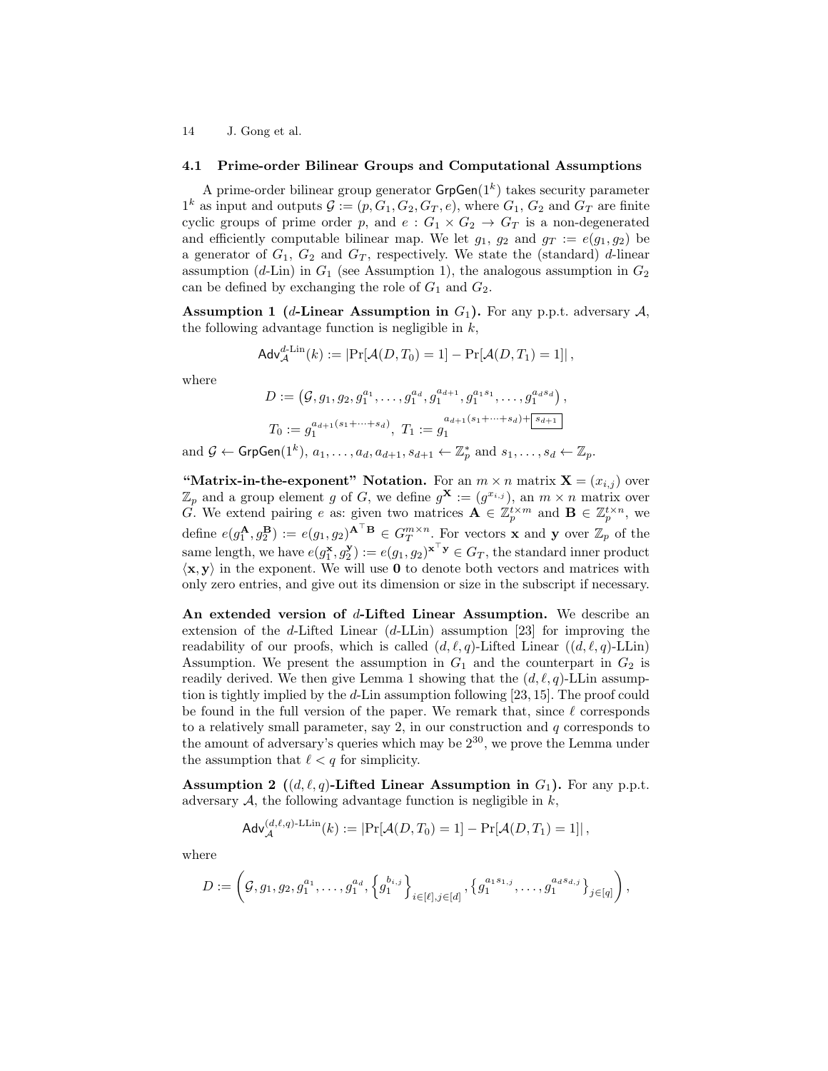### 4.1 Prime-order Bilinear Groups and Computational Assumptions

A prime-order bilinear group generator $\mathsf{GrpGen}(1^k)$ takes security parameter $1^k$ as input and outputs $\mathcal{G} := (p, G_1, G_2, G_T, e)$, where $G_1$, $G_2$ and $G_T$ are finite cyclic groups of prime order $p$, and $e : G_1 \times G_2 \to G_T$ is a non-degenerated and efficiently computable bilinear map. We let $g_1$, $g_2$ and $g_T := e(g_1, g_2)$ be a generator of $G_1$, $G_2$ and $G_T$, respectively. We state the (standard) $d$-linear assumption ($d$-Lin) in $G_1$ (see Assumption 1), the analogous assumption in $G_2$ can be defined by exchanging the role of $G_1$ and $G_2$.

**Assumption 1 ($d$-Linear Assumption in $G_1$).** For any p.p.t. adversary $\mathcal{A}$, the following advantage function is negligible in $k$,

$$\mathsf{Adv}_{\mathcal{A}}^{d\text{-Lin}}(k) := |\Pr[\mathcal{A}(D, T_0) = 1] - \Pr[\mathcal{A}(D, T_1) = 1]| \, ,$$

where

$$D := \left(\mathcal{G}, g_1, g_2, g_1^{a_1}, \ldots, g_1^{a_d}, g_1^{a_{d+1}}, g_1^{a_1 s_1}, \ldots, g_1^{a_d s_d}\right),$$

$$T_0 := g_1^{a_{d+1}(s_1 + \cdots + s_d)}, \; T_1 := g_1^{a_{d+1}(s_1 + \cdots + s_d) + \boxed{s_{d+1}}}$$

and $\mathcal{G} \leftarrow \mathsf{GrpGen}(1^k)$, $a_1, \ldots, a_d, a_{d+1}, s_{d+1} \leftarrow \mathbb{Z}_p^*$ and $s_1, \ldots, s_d \leftarrow \mathbb{Z}_p$.

**"Matrix-in-the-exponent" Notation.** For an $m \times n$ matrix $\mathbf{X} = (x_{i,j})$ over $\mathbb{Z}_p$ and a group element $g$ of $G$, we define $g^{\mathbf{X}} := (g^{x_{i,j}})$, an $m \times n$ matrix over $G$. We extend pairing $e$ as: given two matrices $\mathbf{A} \in \mathbb{Z}_p^{t \times m}$ and $\mathbf{B} \in \mathbb{Z}_p^{t \times n}$, we define $e(g_1^{\mathbf{A}}, g_2^{\mathbf{B}}) := e(g_1, g_2)^{\mathbf{A}^\top \mathbf{B}} \in G_T^{m \times n}$. For vectors $\mathbf{x}$ and $\mathbf{y}$ over $\mathbb{Z}_p$ of the same length, we have $e(g_1^{\mathbf{x}}, g_2^{\mathbf{y}}) := e(g_1, g_2)^{\mathbf{x}^\top \mathbf{y}} \in G_T$, the standard inner product $\langle \mathbf{x}, \mathbf{y} \rangle$ in the exponent. We will use $\mathbf{0}$ to denote both vectors and matrices with only zero entries, and give out its dimension or size in the subscript if necessary.

**An extended version of $d$-Lifted Linear Assumption.** We describe an extension of the $d$-Lifted Linear ($d$-LLin) assumption [23] for improving the readability of our proofs, which is called $(d, \ell, q)$-Lifted Linear ($(d, \ell, q)$-LLin) Assumption. We present the assumption in $G_1$ and the counterpart in $G_2$ is readily derived. We then give Lemma 1 showing that the $(d, \ell, q)$-LLin assumption is tightly implied by the $d$-Lin assumption following [23, 15]. The proof could be found in the full version of the paper. We remark that, since $\ell$ corresponds to a relatively small parameter, say 2, in our construction and $q$ corresponds to the amount of adversary's queries which may be $2^{30}$, we prove the Lemma under the assumption that $\ell < q$ for simplicity.

**Assumption 2 ($(d, \ell, q)$-Lifted Linear Assumption in $G_1$).** For any p.p.t. adversary $\mathcal{A}$, the following advantage function is negligible in $k$,

$$\mathsf{Adv}_{\mathcal{A}}^{(d,\ell,q)\text{-LLin}}(k) := |\Pr[\mathcal{A}(D, T_0) = 1] - \Pr[\mathcal{A}(D, T_1) = 1]| \, ,$$

where

$$D := \left(\mathcal{G}, g_1, g_2, g_1^{a_1}, \ldots, g_1^{a_d}, \left\{g_1^{b_{i,j}}\right\}_{i \in [\ell], j \in [d]}, \left\{g_1^{a_1 s_{1,j}}, \ldots, g_1^{a_d s_{d,j}}\right\}_{j \in [q]}\right),$$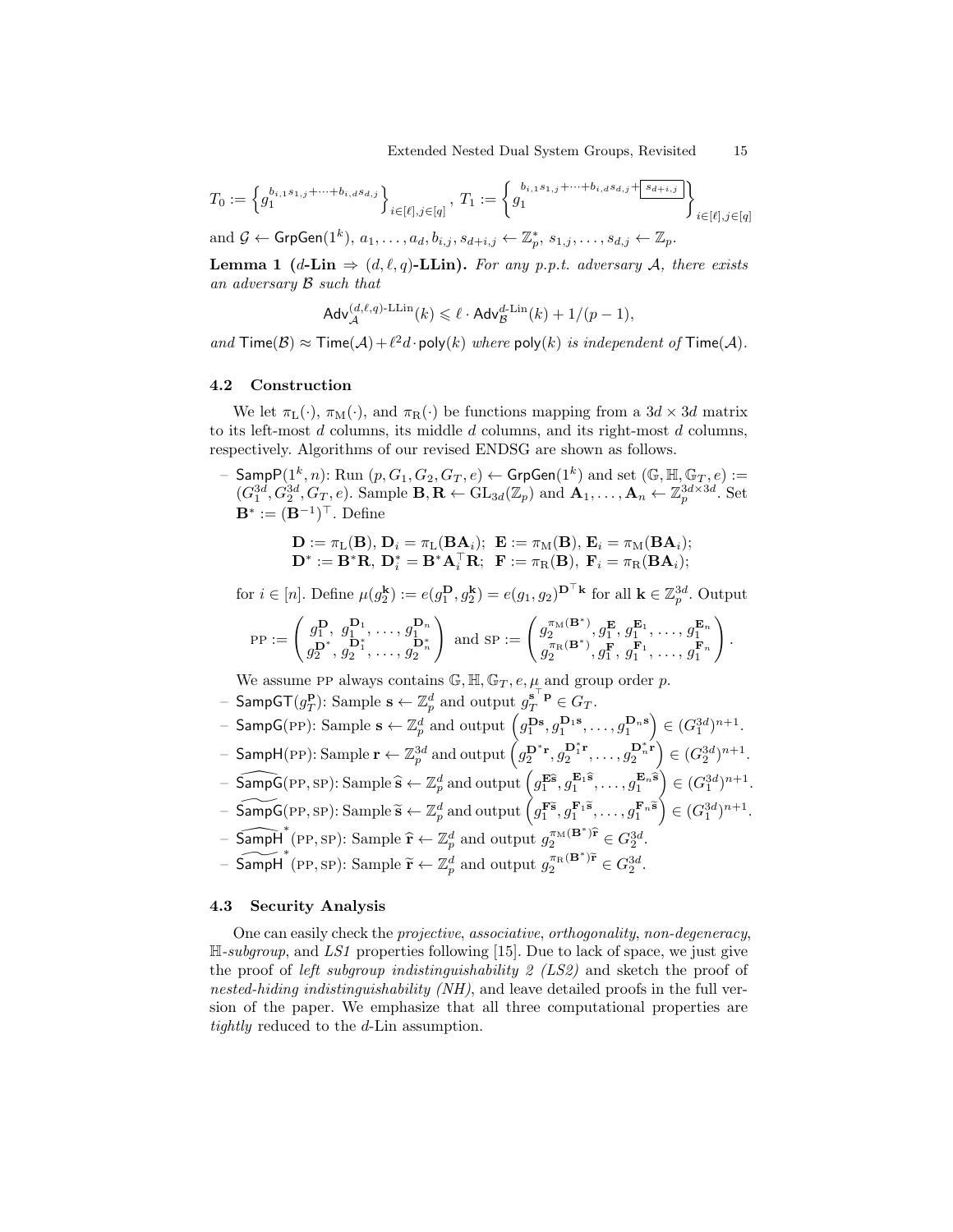$$T_0 := \left\{ g_1^{b_{i,1}s_{1,j}+\cdots+b_{i,d}s_{d,j}} \right\}_{i\in[\ell],j\in[q]},\ T_1 := \left\{ g_1^{b_{i,1}s_{1,j}+\cdots+b_{i,d}s_{d,j}+\boxed{s_{d+i,j}}} \right\}_{i\in[\ell],j\in[q]}$$

and $\mathcal{G} \leftarrow \mathsf{GrpGen}(1^k)$, $a_1,\ldots,a_d, b_{i,j}, s_{d+i,j} \leftarrow \mathbb{Z}_p^*$, $s_{1,j},\ldots,s_{d,j} \leftarrow \mathbb{Z}_p$.

**Lemma 1 ($d$-Lin $\Rightarrow$ $(d,\ell,q)$-LLin).** *For any p.p.t. adversary $\mathcal{A}$, there exists an adversary $\mathcal{B}$ such that*

$$\mathsf{Adv}_{\mathcal{A}}^{(d,\ell,q)\text{-LLin}}(k) \leqslant \ell \cdot \mathsf{Adv}_{\mathcal{B}}^{d\text{-Lin}}(k) + 1/(p-1),$$

*and $\mathsf{Time}(\mathcal{B}) \approx \mathsf{Time}(\mathcal{A}) + \ell^2 d \cdot \mathsf{poly}(k)$ where $\mathsf{poly}(k)$ is independent of $\mathsf{Time}(\mathcal{A})$.*

### 4.2 Construction

We let $\pi_{\mathrm{L}}(\cdot)$, $\pi_{\mathrm{M}}(\cdot)$, and $\pi_{\mathrm{R}}(\cdot)$ be functions mapping from a $3d \times 3d$ matrix to its left-most $d$ columns, its middle $d$ columns, and its right-most $d$ columns, respectively. Algorithms of our revised ENDSG are shown as follows.

- $\mathsf{SampP}(1^k, n)$: Run $(p, G_1, G_2, G_T, e) \leftarrow \mathsf{GrpGen}(1^k)$ and set $(\mathbb{G}, \mathbb{H}, \mathbb{G}_T, e) := (G_1^{3d}, G_2^{3d}, G_T, e)$. Sample $\mathbf{B}, \mathbf{R} \leftarrow \mathrm{GL}_{3d}(\mathbb{Z}_p)$ and $\mathbf{A}_1, \ldots, \mathbf{A}_n \leftarrow \mathbb{Z}_p^{3d\times 3d}$. Set $\mathbf{B}^* := (\mathbf{B}^{-1})^\top$. Define

$$\mathbf{D} := \pi_{\mathrm{L}}(\mathbf{B}),\ \mathbf{D}_i = \pi_{\mathrm{L}}(\mathbf{B}\mathbf{A}_i);\ \ \mathbf{E} := \pi_{\mathrm{M}}(\mathbf{B}),\ \mathbf{E}_i = \pi_{\mathrm{M}}(\mathbf{B}\mathbf{A}_i);$$
$$\mathbf{D}^* := \mathbf{B}^*\mathbf{R},\ \mathbf{D}_i^* = \mathbf{B}^*\mathbf{A}_i^\top\mathbf{R};\ \ \mathbf{F} := \pi_{\mathrm{R}}(\mathbf{B}),\ \mathbf{F}_i = \pi_{\mathrm{R}}(\mathbf{B}\mathbf{A}_i);$$

  for $i \in [n]$. Define $\mu(g_2^{\mathbf{k}}) := e(g_1^{\mathbf{D}}, g_2^{\mathbf{k}}) = e(g_1, g_2)^{\mathbf{D}^\top \mathbf{k}}$ for all $\mathbf{k} \in \mathbb{Z}_p^{3d}$. Output

$$\mathrm{PP} := \begin{pmatrix} g_1^{\mathbf{D}},\ g_1^{\mathbf{D}_1}, \ldots, g_1^{\mathbf{D}_n} \\ g_2^{\mathbf{D}^*}, g_2^{\mathbf{D}_1^*}, \ldots, g_2^{\mathbf{D}_n^*} \end{pmatrix} \text{ and } \mathrm{SP} := \begin{pmatrix} g_2^{\pi_{\mathrm{M}}(\mathbf{B}^*)}, g_1^{\mathbf{E}}, g_1^{\mathbf{E}_1}, \ldots, g_1^{\mathbf{E}_n} \\ g_2^{\pi_{\mathrm{R}}(\mathbf{B}^*)}, g_1^{\mathbf{F}}, g_1^{\mathbf{F}_1}, \ldots, g_1^{\mathbf{F}_n} \end{pmatrix}.$$

  We assume PP always contains $\mathbb{G}, \mathbb{H}, \mathbb{G}_T, e, \mu$ and group order $p$.
- $\mathsf{SampGT}(g_T^{\mathbf{p}})$: Sample $\mathbf{s} \leftarrow \mathbb{Z}_p^d$ and output $g_T^{\mathbf{s}^\top \mathbf{p}} \in G_T$.
- $\mathsf{SampG}(\mathrm{PP})$: Sample $\mathbf{s} \leftarrow \mathbb{Z}_p^d$ and output $\left(g_1^{\mathbf{D}\mathbf{s}}, g_1^{\mathbf{D}_1\mathbf{s}}, \ldots, g_1^{\mathbf{D}_n\mathbf{s}}\right) \in (G_1^{3d})^{n+1}$.
- $\mathsf{SampH}(\mathrm{PP})$: Sample $\mathbf{r} \leftarrow \mathbb{Z}_p^{3d}$ and output $\left(g_2^{\mathbf{D}^*\mathbf{r}}, g_2^{\mathbf{D}_1^*\mathbf{r}}, \ldots, g_2^{\mathbf{D}_n^*\mathbf{r}}\right) \in (G_2^{3d})^{n+1}$.
- $\widehat{\mathsf{SampG}}(\mathrm{PP}, \mathrm{SP})$: Sample $\widehat{\mathbf{s}} \leftarrow \mathbb{Z}_p^d$ and output $\left(g_1^{\mathbf{E}\widehat{\mathbf{s}}}, g_1^{\mathbf{E}_1\widehat{\mathbf{s}}}, \ldots, g_1^{\mathbf{E}_n\widehat{\mathbf{s}}}\right) \in (G_1^{3d})^{n+1}$.
- $\widetilde{\mathsf{SampG}}(\mathrm{PP}, \mathrm{SP})$: Sample $\widetilde{\mathbf{s}} \leftarrow \mathbb{Z}_p^d$ and output $\left(g_1^{\mathbf{F}\widetilde{\mathbf{s}}}, g_1^{\mathbf{F}_1\widetilde{\mathbf{s}}}, \ldots, g_1^{\mathbf{F}_n\widetilde{\mathbf{s}}}\right) \in (G_1^{3d})^{n+1}$.
- $\widehat{\mathsf{SampH}}^*(\mathrm{PP}, \mathrm{SP})$: Sample $\widehat{\mathbf{r}} \leftarrow \mathbb{Z}_p^d$ and output $g_2^{\pi_{\mathrm{M}}(\mathbf{B}^*)\widehat{\mathbf{r}}} \in G_2^{3d}$.
- $\widetilde{\mathsf{SampH}}^*(\mathrm{PP}, \mathrm{SP})$: Sample $\widetilde{\mathbf{r}} \leftarrow \mathbb{Z}_p^d$ and output $g_2^{\pi_{\mathrm{R}}(\mathbf{B}^*)\widetilde{\mathbf{r}}} \in G_2^{3d}$.

### 4.3 Security Analysis

One can easily check the *projective*, *associative*, *orthogonality*, *non-degeneracy*, $\mathbb{H}$-*subgroup*, and *LS1* properties following [15]. Due to lack of space, we just give the proof of *left subgroup indistinguishability 2 (LS2)* and sketch the proof of *nested-hiding indistinguishability (NH)*, and leave detailed proofs in the full version of the paper. We emphasize that all three computational properties are *tightly* reduced to the $d$-Lin assumption.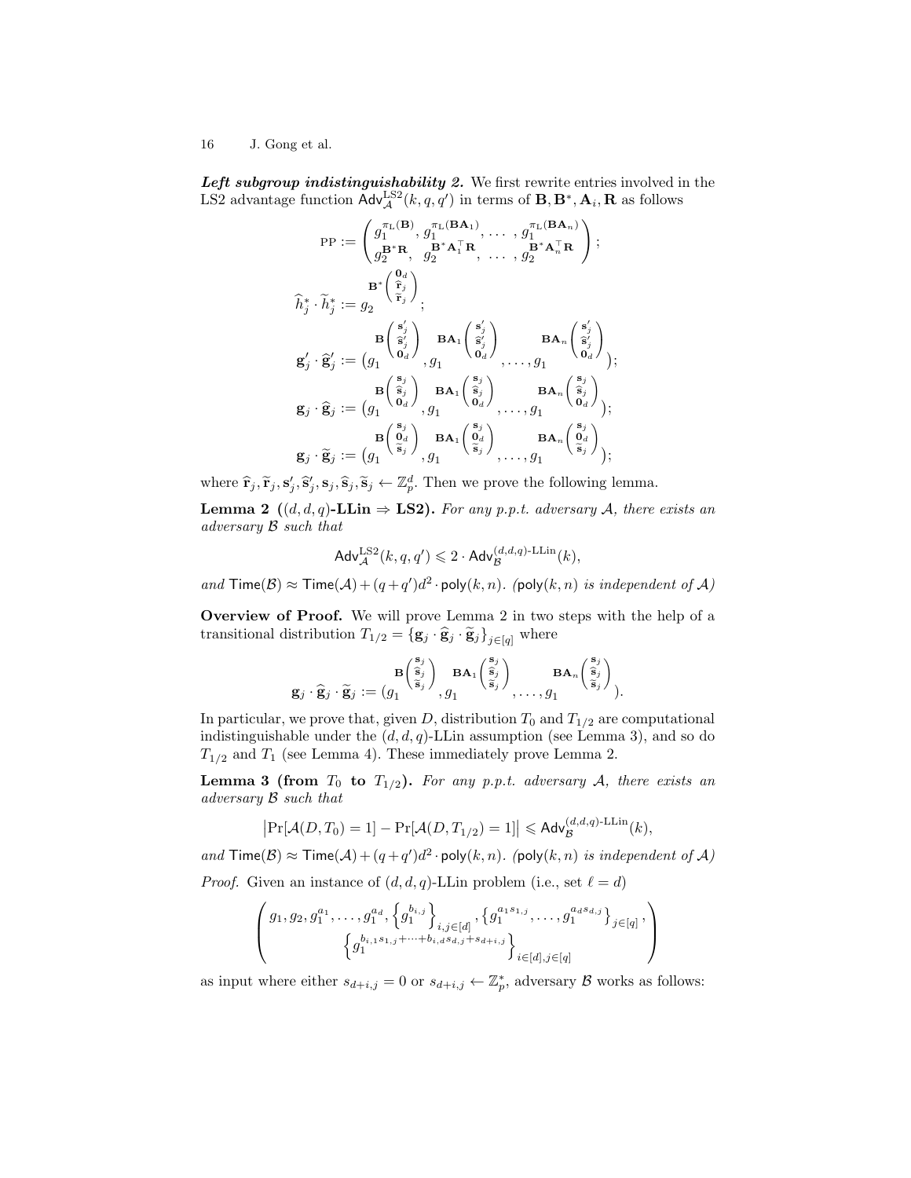***Left subgroup indistinguishability 2.*** We first rewrite entries involved in the LS2 advantage function $\mathsf{Adv}^{\mathrm{LS2}}_{\mathcal{A}}(k, q, q')$ in terms of $\mathbf{B}, \mathbf{B}^*, \mathbf{A}_i, \mathbf{R}$ as follows

$$\mathrm{PP} := \begin{pmatrix} g_1^{\pi_{\mathrm{L}}(\mathbf{B})}, g_1^{\pi_{\mathrm{L}}(\mathbf{B}\mathbf{A}_1)}, \ldots, g_1^{\pi_{\mathrm{L}}(\mathbf{B}\mathbf{A}_n)} \\ g_2^{\mathbf{B}^*\mathbf{R}}, \; g_2^{\mathbf{B}^*\mathbf{A}_1^\top \mathbf{R}}, \; \ldots, \; g_2^{\mathbf{B}^*\mathbf{A}_n^\top \mathbf{R}} \end{pmatrix};$$

$$\widehat{h}_j^* \cdot \widetilde{h}_j^* := g_2^{\mathbf{B}^*\begin{pmatrix} \mathbf{0}_d \\ \widehat{\mathbf{r}}_j \\ \widetilde{\mathbf{r}}_j \end{pmatrix}};$$

$$\mathbf{g}'_j \cdot \widehat{\mathbf{g}}'_j := (g_1^{\mathbf{B}\begin{pmatrix} \mathbf{s}'_j \\ \widehat{\mathbf{s}}'_j \\ \mathbf{0}_d \end{pmatrix}}, g_1^{\mathbf{B}\mathbf{A}_1\begin{pmatrix} \mathbf{s}'_j \\ \widehat{\mathbf{s}}'_j \\ \mathbf{0}_d \end{pmatrix}}, \ldots, g_1^{\mathbf{B}\mathbf{A}_n\begin{pmatrix} \mathbf{s}'_j \\ \widehat{\mathbf{s}}'_j \\ \mathbf{0}_d \end{pmatrix}});$$

$$\mathbf{g}_j \cdot \widehat{\mathbf{g}}_j := (g_1^{\mathbf{B}\begin{pmatrix} \mathbf{s}_j \\ \widehat{\mathbf{s}}_j \\ \mathbf{0}_d \end{pmatrix}}, g_1^{\mathbf{B}\mathbf{A}_1\begin{pmatrix} \mathbf{s}_j \\ \widehat{\mathbf{s}}_j \\ \mathbf{0}_d \end{pmatrix}}, \ldots, g_1^{\mathbf{B}\mathbf{A}_n\begin{pmatrix} \mathbf{s}_j \\ \widehat{\mathbf{s}}_j \\ \mathbf{0}_d \end{pmatrix}});$$

$$\mathbf{g}_j \cdot \widetilde{\mathbf{g}}_j := (g_1^{\mathbf{B}\begin{pmatrix} \mathbf{s}_j \\ \mathbf{0}_d \\ \widetilde{\mathbf{s}}_j \end{pmatrix}}, g_1^{\mathbf{B}\mathbf{A}_1\begin{pmatrix} \mathbf{s}_j \\ \mathbf{0}_d \\ \widetilde{\mathbf{s}}_j \end{pmatrix}}, \ldots, g_1^{\mathbf{B}\mathbf{A}_n\begin{pmatrix} \mathbf{s}_j \\ \mathbf{0}_d \\ \widetilde{\mathbf{s}}_j \end{pmatrix}});$$

where $\widehat{\mathbf{r}}_j, \widetilde{\mathbf{r}}_j, \mathbf{s}'_j, \widehat{\mathbf{s}}'_j, \mathbf{s}_j, \widehat{\mathbf{s}}_j, \widetilde{\mathbf{s}}_j \leftarrow \mathbb{Z}_p^d$. Then we prove the following lemma.

**Lemma 2 ($(d, d, q)$-LLin $\Rightarrow$ LS2).** *For any p.p.t. adversary $\mathcal{A}$, there exists an adversary $\mathcal{B}$ such that*

$$\mathsf{Adv}^{\mathrm{LS2}}_{\mathcal{A}}(k, q, q') \leqslant 2 \cdot \mathsf{Adv}^{(d,d,q)\text{-LLin}}_{\mathcal{B}}(k),$$

*and* $\mathsf{Time}(\mathcal{B}) \approx \mathsf{Time}(\mathcal{A}) + (q+q')d^2 \cdot \mathsf{poly}(k, n)$. *($\mathsf{poly}(k, n)$ is independent of $\mathcal{A}$)*

**Overview of Proof.** We will prove Lemma 2 in two steps with the help of a transitional distribution $T_{1/2} = \{\mathbf{g}_j \cdot \widehat{\mathbf{g}}_j \cdot \widetilde{\mathbf{g}}_j\}_{j \in [q]}$ where

$$\mathbf{g}_j \cdot \widehat{\mathbf{g}}_j \cdot \widetilde{\mathbf{g}}_j := (g_1^{\mathbf{B}\begin{pmatrix} \mathbf{s}_j \\ \widehat{\mathbf{s}}_j \\ \widetilde{\mathbf{s}}_j \end{pmatrix}}, g_1^{\mathbf{B}\mathbf{A}_1\begin{pmatrix} \mathbf{s}_j \\ \widehat{\mathbf{s}}_j \\ \widetilde{\mathbf{s}}_j \end{pmatrix}}, \ldots, g_1^{\mathbf{B}\mathbf{A}_n\begin{pmatrix} \mathbf{s}_j \\ \widehat{\mathbf{s}}_j \\ \widetilde{\mathbf{s}}_j \end{pmatrix}}).$$

In particular, we prove that, given $D$, distribution $T_0$ and $T_{1/2}$ are computational indistinguishable under the $(d, d, q)$-LLin assumption (see Lemma 3), and so do $T_{1/2}$ and $T_1$ (see Lemma 4). These immediately prove Lemma 2.

**Lemma 3 (from $T_0$ to $T_{1/2}$).** *For any p.p.t. adversary $\mathcal{A}$, there exists an adversary $\mathcal{B}$ such that*

$$\left|\Pr[\mathcal{A}(D, T_0) = 1] - \Pr[\mathcal{A}(D, T_{1/2}) = 1]\right| \leqslant \mathsf{Adv}^{(d,d,q)\text{-LLin}}_{\mathcal{B}}(k),$$

*and* $\mathsf{Time}(\mathcal{B}) \approx \mathsf{Time}(\mathcal{A}) + (q+q')d^2 \cdot \mathsf{poly}(k, n)$. *($\mathsf{poly}(k, n)$ is independent of $\mathcal{A}$)*

*Proof.* Given an instance of $(d, d, q)$-LLin problem (i.e., set $\ell = d$)

$$\begin{pmatrix} g_1, g_2, g_1^{a_1}, \ldots, g_1^{a_d}, \left\{g_1^{b_{i,j}}\right\}_{i,j \in [d]}, \left\{g_1^{a_1 s_{1,j}}, \ldots, g_1^{a_d s_{d,j}}\right\}_{j \in [q]}, \\ \left\{g_1^{b_{i,1}s_{1,j} + \cdots + b_{i,d}s_{d,j} + s_{d+i,j}}\right\}_{i \in [d], j \in [q]} \end{pmatrix}$$

as input where either $s_{d+i,j} = 0$ or $s_{d+i,j} \leftarrow \mathbb{Z}_p^*$, adversary $\mathcal{B}$ works as follows: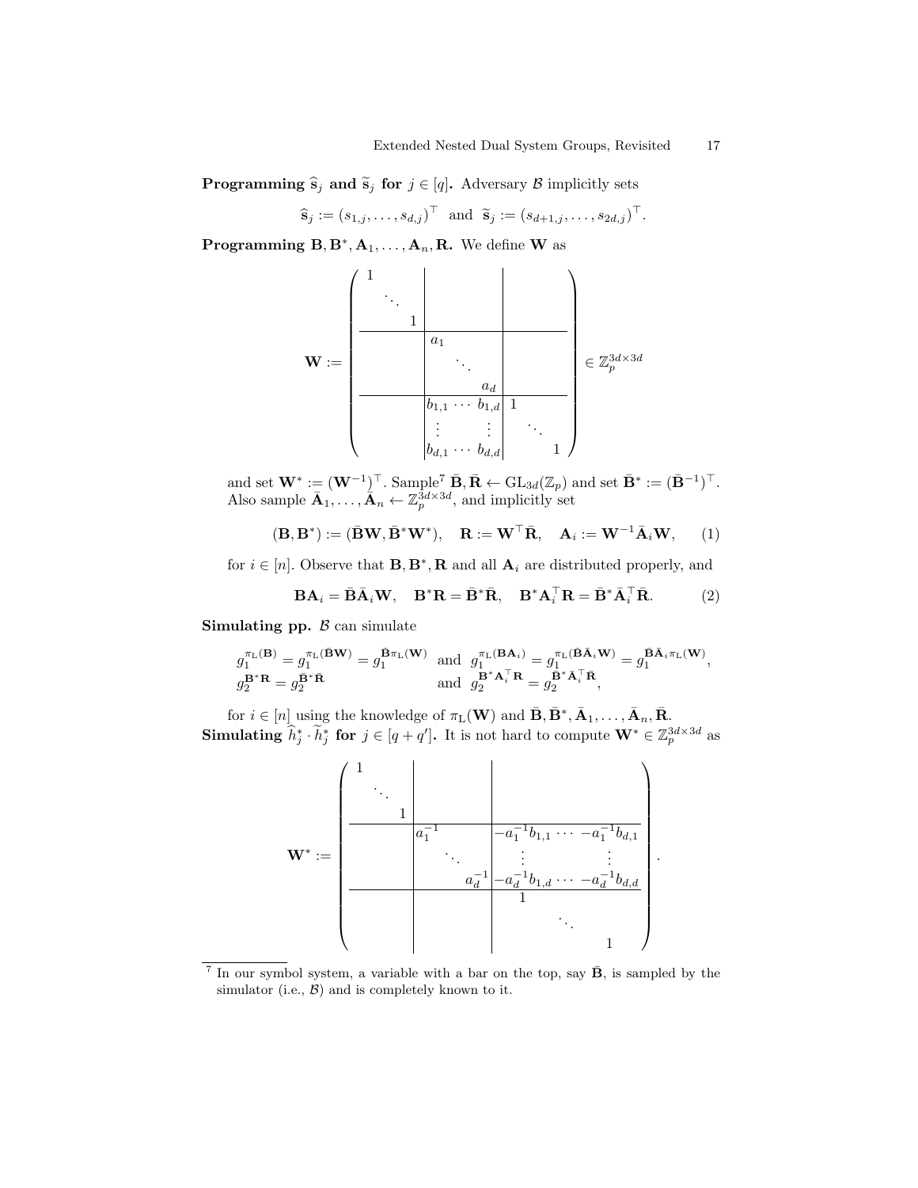**Programming $\widehat{\mathbf{s}}_j$ and $\widetilde{\mathbf{s}}_j$ for $j \in [q]$.** Adversary $\mathcal{B}$ implicitly sets

$$\widehat{\mathbf{s}}_j := (s_{1,j}, \ldots, s_{d,j})^\top \quad \text{and} \quad \widetilde{\mathbf{s}}_j := (s_{d+1,j}, \ldots, s_{2d,j})^\top.$$

**Programming $\mathbf{B}, \mathbf{B}^*, \mathbf{A}_1, \ldots, \mathbf{A}_n, \mathbf{R}$.** We define $\mathbf{W}$ as

$$\mathbf{W} := \left(\begin{array}{ccc|ccc|ccc} 1 & & & & & & & & \\ & \ddots & & & & & & & \\ & & 1 & & & & & & \\ \hline & & & a_1 & & & & & \\ & & & & \ddots & & & & \\ & & & & & a_d & & & \\ \hline & & & b_{1,1} & \cdots & b_{1,d} & 1 & & \\ & & & \vdots & & \vdots & & \ddots & \\ & & & b_{d,1} & \cdots & b_{d,d} & & & 1 \end{array}\right) \in \mathbb{Z}_p^{3d \times 3d}$$

and set $\mathbf{W}^* := (\mathbf{W}^{-1})^\top$. Sample[7] $\bar{\mathbf{B}}, \bar{\mathbf{R}} \leftarrow \mathrm{GL}_{3d}(\mathbb{Z}_p)$ and set $\bar{\mathbf{B}}^* := (\bar{\mathbf{B}}^{-1})^\top$. Also sample $\bar{\mathbf{A}}_1, \ldots, \bar{\mathbf{A}}_n \leftarrow \mathbb{Z}_p^{3d \times 3d}$, and implicitly set

$$(\mathbf{B}, \mathbf{B}^*) := (\bar{\mathbf{B}}\mathbf{W}, \bar{\mathbf{B}}^*\mathbf{W}^*), \quad \mathbf{R} := \mathbf{W}^\top \bar{\mathbf{R}}, \quad \mathbf{A}_i := \mathbf{W}^{-1}\bar{\mathbf{A}}_i\mathbf{W}, \qquad (1)$$

for $i \in [n]$. Observe that $\mathbf{B}, \mathbf{B}^*, \mathbf{R}$ and all $\mathbf{A}_i$ are distributed properly, and

$$\mathbf{B}\mathbf{A}_i = \bar{\mathbf{B}}\bar{\mathbf{A}}_i\mathbf{W}, \quad \mathbf{B}^*\mathbf{R} = \bar{\mathbf{B}}^*\bar{\mathbf{R}}, \quad \mathbf{B}^*\mathbf{A}_i^\top\mathbf{R} = \bar{\mathbf{B}}^*\bar{\mathbf{A}}_i^\top\bar{\mathbf{R}}. \qquad (2)$$

**Simulating pp.** $\mathcal{B}$ can simulate

$$\begin{array}{ll} g_1^{\pi_{\mathrm{L}}(\mathbf{B})} = g_1^{\pi_{\mathrm{L}}(\bar{\mathbf{B}}\mathbf{W})} = g_1^{\bar{\mathbf{B}}\pi_{\mathrm{L}}(\mathbf{W})} & \text{and} \;\; g_1^{\pi_{\mathrm{L}}(\mathbf{B}\mathbf{A}_i)} = g_1^{\pi_{\mathrm{L}}(\bar{\mathbf{B}}\bar{\mathbf{A}}_i\mathbf{W})} = g_1^{\bar{\mathbf{B}}\bar{\mathbf{A}}_i\pi_{\mathrm{L}}(\mathbf{W})}, \\ g_2^{\mathbf{B}^*\mathbf{R}} = g_2^{\bar{\mathbf{B}}^*\bar{\mathbf{R}}} & \text{and} \;\; g_2^{\mathbf{B}^*\mathbf{A}_i^\top\mathbf{R}} = g_2^{\bar{\mathbf{B}}^*\bar{\mathbf{A}}_i^\top\bar{\mathbf{R}}}, \end{array}$$

for $i \in [n]$ using the knowledge of $\pi_{\mathrm{L}}(\mathbf{W})$ and $\bar{\mathbf{B}}, \bar{\mathbf{B}}^*, \bar{\mathbf{A}}_1, \ldots, \bar{\mathbf{A}}_n, \bar{\mathbf{R}}$.

**Simulating $\widehat{h}_j^* \cdot \widetilde{h}_j^*$ for $j \in [q+q']$.** It is not hard to compute $\mathbf{W}^* \in \mathbb{Z}_p^{3d \times 3d}$ as

$$\mathbf{W}^* := \left(\begin{array}{ccc|ccc|ccc} 1 & & & & & & & & \\ & \ddots & & & & & & & \\ & & 1 & & & & & & \\ \hline & & & a_1^{-1} & & & -a_1^{-1}b_{1,1} & \cdots & -a_1^{-1}b_{d,1} \\ & & & & \ddots & & \vdots & & \vdots \\ & & & & & a_d^{-1} & -a_d^{-1}b_{1,d} & \cdots & -a_d^{-1}b_{d,d} \\ \hline & & & & & & 1 & & \\ & & & & & & & \ddots & \\ & & & & & & & & 1 \end{array}\right).$$

[7] In our symbol system, a variable with a bar on the top, say $\bar{\mathbf{B}}$, is sampled by the simulator (i.e., $\mathcal{B}$) and is completely known to it.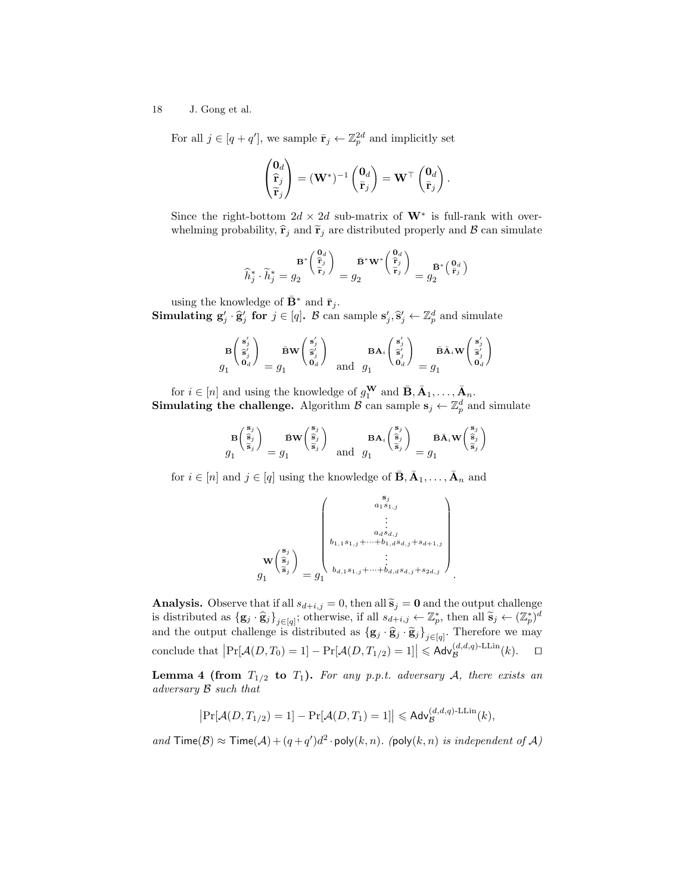For all $j \in [q+q']$, we sample $\bar{\mathbf{r}}_j \leftarrow \mathbb{Z}_p^{2d}$ and implicitly set

$$\begin{pmatrix} \mathbf{0}_d \\ \widehat{\mathbf{r}}_j \\ \widetilde{\mathbf{r}}_j \end{pmatrix} = (\mathbf{W}^*)^{-1} \begin{pmatrix} \mathbf{0}_d \\ \bar{\mathbf{r}}_j \end{pmatrix} = \mathbf{W}^\top \begin{pmatrix} \mathbf{0}_d \\ \bar{\mathbf{r}}_j \end{pmatrix}.$$

Since the right-bottom $2d \times 2d$ sub-matrix of $\mathbf{W}^*$ is full-rank with overwhelming probability, $\widehat{\mathbf{r}}_j$ and $\widetilde{\mathbf{r}}_j$ are distributed properly and $\mathcal{B}$ can simulate

$$\widehat{h}_j^* \cdot \widetilde{h}_j^* = g_2^{\mathbf{B}^* \begin{pmatrix} \mathbf{0}_d \\ \widehat{\mathbf{r}}_j \\ \widetilde{\mathbf{r}}_j \end{pmatrix}} = g_2^{\bar{\mathbf{B}}^* \mathbf{W}^* \begin{pmatrix} \mathbf{0}_d \\ \widehat{\mathbf{r}}_j \\ \widetilde{\mathbf{r}}_j \end{pmatrix}} = g_2^{\bar{\mathbf{B}}^* \begin{pmatrix} \mathbf{0}_d \\ \bar{\mathbf{r}}_j \end{pmatrix}}$$

using the knowledge of $\bar{\mathbf{B}}^*$ and $\bar{\mathbf{r}}_j$.

**Simulating $\mathbf{g}_j' \cdot \widehat{\mathbf{g}}_j'$ for $j \in [q]$.** $\mathcal{B}$ can sample $\mathbf{s}_j', \widehat{\mathbf{s}}_j' \leftarrow \mathbb{Z}_p^d$ and simulate

$$g_1^{\mathbf{B}\begin{pmatrix} \mathbf{s}_j' \\ \widehat{\mathbf{s}}_j' \\ \mathbf{0}_d \end{pmatrix}} = g_1^{\bar{\mathbf{B}}\mathbf{W}\begin{pmatrix} \mathbf{s}_j' \\ \widehat{\mathbf{s}}_j' \\ \mathbf{0}_d \end{pmatrix}} \quad \text{and} \quad g_1^{\mathbf{B}\mathbf{A}_i\begin{pmatrix} \mathbf{s}_j' \\ \widehat{\mathbf{s}}_j' \\ \mathbf{0}_d \end{pmatrix}} = g_1^{\bar{\mathbf{B}}\bar{\mathbf{A}}_i\mathbf{W}\begin{pmatrix} \mathbf{s}_j' \\ \widehat{\mathbf{s}}_j' \\ \mathbf{0}_d \end{pmatrix}}$$

for $i \in [n]$ and using the knowledge of $g_1^{\mathbf{W}}$ and $\bar{\mathbf{B}}, \bar{\mathbf{A}}_1, \ldots, \bar{\mathbf{A}}_n$.

**Simulating the challenge.** Algorithm $\mathcal{B}$ can sample $\mathbf{s}_j \leftarrow \mathbb{Z}_p^d$ and simulate

$$g_1^{\mathbf{B}\begin{pmatrix} \mathbf{s}_j \\ \widehat{\mathbf{s}}_j \\ \widetilde{\mathbf{s}}_j \end{pmatrix}} = g_1^{\bar{\mathbf{B}}\mathbf{W}\begin{pmatrix} \mathbf{s}_j \\ \widehat{\mathbf{s}}_j \\ \widetilde{\mathbf{s}}_j \end{pmatrix}} \quad \text{and} \quad g_1^{\mathbf{B}\mathbf{A}_i\begin{pmatrix} \mathbf{s}_j \\ \widehat{\mathbf{s}}_j \\ \widetilde{\mathbf{s}}_j \end{pmatrix}} = g_1^{\bar{\mathbf{B}}\bar{\mathbf{A}}_i\mathbf{W}\begin{pmatrix} \mathbf{s}_j \\ \widehat{\mathbf{s}}_j \\ \widetilde{\mathbf{s}}_j \end{pmatrix}}$$

for $i \in [n]$ and $j \in [q]$ using the knowledge of $\bar{\mathbf{B}}, \bar{\mathbf{A}}_1, \ldots, \bar{\mathbf{A}}_n$ and

$$g_1^{\mathbf{W}\begin{pmatrix} \mathbf{s}_j \\ \widehat{\mathbf{s}}_j \\ \widetilde{\mathbf{s}}_j \end{pmatrix}} = g_1^{\begin{pmatrix} \mathbf{s}_j \\ a_1 s_{1,j} \\ \vdots \\ a_d s_{d,j} \\ b_{1,1}s_{1,j} + \cdots + b_{1,d}s_{d,j} + s_{d+1,j} \\ \vdots \\ b_{d,1}s_{1,j} + \cdots + b_{d,d}s_{d,j} + s_{2d,j} \end{pmatrix}}.$$

**Analysis.** Observe that if all $s_{d+i,j} = 0$, then all $\widetilde{\mathbf{s}}_j = \mathbf{0}$ and the output challenge is distributed as $\{\mathbf{g}_j \cdot \widehat{\mathbf{g}}_j\}_{j \in [q]}$; otherwise, if all $s_{d+i,j} \leftarrow \mathbb{Z}_p^*$, then all $\widetilde{\mathbf{s}}_j \leftarrow (\mathbb{Z}_p^*)^d$ and the output challenge is distributed as $\{\mathbf{g}_j \cdot \widehat{\mathbf{g}}_j \cdot \widetilde{\mathbf{g}}_j\}_{j \in [q]}$. Therefore we may conclude that $\left|\Pr[\mathcal{A}(D, T_0) = 1] - \Pr[\mathcal{A}(D, T_{1/2}) = 1]\right| \leqslant \mathsf{Adv}_{\mathcal{B}}^{(d,d,q)\text{-LLin}}(k)$. $\square$

**Lemma 4 (from $T_{1/2}$ to $T_1$).** *For any p.p.t. adversary $\mathcal{A}$, there exists an adversary $\mathcal{B}$ such that*

$$\left|\Pr[\mathcal{A}(D, T_{1/2}) = 1] - \Pr[\mathcal{A}(D, T_1) = 1]\right| \leqslant \mathsf{Adv}_{\mathcal{B}}^{(d,d,q)\text{-LLin}}(k),$$

*and* $\mathsf{Time}(\mathcal{B}) \approx \mathsf{Time}(\mathcal{A}) + (q+q')d^2 \cdot \mathsf{poly}(k,n)$. *($\mathsf{poly}(k,n)$ is independent of $\mathcal{A}$)*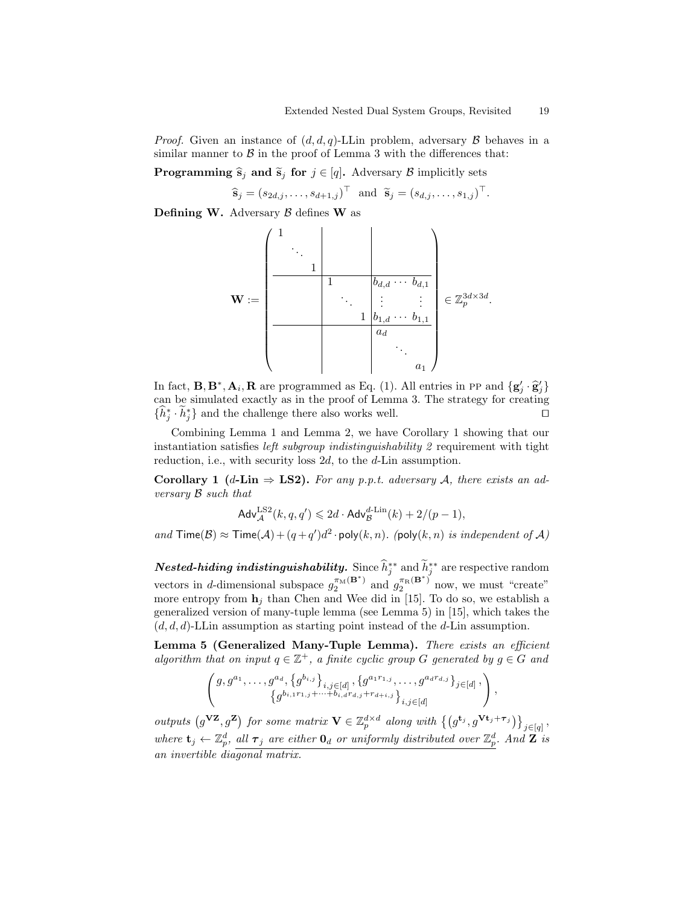*Proof.* Given an instance of $(d, d, q)$-LLin problem, adversary $\mathcal{B}$ behaves in a similar manner to $\mathcal{B}$ in the proof of Lemma 3 with the differences that:

**Programming $\widehat{\mathbf{s}}_j$ and $\widetilde{\mathbf{s}}_j$ for $j \in [q]$.** Adversary $\mathcal{B}$ implicitly sets

$$\widehat{\mathbf{s}}_j = (s_{2d,j}, \ldots, s_{d+1,j})^\top \text{ and } \widetilde{\mathbf{s}}_j = (s_{d,j}, \ldots, s_{1,j})^\top.$$

**Defining W.** Adversary $\mathcal{B}$ defines $\mathbf{W}$ as

$$\mathbf{W} := \left(\begin{array}{ccc|ccc|ccc} 1 & & & & & & & & \\ & \ddots & & & & & & & \\ & & 1 & & & & & & \\ \hline & & & 1 & & & b_{d,d} & \cdots & b_{d,1} \\ & & & & \ddots & & \vdots & & \vdots \\ & & & & & 1 & b_{1,d} & \cdots & b_{1,1} \\ \hline & & & & & & a_d & & \\ & & & & & & & \ddots & \\ & & & & & & & & a_1 \end{array}\right) \in \mathbb{Z}_p^{3d \times 3d}.$$

In fact, $\mathbf{B}, \mathbf{B}^*, \mathbf{A}_i, \mathbf{R}$ are programmed as Eq. (1). All entries in PP and $\{\mathbf{g}'_j \cdot \widehat{\mathbf{g}}'_j\}$ can be simulated exactly as in the proof of Lemma 3. The strategy for creating $\{\widehat{h}^*_j \cdot \widetilde{h}^*_j\}$ and the challenge there also works well. $\square$

Combining Lemma 1 and Lemma 2, we have Corollary 1 showing that our instantiation satisfies *left subgroup indistinguishability 2* requirement with tight reduction, i.e., with security loss $2d$, to the $d$-Lin assumption.

**Corollary 1 ($d$-Lin $\Rightarrow$ LS2).** *For any p.p.t. adversary $\mathcal{A}$, there exists an adversary $\mathcal{B}$ such that*

$$\mathsf{Adv}^{\mathrm{LS2}}_{\mathcal{A}}(k, q, q') \leqslant 2d \cdot \mathsf{Adv}^{d\text{-Lin}}_{\mathcal{B}}(k) + 2/(p-1),$$

*and* $\mathsf{Time}(\mathcal{B}) \approx \mathsf{Time}(\mathcal{A}) + (q+q')d^2 \cdot \mathsf{poly}(k, n)$. *($\mathsf{poly}(k, n)$ is independent of $\mathcal{A}$)*

***Nested-hiding indistinguishability.*** Since $\widehat{h}^{**}_j$ and $\widetilde{h}^{**}_j$ are respective random vectors in $d$-dimensional subspace $g_2^{\pi_{\mathrm{M}}(\mathbf{B}^*)}$ and $g_2^{\pi_{\mathrm{R}}(\mathbf{B}^*)}$ now, we must "create" more entropy from $\mathbf{h}_j$ than Chen and Wee did in [15]. To do so, we establish a generalized version of many-tuple lemma (see Lemma 5) in [15], which takes the $(d, d, d)$-LLin assumption as starting point instead of the $d$-Lin assumption.

**Lemma 5 (Generalized Many-Tuple Lemma).** *There exists an efficient algorithm that on input $q \in \mathbb{Z}^+$, a finite cyclic group $G$ generated by $g \in G$ and*

$$\left( \begin{array}{c} g, g^{a_1}, \ldots, g^{a_d}, \{g^{b_{i,j}}\}_{i,j\in[d]}, \{g^{a_1 r_{1,j}}, \ldots, g^{a_d r_{d,j}}\}_{j\in[d]}, \\ \{g^{b_{i,1}r_{1,j} + \cdots + b_{i,d}r_{d,j} + r_{d+i,j}}\}_{i,j\in[d]} \end{array} \right),$$

*outputs $\left(g^{\mathbf{VZ}}, g^{\mathbf{Z}}\right)$ for some matrix $\mathbf{V} \in \mathbb{Z}_p^{d\times d}$ along with $\left\{\left(g^{\mathbf{t}_j}, g^{\mathbf{V}\mathbf{t}_j + \boldsymbol{\tau}_j}\right)\right\}_{j\in[q]}$, where $\mathbf{t}_j \leftarrow \mathbb{Z}_p^d$, <u>all $\boldsymbol{\tau}_j$ are either $\mathbf{0}_d$ or uniformly distributed over $\mathbb{Z}_p^d$</u>. And $\mathbf{Z}$ is <u>an invertible diagonal matrix</u>.*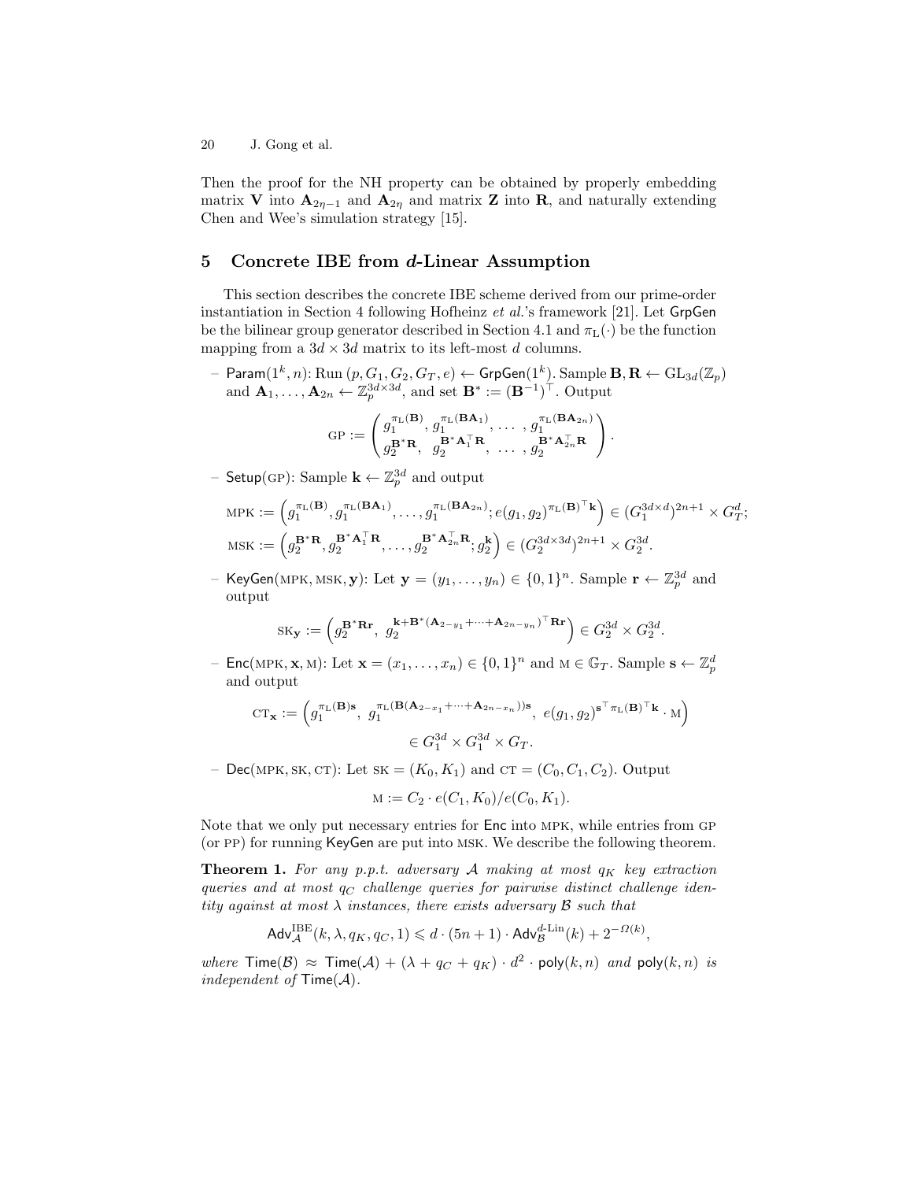Then the proof for the NH property can be obtained by properly embedding matrix $\mathbf{V}$ into $\mathbf{A}_{2\eta-1}$ and $\mathbf{A}_{2\eta}$ and matrix $\mathbf{Z}$ into $\mathbf{R}$, and naturally extending Chen and Wee's simulation strategy [15].

## 5 Concrete IBE from $d$-Linear Assumption

This section describes the concrete IBE scheme derived from our prime-order instantiation in Section 4 following Hofheinz *et al.*'s framework [21]. Let $\mathsf{GrpGen}$ be the bilinear group generator described in Section 4.1 and $\pi_{\mathrm{L}}(\cdot)$ be the function mapping from a $3d \times 3d$ matrix to its left-most $d$ columns.

– $\mathsf{Param}(1^k, n)$: Run $(p, G_1, G_2, G_T, e) \leftarrow \mathsf{GrpGen}(1^k)$. Sample $\mathbf{B}, \mathbf{R} \leftarrow \mathrm{GL}_{3d}(\mathbb{Z}_p)$ and $\mathbf{A}_1, \ldots, \mathbf{A}_{2n} \leftarrow \mathbb{Z}_p^{3d \times 3d}$, and set $\mathbf{B}^* := (\mathbf{B}^{-1})^\top$. Output

$$\mathrm{GP} := \begin{pmatrix} g_1^{\pi_{\mathrm{L}}(\mathbf{B})}, g_1^{\pi_{\mathrm{L}}(\mathbf{B}\mathbf{A}_1)}, \ldots, g_1^{\pi_{\mathrm{L}}(\mathbf{B}\mathbf{A}_{2n})} \\ g_2^{\mathbf{B}^*\mathbf{R}}, \ g_2^{\mathbf{B}^*\mathbf{A}_1^\top \mathbf{R}}, \ \ldots, g_2^{\mathbf{B}^*\mathbf{A}_{2n}^\top \mathbf{R}} \end{pmatrix}.$$

– $\mathsf{Setup}(\mathrm{GP})$: Sample $\mathbf{k} \leftarrow \mathbb{Z}_p^{3d}$ and output

$$\mathrm{MPK} := \left(g_1^{\pi_{\mathrm{L}}(\mathbf{B})}, g_1^{\pi_{\mathrm{L}}(\mathbf{B}\mathbf{A}_1)}, \ldots, g_1^{\pi_{\mathrm{L}}(\mathbf{B}\mathbf{A}_{2n})}; e(g_1, g_2)^{\pi_{\mathrm{L}}(\mathbf{B})^\top \mathbf{k}}\right) \in (G_1^{3d \times d})^{2n+1} \times G_T^d;$$

$$\mathrm{MSK} := \left(g_2^{\mathbf{B}^*\mathbf{R}}, g_2^{\mathbf{B}^*\mathbf{A}_1^\top \mathbf{R}}, \ldots, g_2^{\mathbf{B}^*\mathbf{A}_{2n}^\top \mathbf{R}}; g_2^{\mathbf{k}}\right) \in (G_2^{3d \times 3d})^{2n+1} \times G_2^{3d}.$$

– $\mathsf{KeyGen}(\mathrm{MPK}, \mathrm{MSK}, \mathbf{y})$: Let $\mathbf{y} = (y_1, \ldots, y_n) \in \{0,1\}^n$. Sample $\mathbf{r} \leftarrow \mathbb{Z}_p^{3d}$ and output

$$\mathrm{SK}_{\mathbf{y}} := \left(g_2^{\mathbf{B}^*\mathbf{R}\mathbf{r}}, \ g_2^{\mathbf{k} + \mathbf{B}^*(\mathbf{A}_{2-y_1} + \cdots + \mathbf{A}_{2n-y_n})^\top \mathbf{R}\mathbf{r}}\right) \in G_2^{3d} \times G_2^{3d}.$$

– $\mathsf{Enc}(\mathrm{MPK}, \mathbf{x}, \mathrm{M})$: Let $\mathbf{x} = (x_1, \ldots, x_n) \in \{0,1\}^n$ and $\mathrm{M} \in \mathbb{G}_T$. Sample $\mathbf{s} \leftarrow \mathbb{Z}_p^d$ and output

$$\mathrm{CT}_{\mathbf{x}} := \left(g_1^{\pi_{\mathrm{L}}(\mathbf{B})\mathbf{s}}, \ g_1^{\pi_{\mathrm{L}}(\mathbf{B}(\mathbf{A}_{2-x_1} + \cdots + \mathbf{A}_{2n-x_n}))\mathbf{s}}, \ e(g_1, g_2)^{\mathbf{s}^\top \pi_{\mathrm{L}}(\mathbf{B})^\top \mathbf{k}} \cdot \mathrm{M}\right)$$
$$\in G_1^{3d} \times G_1^{3d} \times G_T.$$

– $\mathsf{Dec}(\mathrm{MPK}, \mathrm{SK}, \mathrm{CT})$: Let $\mathrm{SK} = (K_0, K_1)$ and $\mathrm{CT} = (C_0, C_1, C_2)$. Output

$$\mathrm{M} := C_2 \cdot e(C_1, K_0)/e(C_0, K_1).$$

Note that we only put necessary entries for $\mathsf{Enc}$ into MPK, while entries from GP (or PP) for running $\mathsf{KeyGen}$ are put into MSK. We describe the following theorem.

**Theorem 1.** *For any p.p.t. adversary $\mathcal{A}$ making at most $q_K$ key extraction queries and at most $q_C$ challenge queries for pairwise distinct challenge identity against at most $\lambda$ instances, there exists adversary $\mathcal{B}$ such that*

$$\mathsf{Adv}_{\mathcal{A}}^{\mathrm{IBE}}(k, \lambda, q_K, q_C, 1) \leqslant d \cdot (5n+1) \cdot \mathsf{Adv}_{\mathcal{B}}^{d\text{-Lin}}(k) + 2^{-\Omega(k)},$$

*where $\mathsf{Time}(\mathcal{B}) \approx \mathsf{Time}(\mathcal{A}) + (\lambda + q_C + q_K) \cdot d^2 \cdot \mathsf{poly}(k, n)$ and $\mathsf{poly}(k, n)$ is independent of $\mathsf{Time}(\mathcal{A})$.*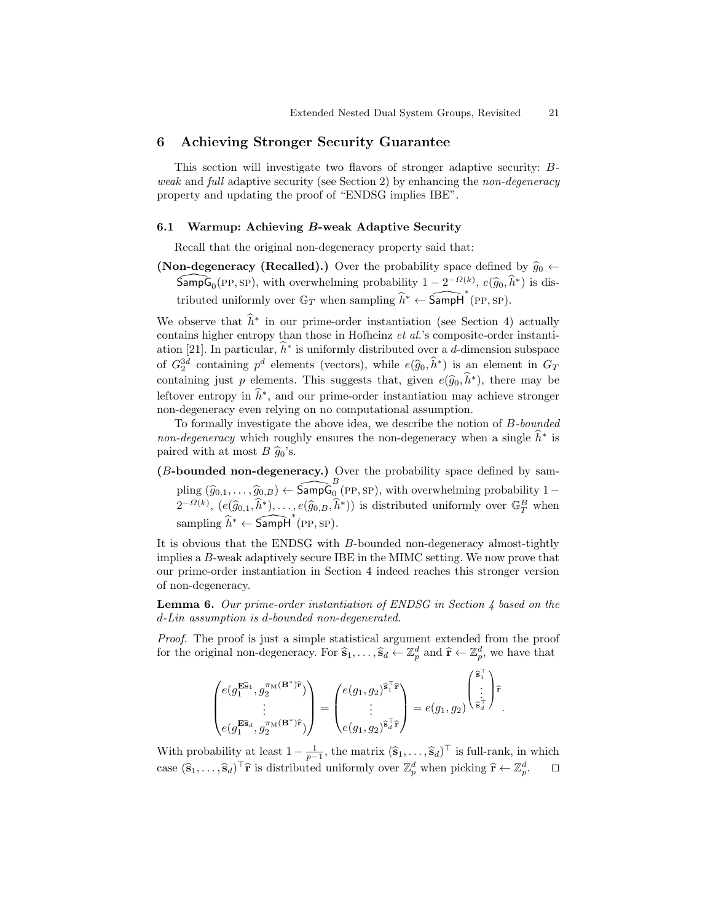## 6 Achieving Stronger Security Guarantee

This section will investigate two flavors of stronger adaptive security: $B$-*weak* and *full* adaptive security (see Section 2) by enhancing the *non-degeneracy* property and updating the proof of "ENDSG implies IBE".

### 6.1 Warmup: Achieving $B$-weak Adaptive Security

Recall that the original non-degeneracy property said that:

**(Non-degeneracy (Recalled).)** Over the probability space defined by $\widehat{g}_0 \leftarrow \widehat{\mathsf{SampG}}_0(\text{PP}, \text{SP})$, with overwhelming probability $1 - 2^{-\Omega(k)}$, $e(\widehat{g}_0, \widehat{h}^*)$ is distributed uniformly over $\mathbb{G}_T$ when sampling $\widehat{h}^* \leftarrow \widehat{\mathsf{SampH}}^*(\text{PP}, \text{SP})$.

We observe that $\widehat{h}^*$ in our prime-order instantiation (see Section 4) actually contains higher entropy than those in Hofheinz *et al.*'s composite-order instantiation [21]. In particular, $\widehat{h}^*$ is uniformly distributed over a $d$-dimension subspace of $G_2^{3d}$ containing $p^d$ elements (vectors), while $e(\widehat{g}_0, \widehat{h}^*)$ is an element in $G_T$ containing just $p$ elements. This suggests that, given $e(\widehat{g}_0, \widehat{h}^*)$, there may be leftover entropy in $\widehat{h}^*$, and our prime-order instantiation may achieve stronger non-degeneracy even relying on no computational assumption.

To formally investigate the above idea, we describe the notion of $B$-*bounded non-degeneracy* which roughly ensures the non-degeneracy when a single $\widehat{h}^*$ is paired with at most $B$ $\widehat{g}_0$'s.

**($B$-bounded non-degeneracy.)** Over the probability space defined by sampling $(\widehat{g}_{0,1}, \ldots, \widehat{g}_{0,B}) \leftarrow \widehat{\mathsf{SampG}}_0^{\,B}(\text{PP}, \text{SP})$, with overwhelming probability $1 - 2^{-\Omega(k)}$, $(e(\widehat{g}_{0,1}, \widehat{h}^*), \ldots, e(\widehat{g}_{0,B}, \widehat{h}^*))$ is distributed uniformly over $\mathbb{G}_T^B$ when sampling $\widehat{h}^* \leftarrow \widehat{\mathsf{SampH}}^*(\text{PP}, \text{SP})$.

It is obvious that the ENDSG with $B$-bounded non-degeneracy almost-tightly implies a $B$-weak adaptively secure IBE in the MIMC setting. We now prove that our prime-order instantiation in Section 4 indeed reaches this stronger version of non-degeneracy.

**Lemma 6.** *Our prime-order instantiation of ENDSG in Section 4 based on the $d$-Lin assumption is $d$-bounded non-degenerated.*

*Proof.* The proof is just a simple statistical argument extended from the proof for the original non-degeneracy. For $\widehat{\mathbf{s}}_1, \ldots, \widehat{\mathbf{s}}_d \leftarrow \mathbb{Z}_p^d$ and $\widehat{\mathbf{r}} \leftarrow \mathbb{Z}_p^d$, we have that

$$\begin{pmatrix} e(g_1^{\mathbf{E}\widehat{\mathbf{s}}_1}, g_2^{\pi_{\mathrm{M}}(\mathbf{B}^*)\widehat{\mathbf{r}}}) \\ \vdots \\ e(g_1^{\mathbf{E}\widehat{\mathbf{s}}_d}, g_2^{\pi_{\mathrm{M}}(\mathbf{B}^*)\widehat{\mathbf{r}}}) \end{pmatrix} = \begin{pmatrix} e(g_1, g_2)^{\widehat{\mathbf{s}}_1^\top \widehat{\mathbf{r}}} \\ \vdots \\ e(g_1, g_2)^{\widehat{\mathbf{s}}_d^\top \widehat{\mathbf{r}}} \end{pmatrix} = e(g_1, g_2)^{\begin{pmatrix} \widehat{\mathbf{s}}_1^\top \\ \vdots \\ \widehat{\mathbf{s}}_d^\top \end{pmatrix} \widehat{\mathbf{r}}}.$$

With probability at least $1 - \frac{1}{p-1}$, the matrix $(\widehat{\mathbf{s}}_1, \ldots, \widehat{\mathbf{s}}_d)^\top$ is full-rank, in which case $(\widehat{\mathbf{s}}_1, \ldots, \widehat{\mathbf{s}}_d)^\top \widehat{\mathbf{r}}$ is distributed uniformly over $\mathbb{Z}_p^d$ when picking $\widehat{\mathbf{r}} \leftarrow \mathbb{Z}_p^d$. $\square$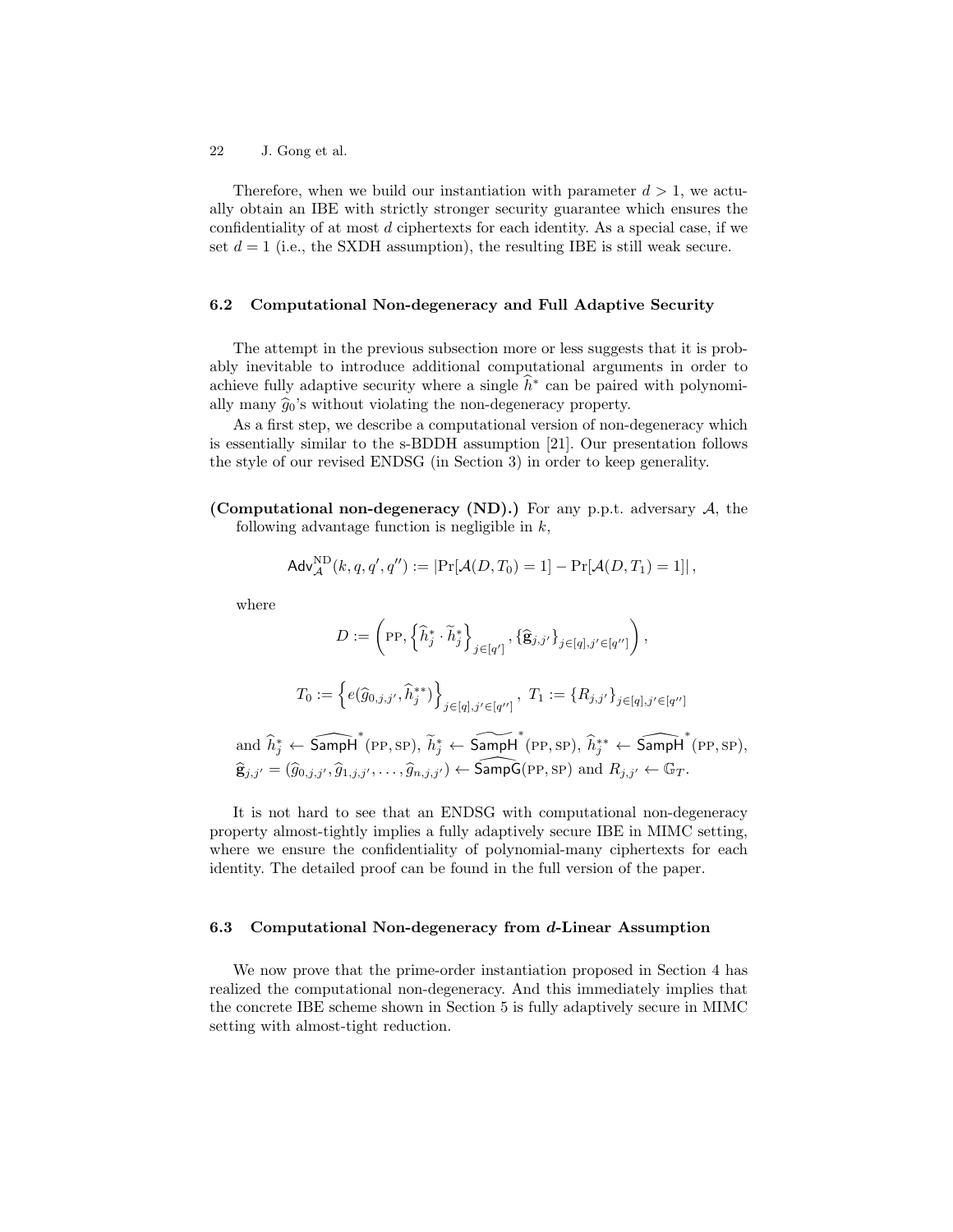Therefore, when we build our instantiation with parameter $d > 1$, we actually obtain an IBE with strictly stronger security guarantee which ensures the confidentiality of at most $d$ ciphertexts for each identity. As a special case, if we set $d = 1$ (i.e., the SXDH assumption), the resulting IBE is still weak secure.

### 6.2 Computational Non-degeneracy and Full Adaptive Security

The attempt in the previous subsection more or less suggests that it is probably inevitable to introduce additional computational arguments in order to achieve fully adaptive security where a single $\widehat{h}^*$ can be paired with polynomially many $\widehat{g}_0$'s without violating the non-degeneracy property.

As a first step, we describe a computational version of non-degeneracy which is essentially similar to the s-BDDH assumption [21]. Our presentation follows the style of our revised ENDSG (in Section 3) in order to keep generality.

**(Computational non-degeneracy (ND).)** For any p.p.t. adversary $\mathcal{A}$, the following advantage function is negligible in $k$,

$$\mathsf{Adv}_{\mathcal{A}}^{\mathrm{ND}}(k, q, q', q'') := |\Pr[\mathcal{A}(D, T_0) = 1] - \Pr[\mathcal{A}(D, T_1) = 1]|,$$

where

$$D := \left(\mathrm{PP}, \left\{\widehat{h}_j^* \cdot \widetilde{h}_j^*\right\}_{j \in [q']}, \{\widehat{\mathbf{g}}_{j,j'}\}_{j \in [q], j' \in [q'']}\right),$$

$$T_0 := \left\{e(\widehat{g}_{0,j,j'}, \widehat{h}_j^{**})\right\}_{j \in [q], j' \in [q'']},\ T_1 := \{R_{j,j'}\}_{j \in [q], j' \in [q'']}$$

and $\widehat{h}_j^* \leftarrow \widehat{\mathsf{SampH}}^*(\mathrm{PP}, \mathrm{SP})$, $\widetilde{h}_j^* \leftarrow \widetilde{\mathsf{SampH}}^*(\mathrm{PP}, \mathrm{SP})$, $\widehat{h}_j^{**} \leftarrow \widehat{\mathsf{SampH}}^*(\mathrm{PP}, \mathrm{SP})$, $\widehat{\mathbf{g}}_{j,j'} = (\widehat{g}_{0,j,j'}, \widehat{g}_{1,j,j'}, \ldots, \widehat{g}_{n,j,j'}) \leftarrow \widehat{\mathsf{SampG}}(\mathrm{PP}, \mathrm{SP})$ and $R_{j,j'} \leftarrow \mathbb{G}_T$.

It is not hard to see that an ENDSG with computational non-degeneracy property almost-tightly implies a fully adaptively secure IBE in MIMC setting, where we ensure the confidentiality of polynomial-many ciphertexts for each identity. The detailed proof can be found in the full version of the paper.

### 6.3 Computational Non-degeneracy from $d$-Linear Assumption

We now prove that the prime-order instantiation proposed in Section 4 has realized the computational non-degeneracy. And this immediately implies that the concrete IBE scheme shown in Section 5 is fully adaptively secure in MIMC setting with almost-tight reduction.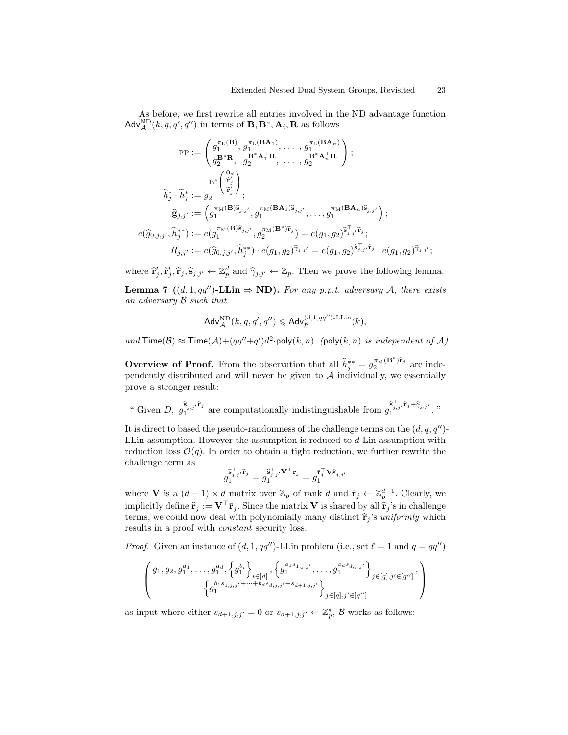As before, we first rewrite all entries involved in the ND advantage function $\mathsf{Adv}^{\mathrm{ND}}_{\mathcal{A}}(k, q, q', q'')$ in terms of $\mathbf{B}, \mathbf{B}^*, \mathbf{A}_i, \mathbf{R}$ as follows

$$
\begin{aligned}
\text{PP} &:= \begin{pmatrix} g_1^{\pi_{\mathrm{L}}(\mathbf{B})}, g_1^{\pi_{\mathrm{L}}(\mathbf{B}\mathbf{A}_1)}, \ldots, g_1^{\pi_{\mathrm{L}}(\mathbf{B}\mathbf{A}_n)} \\ g_2^{\mathbf{B}^*\mathbf{R}}, \; g_2^{\mathbf{B}^*\mathbf{A}_1^\top\mathbf{R}}, \; \ldots, \; g_2^{\mathbf{B}^*\mathbf{A}_n^\top\mathbf{R}} \end{pmatrix}; \\
\widehat{h}_j^* \cdot \widetilde{h}_j^* &:= g_2^{\mathbf{B}^*\begin{pmatrix} \mathbf{0}_d \\ \widehat{\mathbf{r}}_j' \\ \widetilde{\mathbf{r}}_j' \end{pmatrix}}; \\
\widehat{\mathbf{g}}_{j,j'} &:= \left( g_1^{\pi_{\mathrm{M}}(\mathbf{B})\widehat{\mathbf{s}}_{j,j'}}, g_1^{\pi_{\mathrm{M}}(\mathbf{B}\mathbf{A}_1)\widehat{\mathbf{s}}_{j,j'}}, \ldots, g_1^{\pi_{\mathrm{M}}(\mathbf{B}\mathbf{A}_n)\widehat{\mathbf{s}}_{j,j'}} \right); \\
e(\widehat{g}_{0,j,j'}, \widehat{h}_j^{**}) &:= e(g_1^{\pi_{\mathrm{M}}(\mathbf{B})\widehat{\mathbf{s}}_{j,j'}}, g_2^{\pi_{\mathrm{M}}(\mathbf{B}^*)\widehat{\mathbf{r}}_j}) = e(g_1, g_2)^{\widehat{\mathbf{s}}_{j,j'}^\top \widehat{\mathbf{r}}_j}; \\
R_{j,j'} &:= e(\widehat{g}_{0,j,j'}, \widehat{h}_j^{**}) \cdot e(g_1, g_2)^{\widehat{\gamma}_{j,j'}} = e(g_1, g_2)^{\widehat{\mathbf{s}}_{j,j'}^\top \widehat{\mathbf{r}}_j} \cdot e(g_1, g_2)^{\widehat{\gamma}_{j,j'}};
\end{aligned}
$$

where $\widehat{\mathbf{r}}_j', \widetilde{\mathbf{r}}_j', \widehat{\mathbf{r}}_j, \widehat{\mathbf{s}}_{j,j'} \leftarrow \mathbb{Z}_p^d$ and $\widehat{\gamma}_{j,j'} \leftarrow \mathbb{Z}_p$. Then we prove the following lemma.

**Lemma 7** (**$(d, 1, qq'')$-LLin $\Rightarrow$ ND**)**.** *For any p.p.t. adversary $\mathcal{A}$, there exists an adversary $\mathcal{B}$ such that*

$$\mathsf{Adv}^{\mathrm{ND}}_{\mathcal{A}}(k, q, q', q'') \leqslant \mathsf{Adv}^{(d,1,qq'')\text{-LLin}}_{\mathcal{B}}(k),$$

*and* $\mathsf{Time}(\mathcal{B}) \approx \mathsf{Time}(\mathcal{A}) + (qq''+q')d^2 \cdot \mathsf{poly}(k, n)$. *($\mathsf{poly}(k, n)$ is independent of $\mathcal{A}$)*

**Overview of Proof.** From the observation that all $\widehat{h}_j^{**} = g_2^{\pi_{\mathrm{M}}(\mathbf{B}^*)\widehat{\mathbf{r}}_j}$ are independently distributed and will never be given to $\mathcal{A}$ individually, we essentially prove a stronger result:

" Given $D$, $g_1^{\widehat{\mathbf{s}}_{j,j'}^\top \widehat{\mathbf{r}}_j}$ are computationally indistinguishable from $g_1^{\widehat{\mathbf{s}}_{j,j'}^\top \widehat{\mathbf{r}}_j + \widehat{\gamma}_{j,j'}}$. "

It is direct to based the pseudo-randomness of the challenge terms on the $(d, q, q'')$-LLin assumption. However the assumption is reduced to $d$-Lin assumption with reduction loss $\mathcal{O}(q)$. In order to obtain a tight reduction, we further rewrite the challenge term as

$$g_1^{\widehat{\mathbf{s}}_{j,j'}^\top \widehat{\mathbf{r}}_j} = g_1^{\widehat{\mathbf{s}}_{j,j'}^\top \mathbf{V}^\top \bar{\mathbf{r}}_j} = g_1^{\bar{\mathbf{r}}_j^\top \mathbf{V} \widehat{\mathbf{s}}_{j,j'}}$$

where $\mathbf{V}$ is a $(d+1) \times d$ matrix over $\mathbb{Z}_p$ of rank $d$ and $\bar{\mathbf{r}}_j \leftarrow \mathbb{Z}_p^{d+1}$. Clearly, we implicitly define $\widehat{\mathbf{r}}_j := \mathbf{V}^\top \bar{\mathbf{r}}_j$. Since the matrix $\mathbf{V}$ is shared by all $\widehat{\mathbf{r}}_j$'s in challenge terms, we could now deal with polynomially many distinct $\widehat{\mathbf{r}}_j$'s *uniformly* which results in a proof with *constant* security loss.

*Proof.* Given an instance of $(d, 1, qq'')$-LLin problem (i.e., set $\ell = 1$ and $q = qq''$)

$$\begin{pmatrix} g_1, g_2, g_1^{a_1}, \ldots, g_1^{a_d}, \left\{ g_1^{b_i} \right\}_{i \in [d]}, \left\{ g_1^{a_1 s_{1,j,j'}}, \ldots, g_1^{a_d s_{d,j,j'}} \right\}_{j \in [q], j' \in [q'']}, \\ \left\{ g_1^{b_1 s_{1,j,j'} + \cdots + b_d s_{d,j,j'} + s_{d+1,j,j'}} \right\}_{j \in [q], j' \in [q'']} \end{pmatrix}$$

as input where either $s_{d+1,j,j'} = 0$ or $s_{d+1,j,j'} \leftarrow \mathbb{Z}_p^*$, $\mathcal{B}$ works as follows: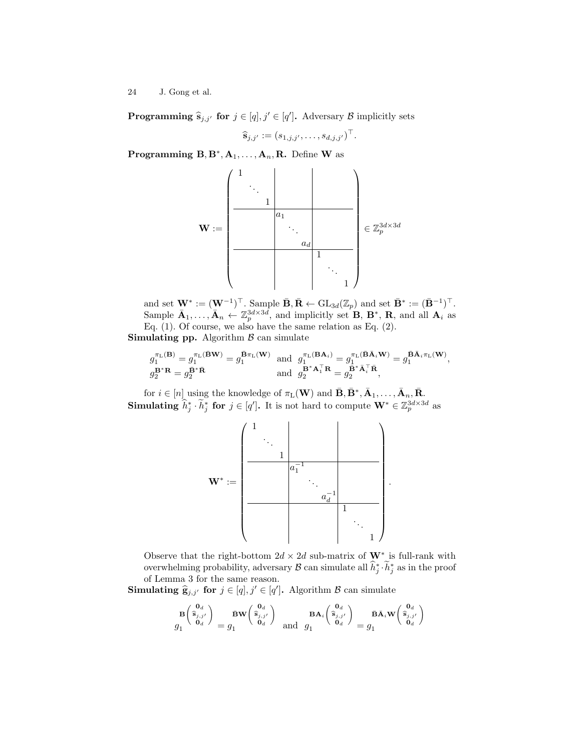**Programming $\widehat{\mathbf{s}}_{j,j'}$ for $j \in [q], j' \in [q']$.** Adversary $\mathcal{B}$ implicitly sets

$$\widehat{\mathbf{s}}_{j,j'} := (s_{1,j,j'}, \ldots, s_{d,j,j'})^\top.$$

**Programming $\mathbf{B}, \mathbf{B}^*, \mathbf{A}_1, \ldots, \mathbf{A}_n, \mathbf{R}$.** Define $\mathbf{W}$ as

$$\mathbf{W} := \left(\begin{array}{ccc|ccc|ccc} 1 & & & & & & & & \\ & \ddots & & & & & & & \\ & & 1 & & & & & & \\ \hline & & & a_1 & & & & & \\ & & & & \ddots & & & & \\ & & & & & a_d & & & \\ \hline & & & & & & 1 & & \\ & & & & & & & \ddots & \\ & & & & & & & & 1 \end{array}\right) \in \mathbb{Z}_p^{3d \times 3d}$$

and set $\mathbf{W}^* := (\mathbf{W}^{-1})^\top$. Sample $\bar{\mathbf{B}}, \bar{\mathbf{R}} \leftarrow \mathrm{GL}_{3d}(\mathbb{Z}_p)$ and set $\bar{\mathbf{B}}^* := (\bar{\mathbf{B}}^{-1})^\top$. Sample $\bar{\mathbf{A}}_1, \ldots, \bar{\mathbf{A}}_n \leftarrow \mathbb{Z}_p^{3d \times 3d}$, and implicitly set $\mathbf{B}$, $\mathbf{B}^*$, $\mathbf{R}$, and all $\mathbf{A}_i$ as Eq. (1). Of course, we also have the same relation as Eq. (2).

**Simulating pp.** Algorithm $\mathcal{B}$ can simulate

$$g_1^{\pi_{\mathrm{L}}(\mathbf{B})} = g_1^{\pi_{\mathrm{L}}(\bar{\mathbf{B}}\mathbf{W})} = g_1^{\bar{\mathbf{B}}\pi_{\mathrm{L}}(\mathbf{W})} \quad \text{and} \quad g_1^{\pi_{\mathrm{L}}(\mathbf{B}\mathbf{A}_i)} = g_1^{\pi_{\mathrm{L}}(\bar{\mathbf{B}}\bar{\mathbf{A}}_i\mathbf{W})} = g_1^{\bar{\mathbf{B}}\bar{\mathbf{A}}_i\pi_{\mathrm{L}}(\mathbf{W})},$$
$$g_2^{\mathbf{B}^*\mathbf{R}} = g_2^{\bar{\mathbf{B}}^*\bar{\mathbf{R}}} \quad \text{and} \quad g_2^{\mathbf{B}^*\mathbf{A}_i^\top\mathbf{R}} = g_2^{\bar{\mathbf{B}}^*\bar{\mathbf{A}}_i^\top\bar{\mathbf{R}}},$$

for $i \in [n]$ using the knowledge of $\pi_{\mathrm{L}}(\mathbf{W})$ and $\bar{\mathbf{B}}, \bar{\mathbf{B}}^*, \bar{\mathbf{A}}_1, \ldots, \bar{\mathbf{A}}_n, \bar{\mathbf{R}}$.

**Simulating $\widehat{h}_j^* \cdot \widetilde{h}_j^*$ for $j \in [q']$.** It is not hard to compute $\mathbf{W}^* \in \mathbb{Z}_p^{3d \times 3d}$ as

$$\mathbf{W}^* := \left(\begin{array}{ccc|ccc|ccc} 1 & & & & & & & & \\ & \ddots & & & & & & & \\ & & 1 & & & & & & \\ \hline & & & a_1^{-1} & & & & & \\ & & & & \ddots & & & & \\ & & & & & a_d^{-1} & & & \\ \hline & & & & & & 1 & & \\ & & & & & & & \ddots & \\ & & & & & & & & 1 \end{array}\right).$$

Observe that the right-bottom $2d \times 2d$ sub-matrix of $\mathbf{W}^*$ is full-rank with overwhelming probability, adversary $\mathcal{B}$ can simulate all $\widehat{h}_j^* \cdot \widetilde{h}_j^*$ as in the proof of Lemma 3 for the same reason.

**Simulating $\widehat{\mathbf{g}}_{j,j'}$ for $j \in [q], j' \in [q']$.** Algorithm $\mathcal{B}$ can simulate

$$g_1^{\mathbf{B}\begin{pmatrix}\mathbf{0}_d \\ \widehat{\mathbf{s}}_{j,j'} \\ \mathbf{0}_d\end{pmatrix}} = g_1^{\bar{\mathbf{B}}\mathbf{W}\begin{pmatrix}\mathbf{0}_d \\ \widehat{\mathbf{s}}_{j,j'} \\ \mathbf{0}_d\end{pmatrix}} \quad \text{and} \quad g_1^{\mathbf{B}\mathbf{A}_i\begin{pmatrix}\mathbf{0}_d \\ \widehat{\mathbf{s}}_{j,j'} \\ \mathbf{0}_d\end{pmatrix}} = g_1^{\bar{\mathbf{B}}\bar{\mathbf{A}}_i\mathbf{W}\begin{pmatrix}\mathbf{0}_d \\ \widehat{\mathbf{s}}_{j,j'} \\ \mathbf{0}_d\end{pmatrix}}$$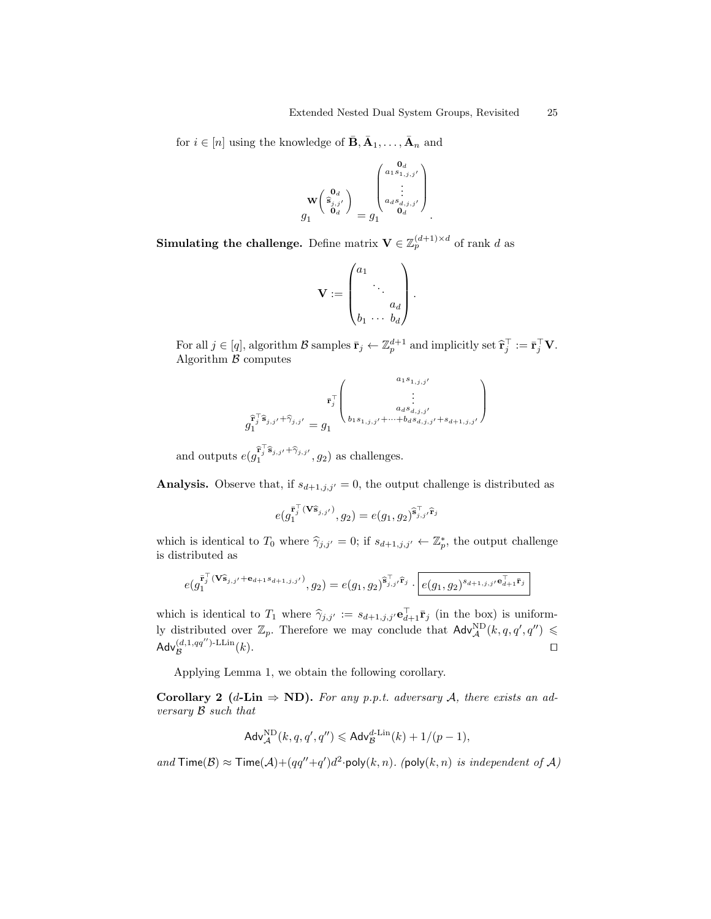for $i \in [n]$ using the knowledge of $\bar{\mathbf{B}}, \bar{\mathbf{A}}_1, \ldots, \bar{\mathbf{A}}_n$ and

$$g_1^{\mathbf{W}\begin{pmatrix} \mathbf{0}_d \\ \widehat{\mathbf{s}}_{j,j'} \\ \mathbf{0}_d \end{pmatrix}} = g_1^{\begin{pmatrix} \mathbf{0}_d \\ a_1 s_{1,j,j'} \\ \vdots \\ a_d s_{d,j,j'} \\ \mathbf{0}_d \end{pmatrix}}.$$

**Simulating the challenge.** Define matrix $\mathbf{V} \in \mathbb{Z}_p^{(d+1)\times d}$ of rank $d$ as

$$\mathbf{V} := \begin{pmatrix} a_1 & & \\ & \ddots & \\ & & a_d \\ b_1 & \cdots & b_d \end{pmatrix}.$$

For all $j \in [q]$, algorithm $\mathcal{B}$ samples $\bar{\mathbf{r}}_j \leftarrow \mathbb{Z}_p^{d+1}$ and implicitly set $\widehat{\mathbf{r}}_j^\top := \bar{\mathbf{r}}_j^\top \mathbf{V}$. Algorithm $\mathcal{B}$ computes

$$g_1^{\widehat{\mathbf{r}}_j^\top \widehat{\mathbf{s}}_{j,j'} + \widehat{\gamma}_{j,j'}} = g_1^{\bar{\mathbf{r}}_j^\top \begin{pmatrix} a_1 s_{1,j,j'} \\ \vdots \\ a_d s_{d,j,j'} \\ b_1 s_{1,j,j'} + \cdots + b_d s_{d,j,j'} + s_{d+1,j,j'} \end{pmatrix}}$$

and outputs $e(g_1^{\widehat{\mathbf{r}}_j^\top \widehat{\mathbf{s}}_{j,j'} + \widehat{\gamma}_{j,j'}}, g_2)$ as challenges.

**Analysis.** Observe that, if $s_{d+1,j,j'} = 0$, the output challenge is distributed as

$$e(g_1^{\bar{\mathbf{r}}_j^\top (\mathbf{V}\widehat{\mathbf{s}}_{j,j'})}, g_2) = e(g_1, g_2)^{\widehat{\mathbf{s}}_{j,j'}^\top \widehat{\mathbf{r}}_j}$$

which is identical to $T_0$ where $\widehat{\gamma}_{j,j'} = 0$; if $s_{d+1,j,j'} \leftarrow \mathbb{Z}_p^*$, the output challenge is distributed as

$$e(g_1^{\bar{\mathbf{r}}_j^\top (\mathbf{V}\widehat{\mathbf{s}}_{j,j'} + \mathbf{e}_{d+1} s_{d+1,j,j'})}, g_2) = e(g_1, g_2)^{\widehat{\mathbf{s}}_{j,j'}^\top \widehat{\mathbf{r}}_j} \cdot \boxed{e(g_1, g_2)^{s_{d+1,j,j'} \mathbf{e}_{d+1}^\top \bar{\mathbf{r}}_j}}$$

which is identical to $T_1$ where $\widehat{\gamma}_{j,j'} := s_{d+1,j,j'} \mathbf{e}_{d+1}^\top \bar{\mathbf{r}}_j$ (in the box) is uniformly distributed over $\mathbb{Z}_p$. Therefore we may conclude that $\mathsf{Adv}_{\mathcal{A}}^{\mathrm{ND}}(k, q, q', q'') \leqslant \mathsf{Adv}_{\mathcal{B}}^{(d,1,qq'')\text{-LLin}}(k)$. $\square$

Applying Lemma 1, we obtain the following corollary.

**Corollary 2 ($d$-Lin $\Rightarrow$ ND).** *For any p.p.t. adversary $\mathcal{A}$, there exists an adversary $\mathcal{B}$ such that*

$$\mathsf{Adv}_{\mathcal{A}}^{\mathrm{ND}}(k, q, q', q'') \leqslant \mathsf{Adv}_{\mathcal{B}}^{d\text{-Lin}}(k) + 1/(p-1),$$

*and* $\mathsf{Time}(\mathcal{B}) \approx \mathsf{Time}(\mathcal{A}) + (qq'' + q')d^2 \cdot \mathsf{poly}(k, n)$. *($\mathsf{poly}(k, n)$ is independent of $\mathcal{A}$)*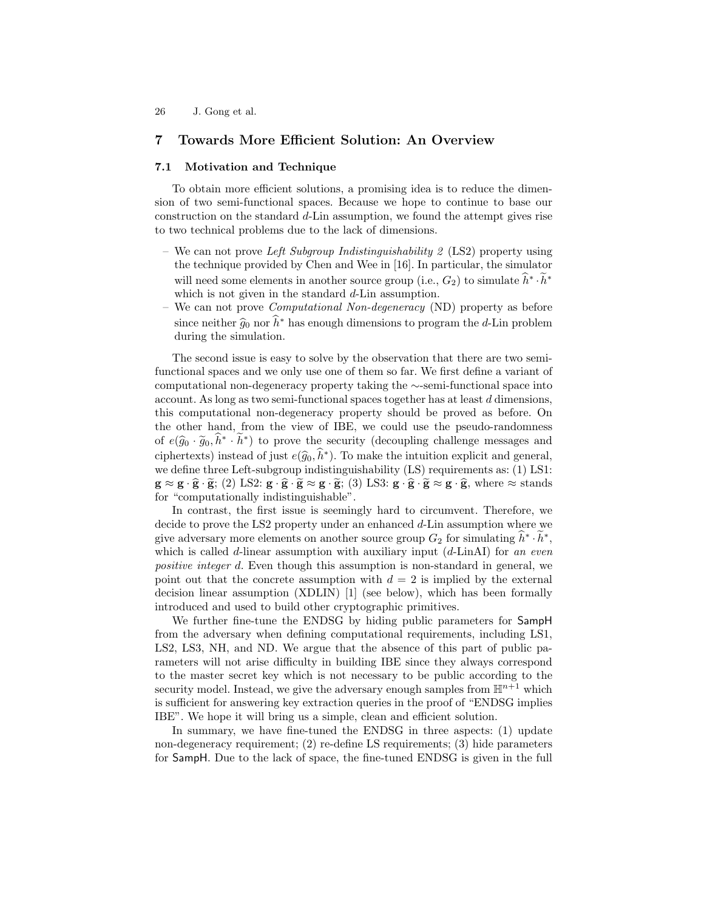## 7 Towards More Efficient Solution: An Overview

### 7.1 Motivation and Technique

To obtain more efficient solutions, a promising idea is to reduce the dimension of two semi-functional spaces. Because we hope to continue to base our construction on the standard $d$-Lin assumption, we found the attempt gives rise to two technical problems due to the lack of dimensions.

- We can not prove *Left Subgroup Indistinguishability 2* (LS2) property using the technique provided by Chen and Wee in [16]. In particular, the simulator will need some elements in another source group (i.e., $G_2$) to simulate $\widehat{h}^* \cdot \widetilde{h}^*$ which is not given in the standard $d$-Lin assumption.
- We can not prove *Computational Non-degeneracy* (ND) property as before since neither $\widehat{g}_0$ nor $\widehat{h}^*$ has enough dimensions to program the $d$-Lin problem during the simulation.

The second issue is easy to solve by the observation that there are two semi-functional spaces and we only use one of them so far. We first define a variant of computational non-degeneracy property taking the $\sim$-semi-functional space into account. As long as two semi-functional spaces together has at least $d$ dimensions, this computational non-degeneracy property should be proved as before. On the other hand, from the view of IBE, we could use the pseudo-randomness of $e(\widehat{g}_0 \cdot \widetilde{g}_0, \widehat{h}^* \cdot \widetilde{h}^*)$ to prove the security (decoupling challenge messages and ciphertexts) instead of just $e(\widehat{g}_0, \widehat{h}^*)$. To make the intuition explicit and general, we define three Left-subgroup indistinguishability (LS) requirements as: (1) LS1: $\mathbf{g} \approx \mathbf{g} \cdot \widehat{\mathbf{g}} \cdot \widetilde{\mathbf{g}}$; (2) LS2: $\mathbf{g} \cdot \widehat{\mathbf{g}} \cdot \widetilde{\mathbf{g}} \approx \mathbf{g} \cdot \widetilde{\mathbf{g}}$; (3) LS3: $\mathbf{g} \cdot \widehat{\mathbf{g}} \cdot \widetilde{\mathbf{g}} \approx \mathbf{g} \cdot \widehat{\mathbf{g}}$, where $\approx$ stands for "computationally indistinguishable".

In contrast, the first issue is seemingly hard to circumvent. Therefore, we decide to prove the LS2 property under an enhanced $d$-Lin assumption where we give adversary more elements on another source group $G_2$ for simulating $\widehat{h}^* \cdot \widetilde{h}^*$, which is called $d$-linear assumption with auxiliary input ($d$-LinAI) for *an even positive integer d*. Even though this assumption is non-standard in general, we point out that the concrete assumption with $d = 2$ is implied by the external decision linear assumption (XDLIN) [1] (see below), which has been formally introduced and used to build other cryptographic primitives.

We further fine-tune the ENDSG by hiding public parameters for SampH from the adversary when defining computational requirements, including LS1, LS2, LS3, NH, and ND. We argue that the absence of this part of public parameters will not arise difficulty in building IBE since they always correspond to the master secret key which is not necessary to be public according to the security model. Instead, we give the adversary enough samples from $\mathbb{H}^{n+1}$ which is sufficient for answering key extraction queries in the proof of "ENDSG implies IBE". We hope it will bring us a simple, clean and efficient solution.

In summary, we have fine-tuned the ENDSG in three aspects: (1) update non-degeneracy requirement; (2) re-define LS requirements; (3) hide parameters for SampH. Due to the lack of space, the fine-tuned ENDSG is given in the full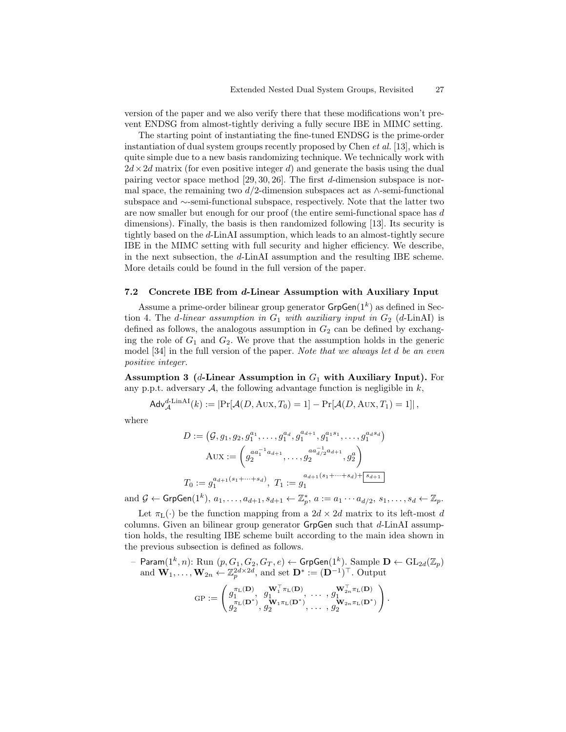version of the paper and we also verify there that these modifications won't prevent ENDSG from almost-tightly deriving a fully secure IBE in MIMC setting.

The starting point of instantiating the fine-tuned ENDSG is the prime-order instantiation of dual system groups recently proposed by Chen *et al.* [13], which is quite simple due to a new basis randomizing technique. We technically work with $2d \times 2d$ matrix (for even positive integer $d$) and generate the basis using the dual pairing vector space method [29, 30, 26]. The first $d$-dimension subspace is normal space, the remaining two $d/2$-dimension subspaces act as $\wedge$-semi-functional subspace and $\sim$-semi-functional subspace, respectively. Note that the latter two are now smaller but enough for our proof (the entire semi-functional space has $d$ dimensions). Finally, the basis is then randomized following [13]. Its security is tightly based on the $d$-LinAI assumption, which leads to an almost-tightly secure IBE in the MIMC setting with full security and higher efficiency. We describe, in the next subsection, the $d$-LinAI assumption and the resulting IBE scheme. More details could be found in the full version of the paper.

### 7.2 Concrete IBE from $d$-Linear Assumption with Auxiliary Input

Assume a prime-order bilinear group generator $\mathsf{GrpGen}(1^k)$ as defined in Section 4. The *$d$-linear assumption in $G_1$ with auxiliary input in $G_2$* ($d$-LinAI) is defined as follows, the analogous assumption in $G_2$ can be defined by exchanging the role of $G_1$ and $G_2$. We prove that the assumption holds in the generic model [34] in the full version of the paper. *Note that we always let $d$ be an even positive integer.*

**Assumption 3 ($d$-Linear Assumption in $G_1$ with Auxiliary Input).** For any p.p.t. adversary $\mathcal{A}$, the following advantage function is negligible in $k$,

$$\mathsf{Adv}_{\mathcal{A}}^{d\text{-LinAI}}(k) := \left|\Pr[\mathcal{A}(D, \text{AUX}, T_0) = 1] - \Pr[\mathcal{A}(D, \text{AUX}, T_1) = 1]\right|,$$

where

$$D := \left(\mathcal{G}, g_1, g_2, g_1^{a_1}, \ldots, g_1^{a_d}, g_1^{a_{d+1}}, g_1^{a_1 s_1}, \ldots, g_1^{a_d s_d}\right)$$
$$\text{AUX} := \left(g_2^{a a_1^{-1} a_{d+1}}, \ldots, g_2^{a a_{d/2}^{-1} a_{d+1}}, g_2^{a}\right)$$
$$T_0 := g_1^{a_{d+1}(s_1 + \cdots + s_d)},\ T_1 := g_1^{a_{d+1}(s_1 + \cdots + s_d) + \boxed{s_{d+1}}}$$

and $\mathcal{G} \leftarrow \mathsf{GrpGen}(1^k)$, $a_1, \ldots, a_{d+1}, s_{d+1} \leftarrow \mathbb{Z}_p^*$, $a := a_1 \cdots a_{d/2}$, $s_1, \ldots, s_d \leftarrow \mathbb{Z}_p$.

Let $\pi_{\mathrm{L}}(\cdot)$ be the function mapping from a $2d \times 2d$ matrix to its left-most $d$ columns. Given an bilinear group generator $\mathsf{GrpGen}$ such that $d$-LinAI assumption holds, the resulting IBE scheme built according to the main idea shown in the previous subsection is defined as follows.

- $\mathsf{Param}(1^k, n)$: Run $(p, G_1, G_2, G_T, e) \leftarrow \mathsf{GrpGen}(1^k)$. Sample $\mathbf{D} \leftarrow \mathrm{GL}_{2d}(\mathbb{Z}_p)$ and $\mathbf{W}_1, \ldots, \mathbf{W}_{2n} \leftarrow \mathbb{Z}_p^{2d \times 2d}$, and set $\mathbf{D}^* := (\mathbf{D}^{-1})^\top$. Output

$$\text{GP} := \begin{pmatrix} g_1^{\pi_{\mathrm{L}}(\mathbf{D})}, & g_1^{\mathbf{W}_1^\top \pi_{\mathrm{L}}(\mathbf{D})}, & \ldots, & g_1^{\mathbf{W}_{2n}^\top \pi_{\mathrm{L}}(\mathbf{D})} \\ g_2^{\pi_{\mathrm{L}}(\mathbf{D}^*)}, & g_2^{\mathbf{W}_1 \pi_{\mathrm{L}}(\mathbf{D}^*)}, & \ldots, & g_2^{\mathbf{W}_{2n} \pi_{\mathrm{L}}(\mathbf{D}^*)} \end{pmatrix}.$$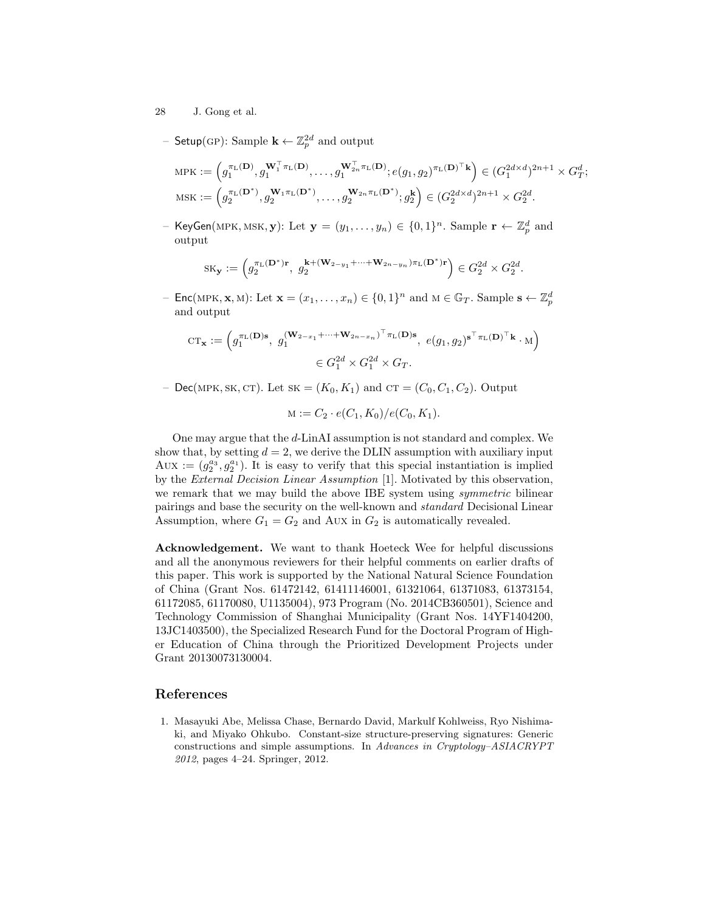– $\mathsf{Setup}(\text{GP})$: Sample $\mathbf{k} \leftarrow \mathbb{Z}_p^{2d}$ and output

$$\text{MPK} := \left( g_1^{\pi_{\text{L}}(\mathbf{D})}, g_1^{\mathbf{W}_1^\top \pi_{\text{L}}(\mathbf{D})}, \ldots, g_1^{\mathbf{W}_{2n}^\top \pi_{\text{L}}(\mathbf{D})}; e(g_1, g_2)^{\pi_{\text{L}}(\mathbf{D})^\top \mathbf{k}} \right) \in (G_1^{2d \times d})^{2n+1} \times G_T^d;$$

$$\text{MSK} := \left( g_2^{\pi_{\text{L}}(\mathbf{D}^*)}, g_2^{\mathbf{W}_1 \pi_{\text{L}}(\mathbf{D}^*)}, \ldots, g_2^{\mathbf{W}_{2n} \pi_{\text{L}}(\mathbf{D}^*)}; g_2^{\mathbf{k}} \right) \in (G_2^{2d \times d})^{2n+1} \times G_2^{2d}.$$

– $\mathsf{KeyGen}(\text{MPK}, \text{MSK}, \mathbf{y})$: Let $\mathbf{y} = (y_1, \ldots, y_n) \in \{0,1\}^n$. Sample $\mathbf{r} \leftarrow \mathbb{Z}_p^d$ and output

$$\text{SK}_{\mathbf{y}} := \left( g_2^{\pi_{\text{L}}(\mathbf{D}^*)\mathbf{r}},\ g_2^{\mathbf{k} + (\mathbf{W}_{2-y_1} + \cdots + \mathbf{W}_{2n-y_n})\pi_{\text{L}}(\mathbf{D}^*)\mathbf{r}} \right) \in G_2^{2d} \times G_2^{2d}.$$

– $\mathsf{Enc}(\text{MPK}, \mathbf{x}, \text{M})$: Let $\mathbf{x} = (x_1, \ldots, x_n) \in \{0,1\}^n$ and $\text{M} \in \mathbb{G}_T$. Sample $\mathbf{s} \leftarrow \mathbb{Z}_p^d$ and output

$$\text{CT}_{\mathbf{x}} := \left( g_1^{\pi_{\text{L}}(\mathbf{D})\mathbf{s}},\ g_1^{(\mathbf{W}_{2-x_1} + \cdots + \mathbf{W}_{2n-x_n})^\top \pi_{\text{L}}(\mathbf{D})\mathbf{s}},\ e(g_1, g_2)^{\mathbf{s}^\top \pi_{\text{L}}(\mathbf{D})^\top \mathbf{k}} \cdot \text{M} \right)$$
$$\in G_1^{2d} \times G_1^{2d} \times G_T.$$

– $\mathsf{Dec}(\text{MPK}, \text{SK}, \text{CT})$. Let $\text{SK} = (K_0, K_1)$ and $\text{CT} = (C_0, C_1, C_2)$. Output

$$\text{M} := C_2 \cdot e(C_1, K_0)/e(C_0, K_1).$$

One may argue that the $d$-LinAI assumption is not standard and complex. We show that, by setting $d = 2$, we derive the DLIN assumption with auxiliary input $\text{AUX} := (g_2^{a_3}, g_2^{a_1})$. It is easy to verify that this special instantiation is implied by the *External Decision Linear Assumption* [1]. Motivated by this observation, we remark that we may build the above IBE system using *symmetric* bilinear pairings and base the security on the well-known and *standard* Decisional Linear Assumption, where $G_1 = G_2$ and AUX in $G_2$ is automatically revealed.

**Acknowledgement.** We want to thank Hoeteck Wee for helpful discussions and all the anonymous reviewers for their helpful comments on earlier drafts of this paper. This work is supported by the National Natural Science Foundation of China (Grant Nos. 61472142, 61411146001, 61321064, 61371083, 61373154, 61172085, 61170080, U1135004), 973 Program (No. 2014CB360501), Science and Technology Commission of Shanghai Municipality (Grant Nos. 14YF1404200, 13JC1403500), the Specialized Research Fund for the Doctoral Program of Higher Education of China through the Prioritized Development Projects under Grant 20130073130004.

## References

1. Masayuki Abe, Melissa Chase, Bernardo David, Markulf Kohlweiss, Ryo Nishimaki, and Miyako Ohkubo. Constant-size structure-preserving signatures: Generic constructions and simple assumptions. In *Advances in Cryptology–ASIACRYPT 2012*, pages 4–24. Springer, 2012.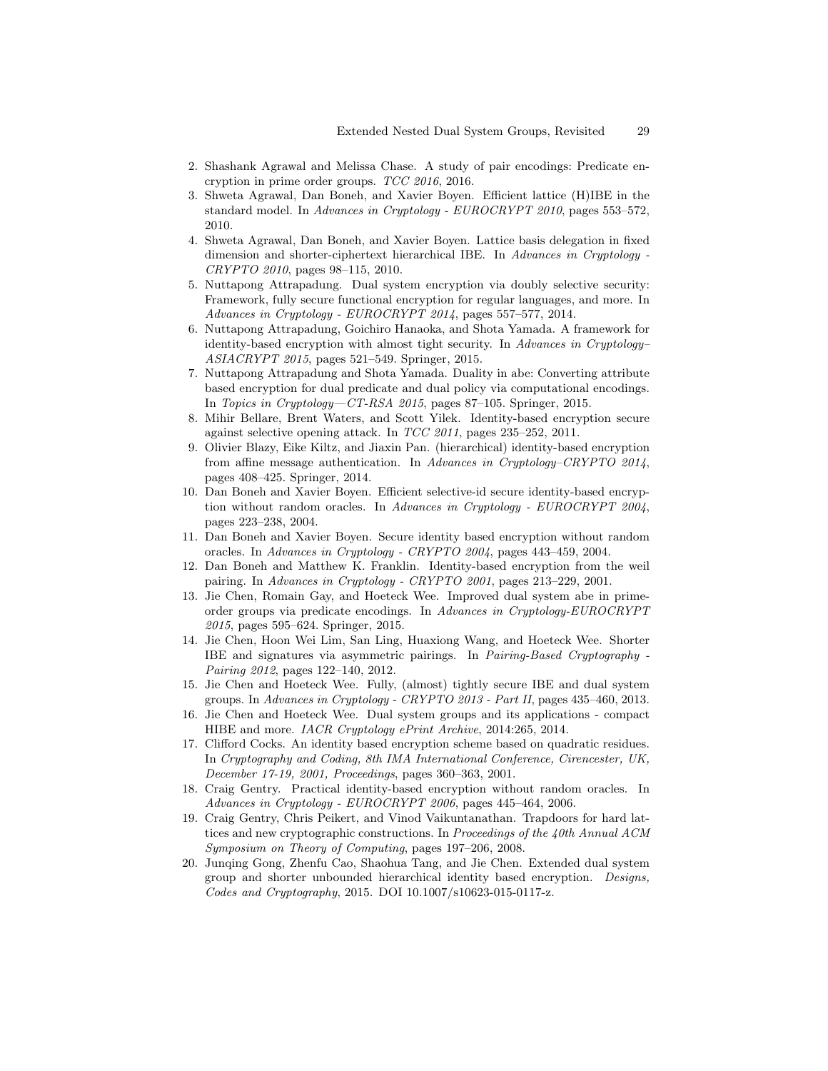2. Shashank Agrawal and Melissa Chase. A study of pair encodings: Predicate encryption in prime order groups. *TCC 2016*, 2016.
3. Shweta Agrawal, Dan Boneh, and Xavier Boyen. Efficient lattice (H)IBE in the standard model. In *Advances in Cryptology - EUROCRYPT 2010*, pages 553–572, 2010.
4. Shweta Agrawal, Dan Boneh, and Xavier Boyen. Lattice basis delegation in fixed dimension and shorter-ciphertext hierarchical IBE. In *Advances in Cryptology - CRYPTO 2010*, pages 98–115, 2010.
5. Nuttapong Attrapadung. Dual system encryption via doubly selective security: Framework, fully secure functional encryption for regular languages, and more. In *Advances in Cryptology - EUROCRYPT 2014*, pages 557–577, 2014.
6. Nuttapong Attrapadung, Goichiro Hanaoka, and Shota Yamada. A framework for identity-based encryption with almost tight security. In *Advances in Cryptology–ASIACRYPT 2015*, pages 521–549. Springer, 2015.
7. Nuttapong Attrapadung and Shota Yamada. Duality in abe: Converting attribute based encryption for dual predicate and dual policy via computational encodings. In *Topics in Cryptology—CT-RSA 2015*, pages 87–105. Springer, 2015.
8. Mihir Bellare, Brent Waters, and Scott Yilek. Identity-based encryption secure against selective opening attack. In *TCC 2011*, pages 235–252, 2011.
9. Olivier Blazy, Eike Kiltz, and Jiaxin Pan. (hierarchical) identity-based encryption from affine message authentication. In *Advances in Cryptology–CRYPTO 2014*, pages 408–425. Springer, 2014.
10. Dan Boneh and Xavier Boyen. Efficient selective-id secure identity-based encryption without random oracles. In *Advances in Cryptology - EUROCRYPT 2004*, pages 223–238, 2004.
11. Dan Boneh and Xavier Boyen. Secure identity based encryption without random oracles. In *Advances in Cryptology - CRYPTO 2004*, pages 443–459, 2004.
12. Dan Boneh and Matthew K. Franklin. Identity-based encryption from the weil pairing. In *Advances in Cryptology - CRYPTO 2001*, pages 213–229, 2001.
13. Jie Chen, Romain Gay, and Hoeteck Wee. Improved dual system abe in prime-order groups via predicate encodings. In *Advances in Cryptology-EUROCRYPT 2015*, pages 595–624. Springer, 2015.
14. Jie Chen, Hoon Wei Lim, San Ling, Huaxiong Wang, and Hoeteck Wee. Shorter IBE and signatures via asymmetric pairings. In *Pairing-Based Cryptography - Pairing 2012*, pages 122–140, 2012.
15. Jie Chen and Hoeteck Wee. Fully, (almost) tightly secure IBE and dual system groups. In *Advances in Cryptology - CRYPTO 2013 - Part II*, pages 435–460, 2013.
16. Jie Chen and Hoeteck Wee. Dual system groups and its applications - compact HIBE and more. *IACR Cryptology ePrint Archive*, 2014:265, 2014.
17. Clifford Cocks. An identity based encryption scheme based on quadratic residues. In *Cryptography and Coding, 8th IMA International Conference, Cirencester, UK, December 17-19, 2001, Proceedings*, pages 360–363, 2001.
18. Craig Gentry. Practical identity-based encryption without random oracles. In *Advances in Cryptology - EUROCRYPT 2006*, pages 445–464, 2006.
19. Craig Gentry, Chris Peikert, and Vinod Vaikuntanathan. Trapdoors for hard lattices and new cryptographic constructions. In *Proceedings of the 40th Annual ACM Symposium on Theory of Computing*, pages 197–206, 2008.
20. Junqing Gong, Zhenfu Cao, Shaohua Tang, and Jie Chen. Extended dual system group and shorter unbounded hierarchical identity based encryption. *Designs, Codes and Cryptography*, 2015. DOI 10.1007/s10623-015-0117-z.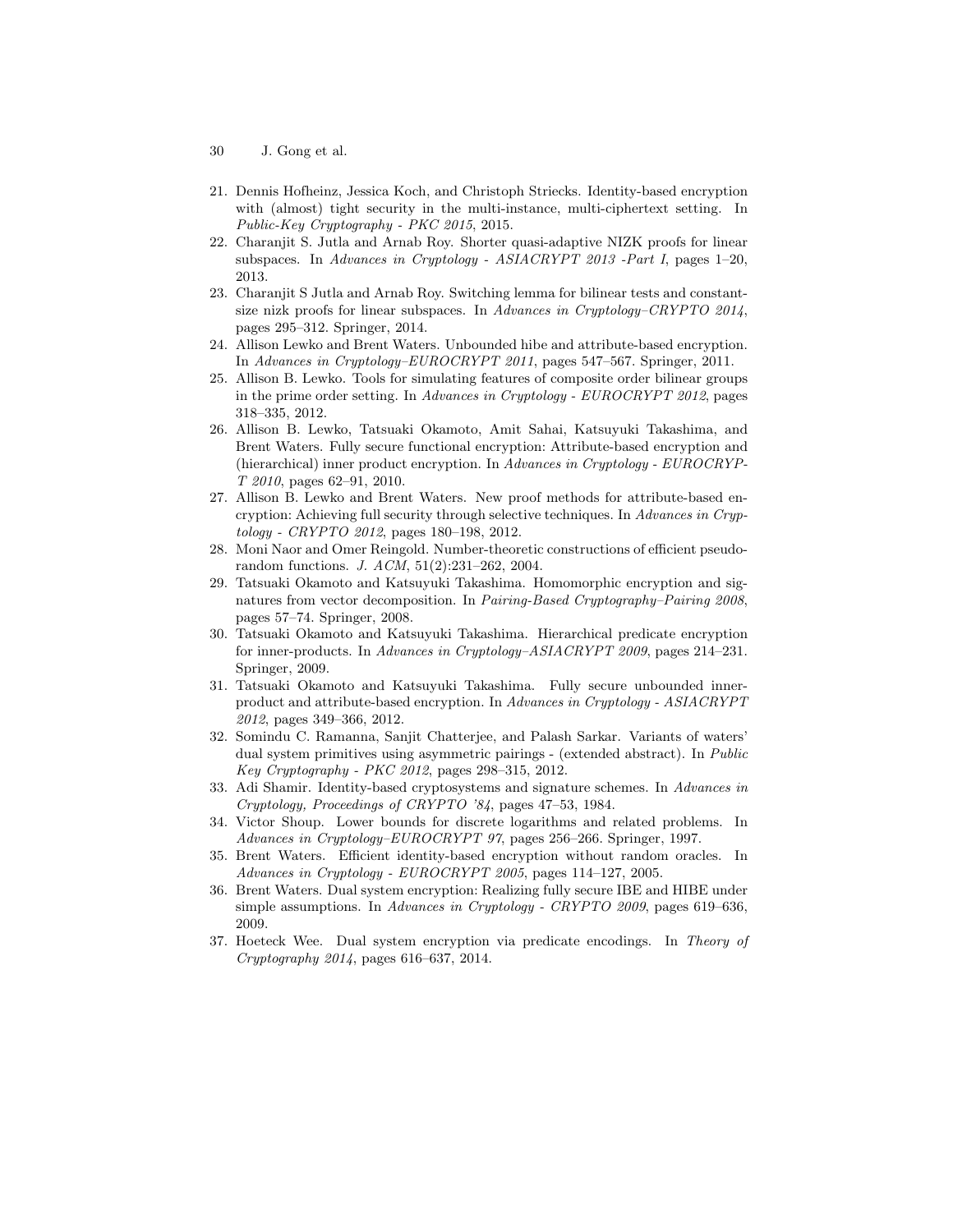21. Dennis Hofheinz, Jessica Koch, and Christoph Striecks. Identity-based encryption with (almost) tight security in the multi-instance, multi-ciphertext setting. In *Public-Key Cryptography - PKC 2015*, 2015.
22. Charanjit S. Jutla and Arnab Roy. Shorter quasi-adaptive NIZK proofs for linear subspaces. In *Advances in Cryptology - ASIACRYPT 2013 -Part I*, pages 1–20, 2013.
23. Charanjit S Jutla and Arnab Roy. Switching lemma for bilinear tests and constant-size nizk proofs for linear subspaces. In *Advances in Cryptology–CRYPTO 2014*, pages 295–312. Springer, 2014.
24. Allison Lewko and Brent Waters. Unbounded hibe and attribute-based encryption. In *Advances in Cryptology–EUROCRYPT 2011*, pages 547–567. Springer, 2011.
25. Allison B. Lewko. Tools for simulating features of composite order bilinear groups in the prime order setting. In *Advances in Cryptology - EUROCRYPT 2012*, pages 318–335, 2012.
26. Allison B. Lewko, Tatsuaki Okamoto, Amit Sahai, Katsuyuki Takashima, and Brent Waters. Fully secure functional encryption: Attribute-based encryption and (hierarchical) inner product encryption. In *Advances in Cryptology - EUROCRYPT 2010*, pages 62–91, 2010.
27. Allison B. Lewko and Brent Waters. New proof methods for attribute-based encryption: Achieving full security through selective techniques. In *Advances in Cryptology - CRYPTO 2012*, pages 180–198, 2012.
28. Moni Naor and Omer Reingold. Number-theoretic constructions of efficient pseudo-random functions. *J. ACM*, 51(2):231–262, 2004.
29. Tatsuaki Okamoto and Katsuyuki Takashima. Homomorphic encryption and signatures from vector decomposition. In *Pairing-Based Cryptography–Pairing 2008*, pages 57–74. Springer, 2008.
30. Tatsuaki Okamoto and Katsuyuki Takashima. Hierarchical predicate encryption for inner-products. In *Advances in Cryptology–ASIACRYPT 2009*, pages 214–231. Springer, 2009.
31. Tatsuaki Okamoto and Katsuyuki Takashima. Fully secure unbounded inner-product and attribute-based encryption. In *Advances in Cryptology - ASIACRYPT 2012*, pages 349–366, 2012.
32. Somindu C. Ramanna, Sanjit Chatterjee, and Palash Sarkar. Variants of waters' dual system primitives using asymmetric pairings - (extended abstract). In *Public Key Cryptography - PKC 2012*, pages 298–315, 2012.
33. Adi Shamir. Identity-based cryptosystems and signature schemes. In *Advances in Cryptology, Proceedings of CRYPTO '84*, pages 47–53, 1984.
34. Victor Shoup. Lower bounds for discrete logarithms and related problems. In *Advances in Cryptology–EUROCRYPT 97*, pages 256–266. Springer, 1997.
35. Brent Waters. Efficient identity-based encryption without random oracles. In *Advances in Cryptology - EUROCRYPT 2005*, pages 114–127, 2005.
36. Brent Waters. Dual system encryption: Realizing fully secure IBE and HIBE under simple assumptions. In *Advances in Cryptology - CRYPTO 2009*, pages 619–636, 2009.
37. Hoeteck Wee. Dual system encryption via predicate encodings. In *Theory of Cryptography 2014*, pages 616–637, 2014.